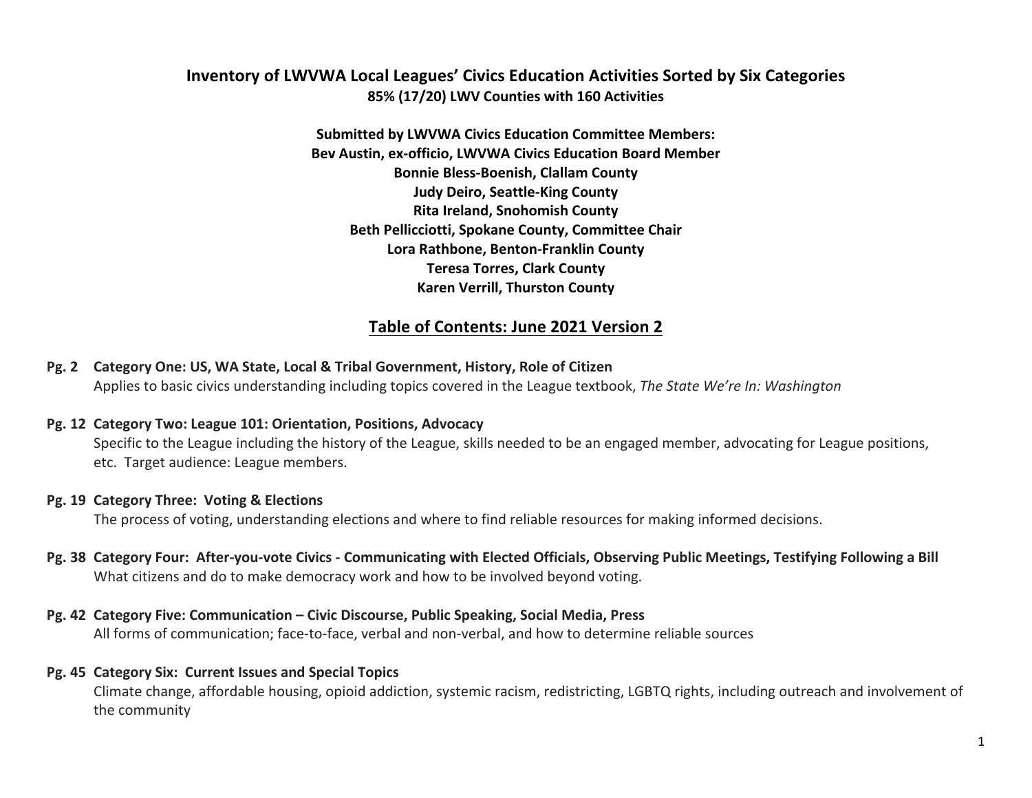# Inventory of LWVWA Local Leagues' Civics Education Activities Sorted by Six Categories

**85% (17/20) LWV Counties with 160 Activities**

**Submitted by LWVWA Civics Education Committee Members:**
**Bev Austin, ex-officio, LWVWA Civics Education Board Member**
**Bonnie Bless-Boenish, Clallam County**
**Judy Deiro, Seattle-King County**
**Rita Ireland, Snohomish County**
**Beth Pellicciotti, Spokane County, Committee Chair**
**Lora Rathbone, Benton-Franklin County**
**Teresa Torres, Clark County**
**Karen Verrill, Thurston County**

## Table of Contents: June 2021 Version 2

**Pg. 2 Category One: US, WA State, Local & Tribal Government, History, Role of Citizen**
Applies to basic civics understanding including topics covered in the League textbook, *The State We're In: Washington*

**Pg. 12 Category Two: League 101: Orientation, Positions, Advocacy**
Specific to the League including the history of the League, skills needed to be an engaged member, advocating for League positions, etc. Target audience: League members.

**Pg. 19 Category Three: Voting & Elections**
The process of voting, understanding elections and where to find reliable resources for making informed decisions.

**Pg. 38 Category Four: After-you-vote Civics - Communicating with Elected Officials, Observing Public Meetings, Testifying Following a Bill**
What citizens and do to make democracy work and how to be involved beyond voting.

**Pg. 42 Category Five: Communication – Civic Discourse, Public Speaking, Social Media, Press**
All forms of communication; face-to-face, verbal and non-verbal, and how to determine reliable sources

**Pg. 45 Category Six: Current Issues and Special Topics**
Climate change, affordable housing, opioid addiction, systemic racism, redistricting, LGBTQ rights, including outreach and involvement of the community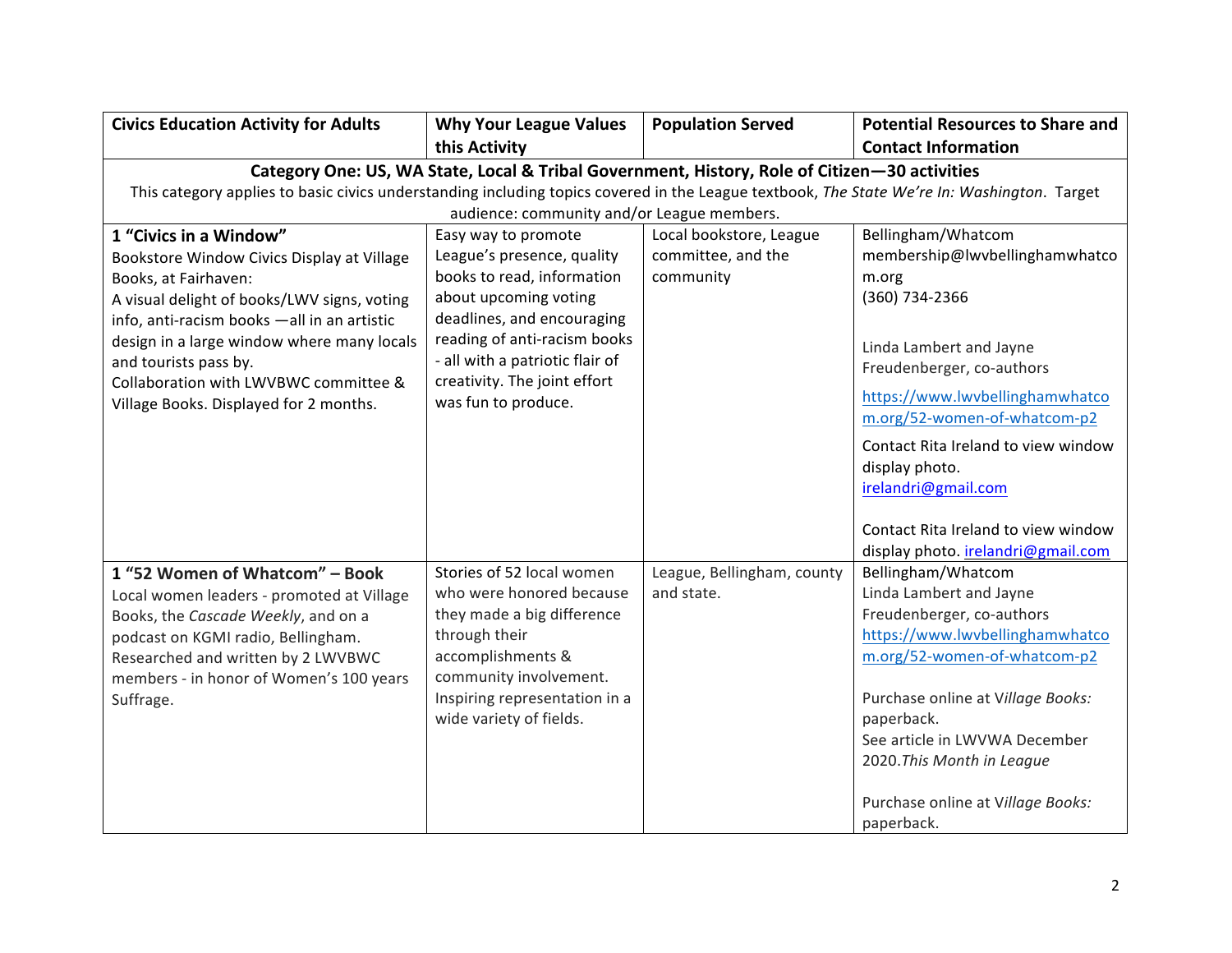| Civics Education Activity for Adults | Why Your League Values this Activity | Population Served | Potential Resources to Share and Contact Information |
|---|---|---|---|
| **Category One: US, WA State, Local & Tribal Government, History, Role of Citizen—30 activities**<br>This category applies to basic civics understanding including topics covered in the League textbook, *The State We're In: Washington*. Target audience: community and/or League members. | | | |
| **1 "Civics in a Window"**<br>Bookstore Window Civics Display at Village Books, at Fairhaven:<br>A visual delight of books/LWV signs, voting info, anti-racism books —all in an artistic design in a large window where many locals and tourists pass by.<br>Collaboration with LWVBWC committee & Village Books. Displayed for 2 months. | Easy way to promote League's presence, quality books to read, information about upcoming voting deadlines, and encouraging reading of anti-racism books - all with a patriotic flair of creativity. The joint effort was fun to produce. | Local bookstore, League committee, and the community | Bellingham/Whatcom<br>membership@lwvbellinghamwhatcom.org<br>(360) 734-2366<br><br>Linda Lambert and Jayne Freudenberger, co-authors<br>https://www.lwvbellinghamwhatcom.org/52-women-of-whatcom-p2<br>Contact Rita Ireland to view window display photo.<br>irelandri@gmail.com<br><br>Contact Rita Ireland to view window display photo. irelandri@gmail.com |
| **1 "52 Women of Whatcom" – Book**<br>Local women leaders - promoted at Village Books, the *Cascade Weekly*, and on a podcast on KGMI radio, Bellingham.<br>Researched and written by 2 LWVBWC members - in honor of Women's 100 years Suffrage. | Stories of 52 local women who were honored because they made a big difference through their accomplishments & community involvement.<br>Inspiring representation in a wide variety of fields. | League, Bellingham, county and state. | Bellingham/Whatcom<br>Linda Lambert and Jayne Freudenberger, co-authors<br>https://www.lwvbellinghamwhatcom.org/52-women-of-whatcom-p2<br><br>Purchase online at V*illage Books:* paperback.<br>See article in LWVWA December 2020.*This Month in League*<br><br>Purchase online at V*illage Books:* paperback. |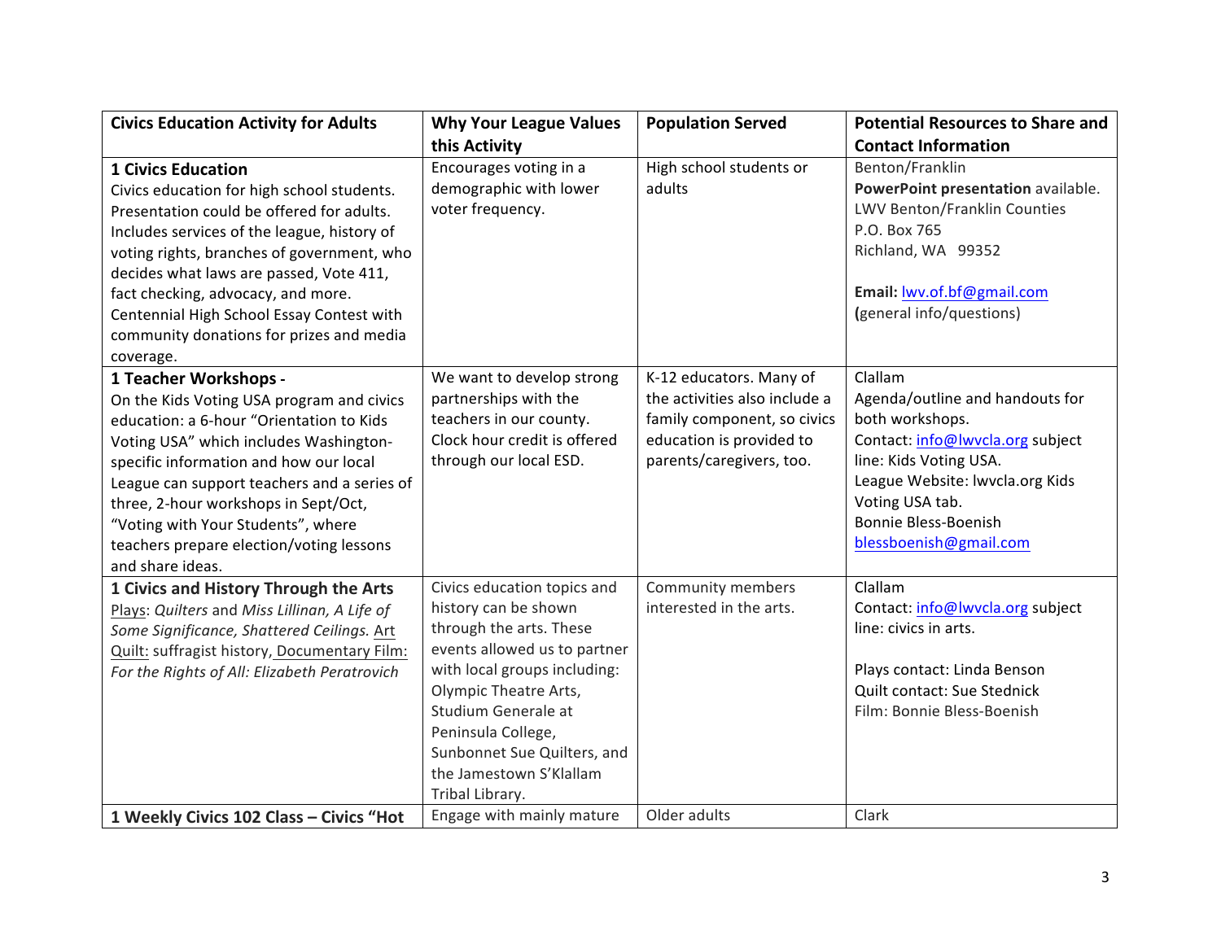| Civics Education Activity for Adults | Why Your League Values this Activity | Population Served | Potential Resources to Share and Contact Information |
|---|---|---|---|
| **1 Civics Education**<br>Civics education for high school students. Presentation could be offered for adults. Includes services of the league, history of voting rights, branches of government, who decides what laws are passed, Vote 411, fact checking, advocacy, and more. Centennial High School Essay Contest with community donations for prizes and media coverage. | Encourages voting in a demographic with lower voter frequency. | High school students or adults | Benton/Franklin<br>**PowerPoint presentation** available.<br>LWV Benton/Franklin Counties<br>P.O. Box 765<br>Richland, WA 99352<br><br>**Email:** lwv.of.bf@gmail.com<br>**(**general info/questions) |
| **1 Teacher Workshops -**<br>On the Kids Voting USA program and civics education: a 6-hour "Orientation to Kids Voting USA" which includes Washington-specific information and how our local League can support teachers and a series of three, 2-hour workshops in Sept/Oct, "Voting with Your Students", where teachers prepare election/voting lessons and share ideas. | We want to develop strong partnerships with the teachers in our county. Clock hour credit is offered through our local ESD. | K-12 educators. Many of the activities also include a family component, so civics education is provided to parents/caregivers, too. | Clallam<br>Agenda/outline and handouts for both workshops.<br>Contact: info@lwvcla.org subject line: Kids Voting USA.<br>League Website: lwvcla.org Kids Voting USA tab.<br>Bonnie Bless-Boenish<br>blessboenish@gmail.com |
| **1 Civics and History Through the Arts**<br>Plays: *Quilters* and *Miss Lillinan, A Life of Some Significance, Shattered Ceilings.* Art Quilt: suffragist history, Documentary Film: *For the Rights of All: Elizabeth Peratrovich* | Civics education topics and history can be shown through the arts. These events allowed us to partner with local groups including: Olympic Theatre Arts, Studium Generale at Peninsula College, Sunbonnet Sue Quilters, and the Jamestown S'Klallam Tribal Library. | Community members interested in the arts. | Clallam<br>Contact: info@lwvcla.org subject line: civics in arts.<br><br>Plays contact: Linda Benson<br>Quilt contact: Sue Stednick<br>Film: Bonnie Bless-Boenish |
| **1 Weekly Civics 102 Class – Civics "Hot** | Engage with mainly mature | Older adults | Clark |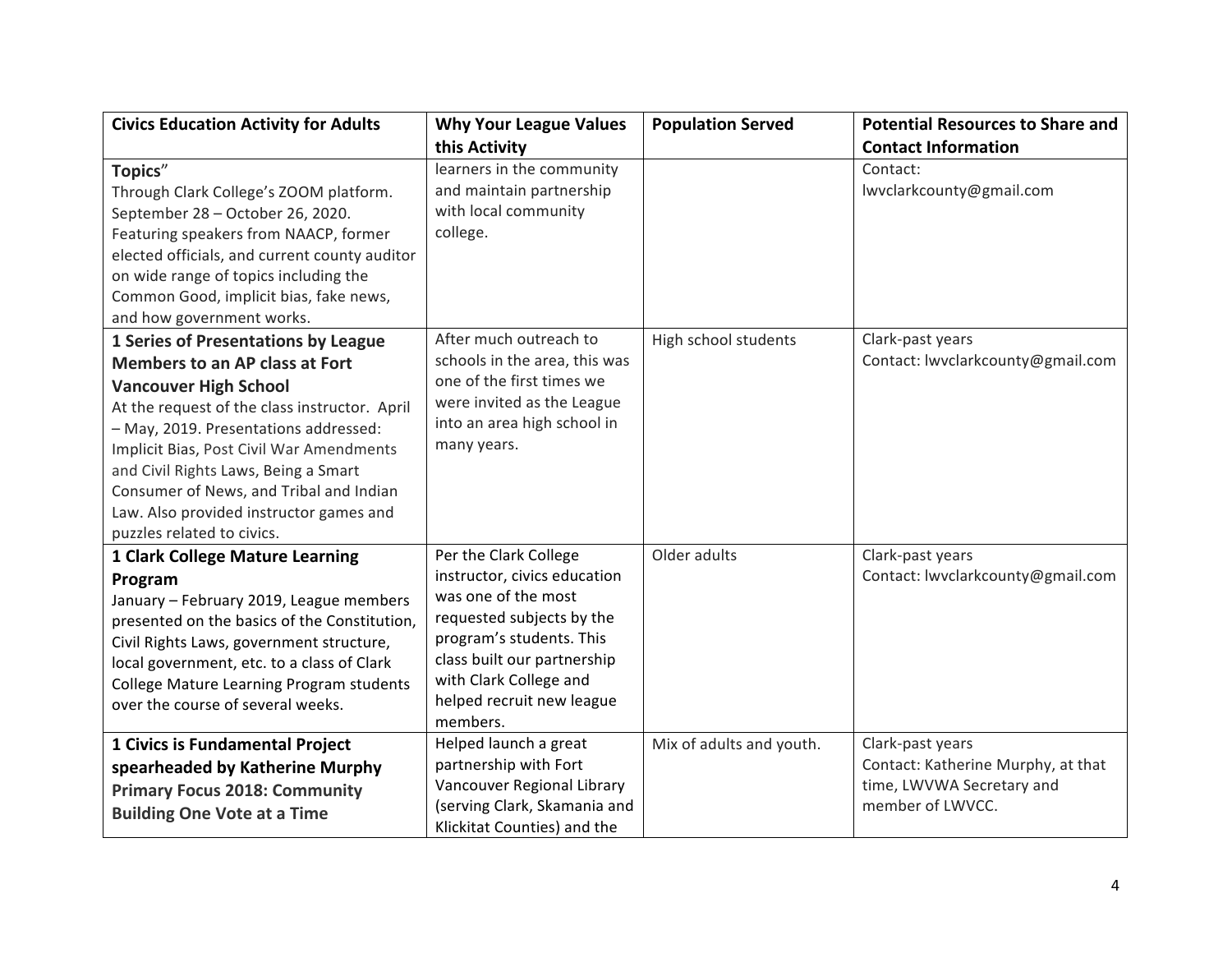| Civics Education Activity for Adults | Why Your League Values this Activity | Population Served | Potential Resources to Share and Contact Information |
|---|---|---|---|
| **Topics**"<br>Through Clark College's ZOOM platform. September 28 – October 26, 2020. Featuring speakers from NAACP, former elected officials, and current county auditor on wide range of topics including the Common Good, implicit bias, fake news, and how government works. | learners in the community and maintain partnership with local community college. | | Contact: lwvclarkcounty@gmail.com |
| **1 Series of Presentations by League Members to an AP class at Fort Vancouver High School**<br>At the request of the class instructor. April – May, 2019. Presentations addressed: Implicit Bias, Post Civil War Amendments and Civil Rights Laws, Being a Smart Consumer of News, and Tribal and Indian Law. Also provided instructor games and puzzles related to civics. | After much outreach to schools in the area, this was one of the first times we were invited as the League into an area high school in many years. | High school students | Clark-past years<br>Contact: lwvclarkcounty@gmail.com |
| **1 Clark College Mature Learning Program**<br>January – February 2019, League members presented on the basics of the Constitution, Civil Rights Laws, government structure, local government, etc. to a class of Clark College Mature Learning Program students over the course of several weeks. | Per the Clark College instructor, civics education was one of the most requested subjects by the program's students. This class built our partnership with Clark College and helped recruit new league members. | Older adults | Clark-past years<br>Contact: lwvclarkcounty@gmail.com |
| **1 Civics is Fundamental Project spearheaded by Katherine Murphy**<br>**Primary Focus 2018: Community Building One Vote at a Time** | Helped launch a great partnership with Fort Vancouver Regional Library (serving Clark, Skamania and Klickitat Counties) and the | Mix of adults and youth. | Clark-past years<br>Contact: Katherine Murphy, at that time, LWVWA Secretary and member of LWVCC. |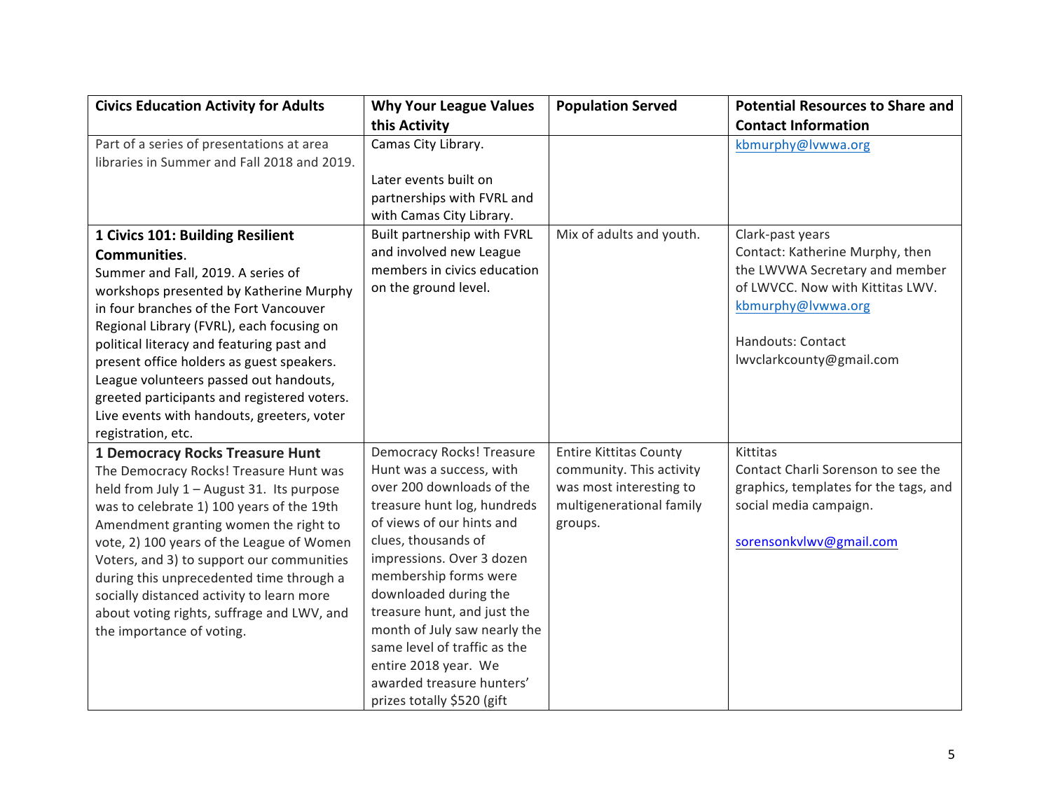| Civics Education Activity for Adults | Why Your League Values this Activity | Population Served | Potential Resources to Share and Contact Information |
|---|---|---|---|
| Part of a series of presentations at area libraries in Summer and Fall 2018 and 2019. | Camas City Library.<br><br>Later events built on partnerships with FVRL and with Camas City Library. | | kbmurphy@lvwwa.org |
| **1 Civics 101: Building Resilient Communities**.<br>Summer and Fall, 2019. A series of workshops presented by Katherine Murphy in four branches of the Fort Vancouver Regional Library (FVRL), each focusing on political literacy and featuring past and present office holders as guest speakers. League volunteers passed out handouts, greeted participants and registered voters. Live events with handouts, greeters, voter registration, etc. | Built partnership with FVRL and involved new League members in civics education on the ground level. | Mix of adults and youth. | Clark-past years<br>Contact: Katherine Murphy, then the LWVWA Secretary and member of LWVCC. Now with Kittitas LWV.<br>kbmurphy@lvwwa.org<br><br>Handouts: Contact lwvclarkcounty@gmail.com |
| **1 Democracy Rocks Treasure Hunt**<br>The Democracy Rocks! Treasure Hunt was held from July 1 – August 31. Its purpose was to celebrate 1) 100 years of the 19th Amendment granting women the right to vote, 2) 100 years of the League of Women Voters, and 3) to support our communities during this unprecedented time through a socially distanced activity to learn more about voting rights, suffrage and LWV, and the importance of voting. | Democracy Rocks! Treasure Hunt was a success, with over 200 downloads of the treasure hunt log, hundreds of views of our hints and clues, thousands of impressions. Over 3 dozen membership forms were downloaded during the treasure hunt, and just the month of July saw nearly the same level of traffic as the entire 2018 year. We awarded treasure hunters' prizes totally $520 (gift | Entire Kittitas County community. This activity was most interesting to multigenerational family groups. | Kittitas<br>Contact Charli Sorenson to see the graphics, templates for the tags, and social media campaign.<br><br>sorensonkvlwv@gmail.com |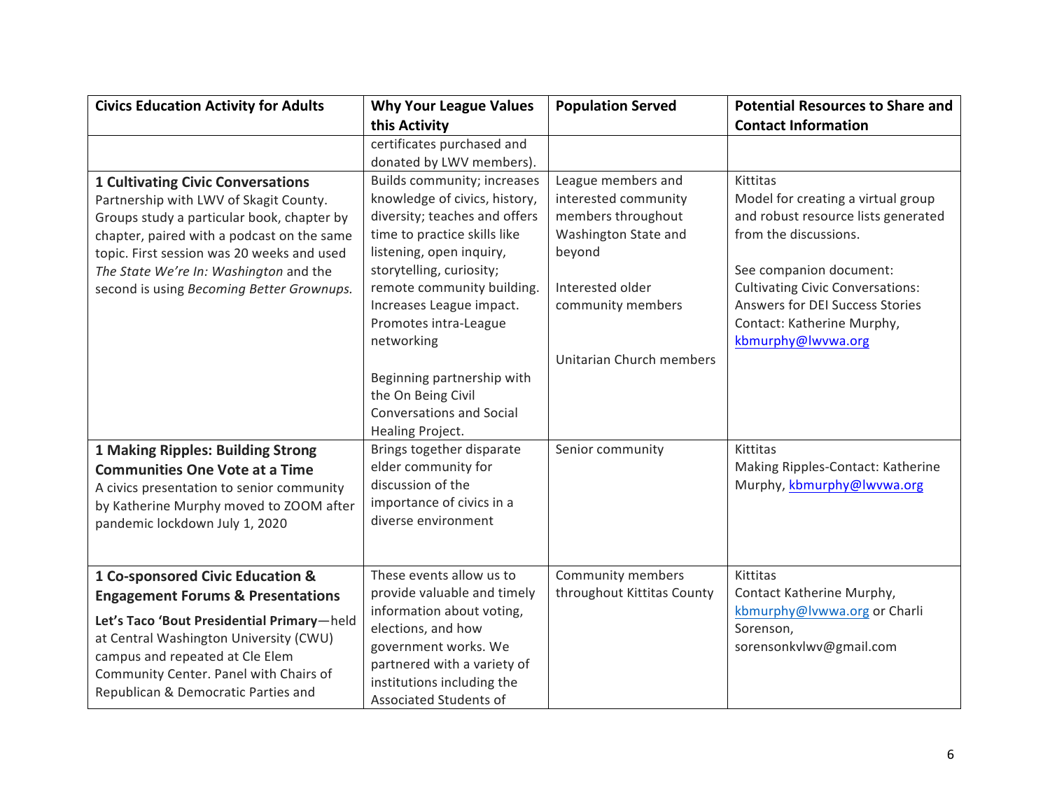| Civics Education Activity for Adults | Why Your League Values this Activity | Population Served | Potential Resources to Share and Contact Information |
|---|---|---|---|
| | certificates purchased and donated by LWV members). | | |
| **1 Cultivating Civic Conversations** Partnership with LWV of Skagit County. Groups study a particular book, chapter by chapter, paired with a podcast on the same topic. First session was 20 weeks and used *The State We're In: Washington* and the second is using *Becoming Better Grownups.* | Builds community; increases knowledge of civics, history, diversity; teaches and offers time to practice skills like listening, open inquiry, storytelling, curiosity; remote community building. Increases League impact. Promotes intra-League networking<br><br>Beginning partnership with the On Being Civil Conversations and Social Healing Project. | League members and interested community members throughout Washington State and beyond<br><br>Interested older community members<br><br>Unitarian Church members | Kittitas<br>Model for creating a virtual group and robust resource lists generated from the discussions.<br><br>See companion document: Cultivating Civic Conversations: Answers for DEI Success Stories<br>Contact: Katherine Murphy, kbmurphy@lwvwa.org |
| **1 Making Ripples: Building Strong Communities One Vote at a Time** A civics presentation to senior community by Katherine Murphy moved to ZOOM after pandemic lockdown July 1, 2020 | Brings together disparate elder community for discussion of the importance of civics in a diverse environment | Senior community | Kittitas<br>Making Ripples-Contact: Katherine Murphy, kbmurphy@lwvwa.org |
| **1 Co-sponsored Civic Education & Engagement Forums & Presentations**<br>**Let's Taco 'Bout Presidential Primary**—held at Central Washington University (CWU) campus and repeated at Cle Elem Community Center. Panel with Chairs of Republican & Democratic Parties and | These events allow us to provide valuable and timely information about voting, elections, and how government works. We partnered with a variety of institutions including the Associated Students of | Community members throughout Kittitas County | Kittitas<br>Contact Katherine Murphy, kbmurphy@lvwwa.org or Charli Sorenson, sorensonkvlwv@gmail.com |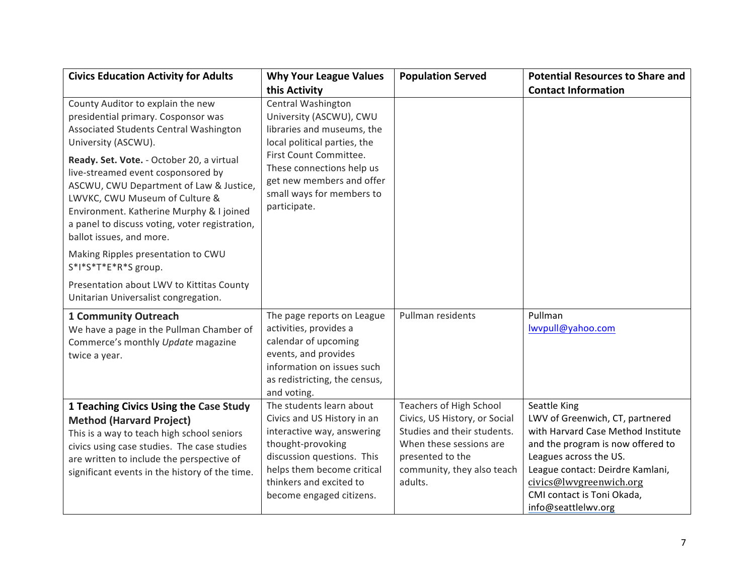| Civics Education Activity for Adults | Why Your League Values this Activity | Population Served | Potential Resources to Share and Contact Information |
|---|---|---|---|
| County Auditor to explain the new presidential primary. Cosponsor was Associated Students Central Washington University (ASCWU).<br><br>**Ready. Set. Vote.** - October 20, a virtual live-streamed event cosponsored by ASCWU, CWU Department of Law & Justice, LWVKC, CWU Museum of Culture & Environment. Katherine Murphy & I joined a panel to discuss voting, voter registration, ballot issues, and more.<br><br>Making Ripples presentation to CWU S*I*S*T*E*R*S group.<br><br>Presentation about LWV to Kittitas County Unitarian Universalist congregation. | Central Washington University (ASCWU), CWU libraries and museums, the local political parties, the First Count Committee. These connections help us get new members and offer small ways for members to participate. | | |
| **1 Community Outreach**<br>We have a page in the Pullman Chamber of Commerce's monthly *Update* magazine twice a year. | The page reports on League activities, provides a calendar of upcoming events, and provides information on issues such as redistricting, the census, and voting. | Pullman residents | Pullman<br>lwvpull@yahoo.com |
| **1 Teaching Civics Using the Case Study Method (Harvard Project)**<br>This is a way to teach high school seniors civics using case studies. The case studies are written to include the perspective of significant events in the history of the time. | The students learn about Civics and US History in an interactive way, answering thought-provoking discussion questions. This helps them become critical thinkers and excited to become engaged citizens. | Teachers of High School Civics, US History, or Social Studies and their students. When these sessions are presented to the community, they also teach adults. | Seattle King<br>LWV of Greenwich, CT, partnered with Harvard Case Method Institute and the program is now offered to Leagues across the US.<br>League contact: Deirdre Kamlani, civics@lwvgreenwich.org<br>CMI contact is Toni Okada, info@seattlelwv.org |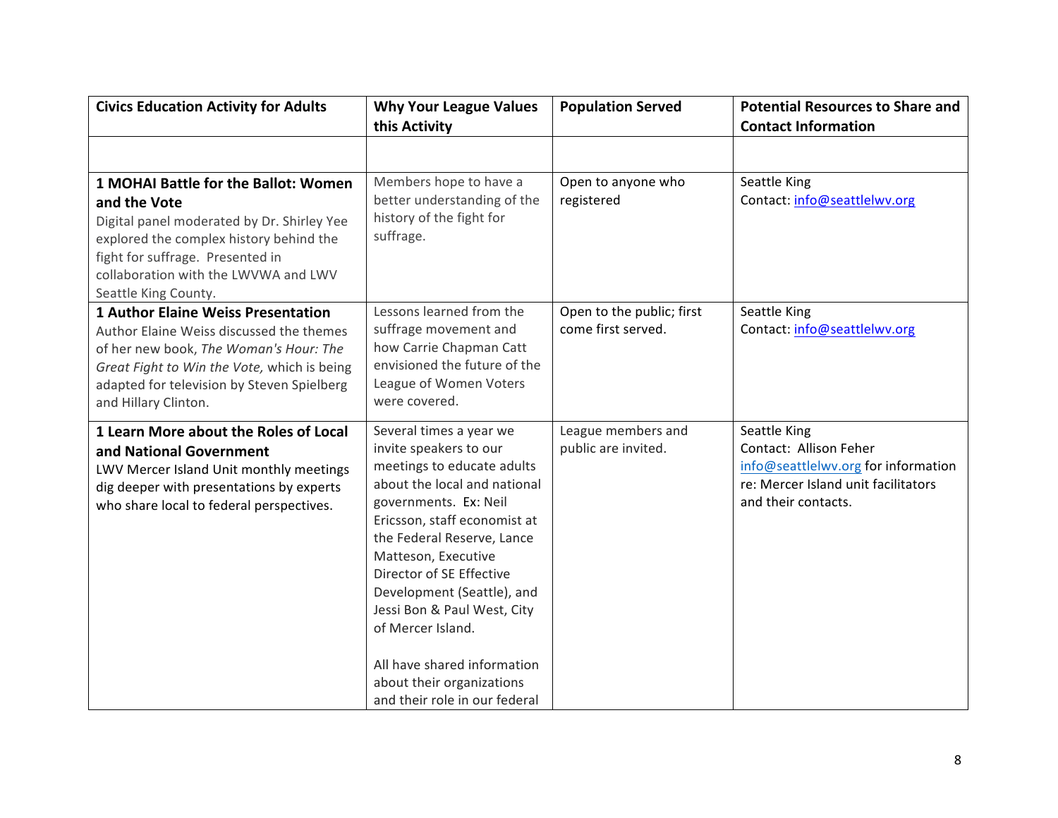| Civics Education Activity for Adults | Why Your League Values this Activity | Population Served | Potential Resources to Share and Contact Information |
|---|---|---|---|
| | | | |
| **1 MOHAI Battle for the Ballot: Women and the Vote** Digital panel moderated by Dr. Shirley Yee explored the complex history behind the fight for suffrage. Presented in collaboration with the LWVWA and LWV Seattle King County. | Members hope to have a better understanding of the history of the fight for suffrage. | Open to anyone who registered | Seattle King Contact: info@seattlelwv.org |
| **1 Author Elaine Weiss Presentation** Author Elaine Weiss discussed the themes of her new book, *The Woman's Hour: The Great Fight to Win the Vote,* which is being adapted for television by Steven Spielberg and Hillary Clinton. | Lessons learned from the suffrage movement and how Carrie Chapman Catt envisioned the future of the League of Women Voters were covered. | Open to the public; first come first served. | Seattle King Contact: info@seattlelwv.org |
| **1 Learn More about the Roles of Local and National Government** LWV Mercer Island Unit monthly meetings dig deeper with presentations by experts who share local to federal perspectives. | Several times a year we invite speakers to our meetings to educate adults about the local and national governments. Ex: Neil Ericsson, staff economist at the Federal Reserve, Lance Matteson, Executive Director of SE Effective Development (Seattle), and Jessi Bon & Paul West, City of Mercer Island.<br><br>All have shared information about their organizations and their role in our federal | League members and public are invited. | Seattle King Contact: Allison Feher info@seattlelwv.org for information re: Mercer Island unit facilitators and their contacts. |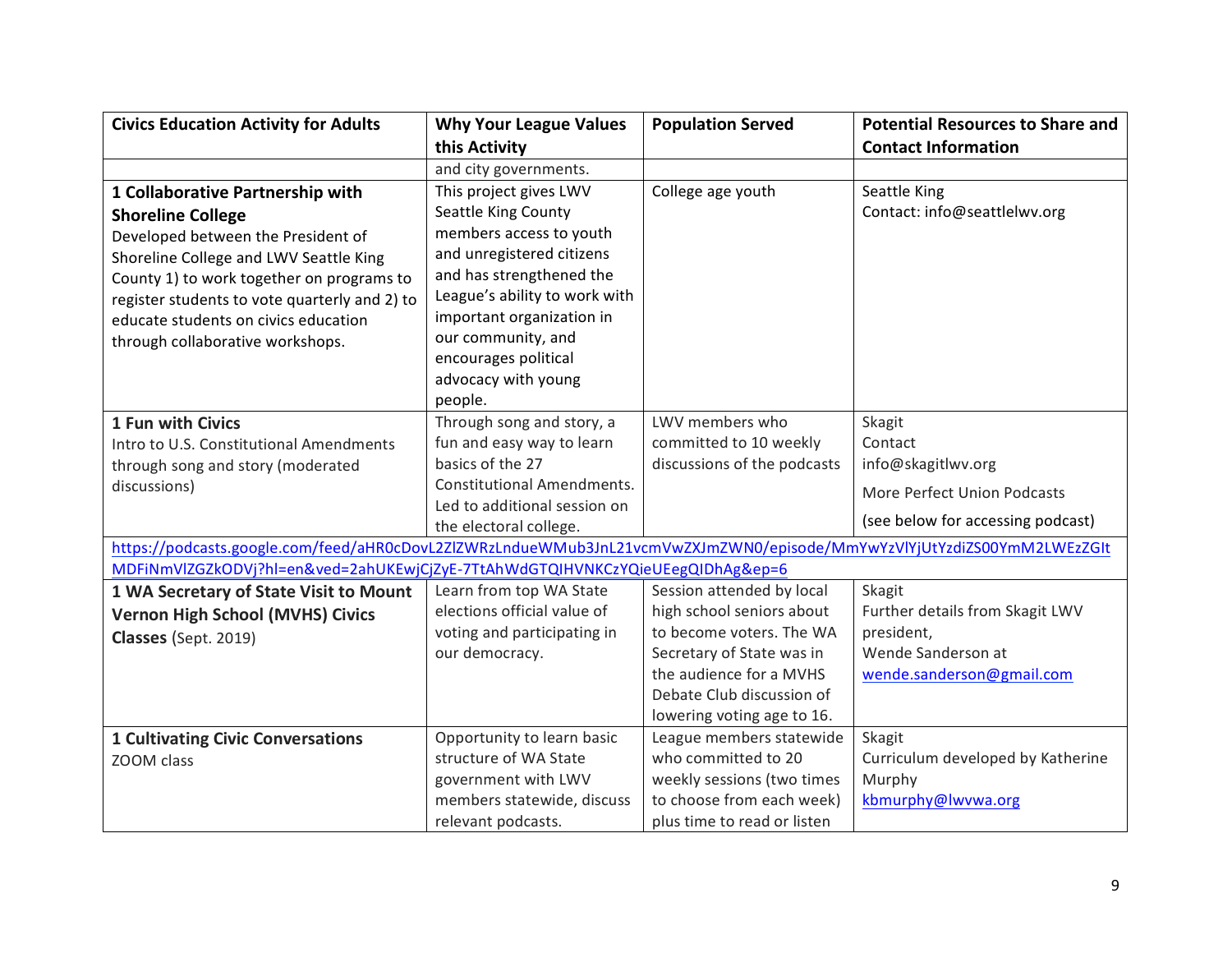| Civics Education Activity for Adults | Why Your League Values this Activity | Population Served | Potential Resources to Share and Contact Information |
|---|---|---|---|
| | and city governments. | | |
| **1 Collaborative Partnership with Shoreline College** Developed between the President of Shoreline College and LWV Seattle King County 1) to work together on programs to register students to vote quarterly and 2) to educate students on civics education through collaborative workshops. | This project gives LWV Seattle King County members access to youth and unregistered citizens and has strengthened the League's ability to work with important organization in our community, and encourages political advocacy with young people. | College age youth | Seattle King Contact: info@seattlelwv.org |
| **1 Fun with Civics** Intro to U.S. Constitutional Amendments through song and story (moderated discussions) | Through song and story, a fun and easy way to learn basics of the 27 Constitutional Amendments. Led to additional session on the electoral college. | LWV members who committed to 10 weekly discussions of the podcasts | Skagit Contact info@skagitlwv.org More Perfect Union Podcasts (see below for accessing podcast) |
| https://podcasts.google.com/feed/aHR0cDovL2ZlZWRzLndueWMub3JnL21vcmVwZXJmZWN0/episode/MmYwYzVlYjUtYzdiZS00YmM2LWEzZGItMDFiNmVlZGZkODVj?hl=en&ved=2ahUKEwjCjZyE-7TtAhWdGTQIHVNKCzYQieUEegQIDhAg&ep=6 | | | |
| **1 WA Secretary of State Visit to Mount Vernon High School (MVHS) Civics Classes** (Sept. 2019) | Learn from top WA State elections official value of voting and participating in our democracy. | Session attended by local high school seniors about to become voters. The WA Secretary of State was in the audience for a MVHS Debate Club discussion of lowering voting age to 16. | Skagit Further details from Skagit LWV president, Wende Sanderson at wende.sanderson@gmail.com |
| **1 Cultivating Civic Conversations** ZOOM class | Opportunity to learn basic structure of WA State government with LWV members statewide, discuss relevant podcasts. | League members statewide who committed to 20 weekly sessions (two times to choose from each week) plus time to read or listen | Skagit Curriculum developed by Katherine Murphy kbmurphy@lwvwa.org |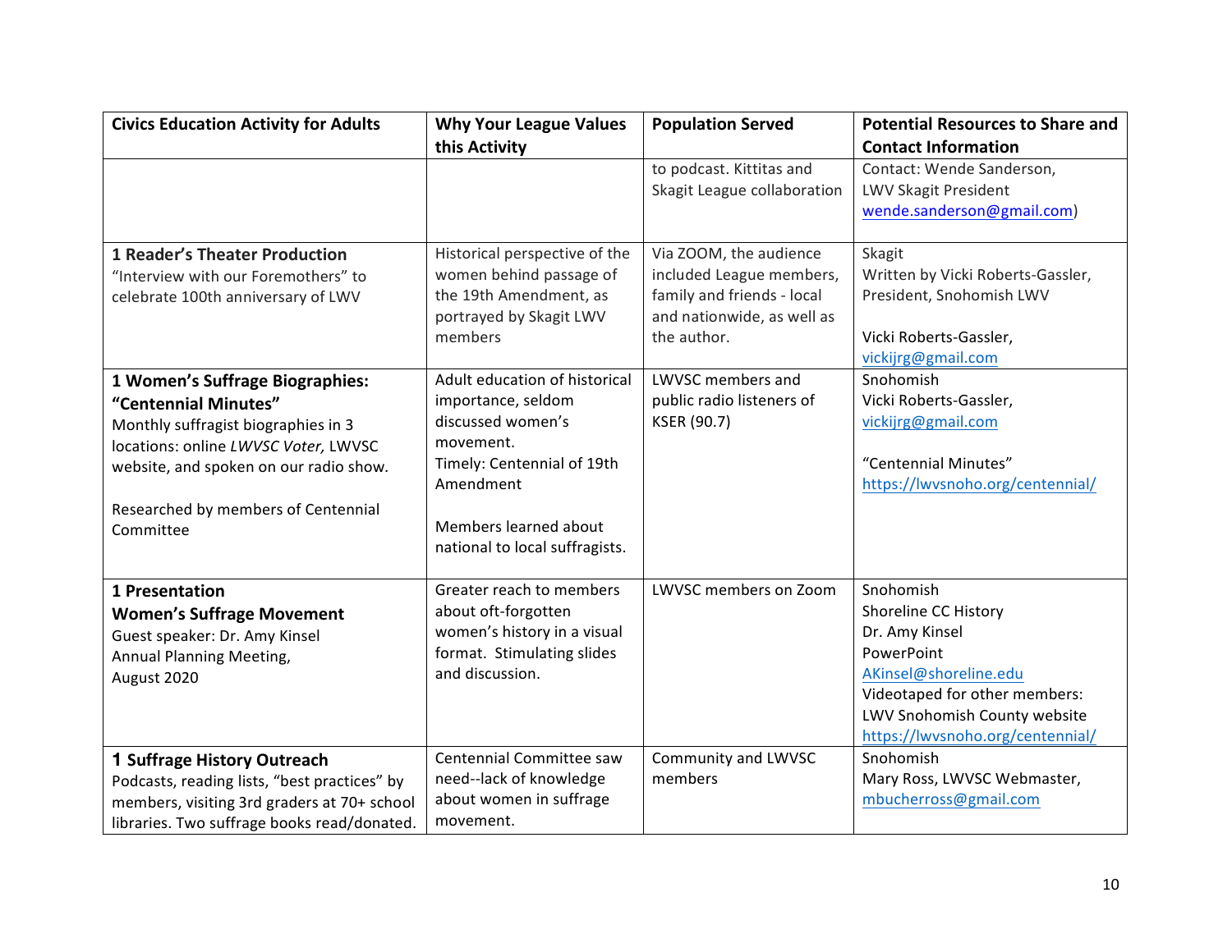| Civics Education Activity for Adults | Why Your League Values this Activity | Population Served | Potential Resources to Share and Contact Information |
|---|---|---|---|
| | | to podcast. Kittitas and Skagit League collaboration | Contact: Wende Sanderson, LWV Skagit President wende.sanderson@gmail.com) |
| **1 Reader's Theater Production** "Interview with our Foremothers" to celebrate 100th anniversary of LWV | Historical perspective of the women behind passage of the 19th Amendment, as portrayed by Skagit LWV members | Via ZOOM, the audience included League members, family and friends - local and nationwide, as well as the author. | Skagit<br>Written by Vicki Roberts-Gassler, President, Snohomish LWV<br><br>Vicki Roberts-Gassler, vickijrg@gmail.com |
| **1 Women's Suffrage Biographies: "Centennial Minutes"**<br>Monthly suffragist biographies in 3 locations: online *LWVSC Voter,* LWVSC website, and spoken on our radio show.<br><br>Researched by members of Centennial Committee | Adult education of historical importance, seldom discussed women's movement.<br>Timely: Centennial of 19th Amendment<br><br>Members learned about national to local suffragists. | LWVSC members and public radio listeners of KSER (90.7) | Snohomish<br>Vicki Roberts-Gassler, vickijrg@gmail.com<br><br>"Centennial Minutes"<br>https://lwvsnoho.org/centennial/ |
| **1 Presentation**<br>**Women's Suffrage Movement**<br>Guest speaker: Dr. Amy Kinsel<br>Annual Planning Meeting, August 2020 | Greater reach to members about oft-forgotten women's history in a visual format. Stimulating slides and discussion. | LWVSC members on Zoom | Snohomish<br>Shoreline CC History<br>Dr. Amy Kinsel<br>PowerPoint<br>AKinsel@shoreline.edu<br>Videotaped for other members: LWV Snohomish County website<br>https://lwvsnoho.org/centennial/ |
| **1 Suffrage History Outreach**<br>Podcasts, reading lists, "best practices" by members, visiting 3rd graders at 70+ school libraries. Two suffrage books read/donated. | Centennial Committee saw need--lack of knowledge about women in suffrage movement. | Community and LWVSC members | Snohomish<br>Mary Ross, LWVSC Webmaster, mbucherross@gmail.com |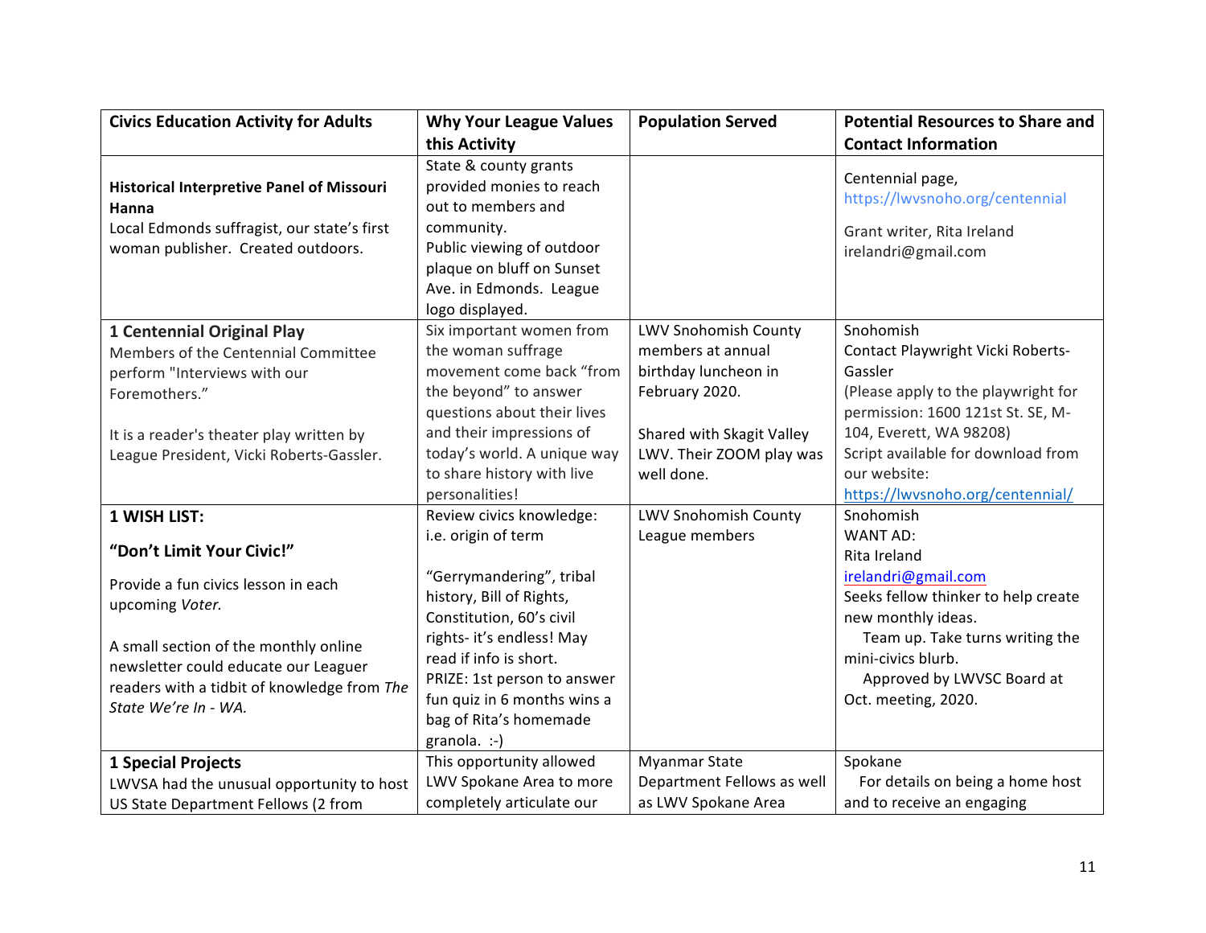| Civics Education Activity for Adults | Why Your League Values this Activity | Population Served | Potential Resources to Share and Contact Information |
|---|---|---|---|
| **Historical Interpretive Panel of Missouri Hanna**<br>Local Edmonds suffragist, our state's first woman publisher. Created outdoors. | State & county grants provided monies to reach out to members and community.<br>Public viewing of outdoor plaque on bluff on Sunset Ave. in Edmonds. League logo displayed. | | Centennial page, https://lwvsnoho.org/centennial<br><br>Grant writer, Rita Ireland irelandri@gmail.com |
| **1 Centennial Original Play**<br>Members of the Centennial Committee perform "Interviews with our Foremothers."<br><br>It is a reader's theater play written by League President, Vicki Roberts-Gassler. | Six important women from the woman suffrage movement come back "from the beyond" to answer questions about their lives and their impressions of today's world. A unique way to share history with live personalities! | LWV Snohomish County members at annual birthday luncheon in February 2020.<br><br>Shared with Skagit Valley LWV. Their ZOOM play was well done. | Snohomish<br>Contact Playwright Vicki Roberts-Gassler<br>(Please apply to the playwright for permission: 1600 121st St. SE, M-104, Everett, WA 98208)<br>Script available for download from our website: https://lwvsnoho.org/centennial/ |
| **1 WISH LIST:**<br><br>**"Don't Limit Your Civic!"**<br><br>Provide a fun civics lesson in each upcoming *Voter.*<br><br>A small section of the monthly online newsletter could educate our Leaguer readers with a tidbit of knowledge from *The State We're In - WA.* | Review civics knowledge: i.e. origin of term<br><br>"Gerrymandering", tribal history, Bill of Rights, Constitution, 60's civil rights- it's endless! May read if info is short.<br>PRIZE: 1st person to answer fun quiz in 6 months wins a bag of Rita's homemade granola. :-) | LWV Snohomish County League members | Snohomish<br>WANT AD:<br>Rita Ireland<br>irelandri@gmail.com<br>Seeks fellow thinker to help create new monthly ideas.<br>Team up. Take turns writing the mini-civics blurb.<br>Approved by LWVSC Board at Oct. meeting, 2020. |
| **1 Special Projects**<br>LWVSA had the unusual opportunity to host US State Department Fellows (2 from | This opportunity allowed LWV Spokane Area to more completely articulate our | Myanmar State Department Fellows as well as LWV Spokane Area | Spokane<br>For details on being a home host and to receive an engaging |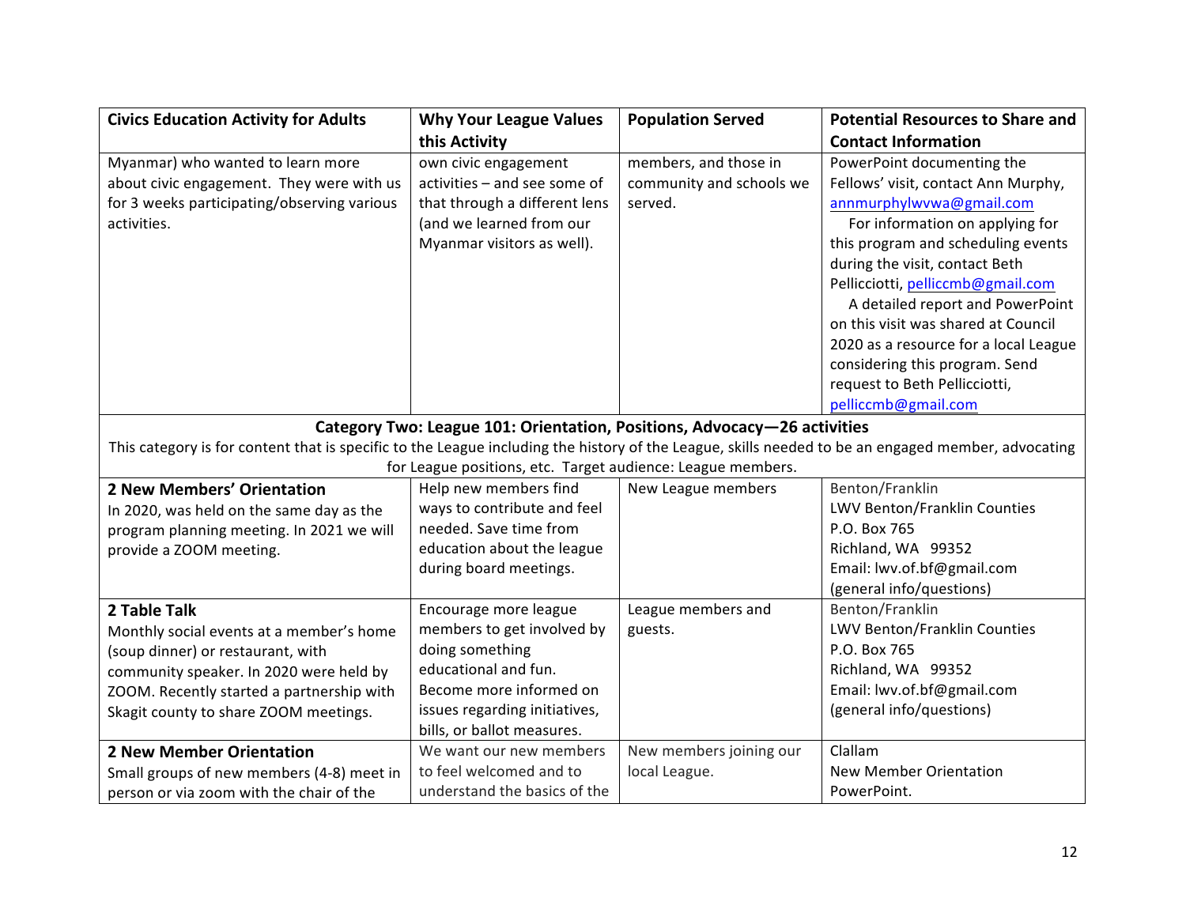| Civics Education Activity for Adults | Why Your League Values this Activity | Population Served | Potential Resources to Share and Contact Information |
|---|---|---|---|
| Myanmar) who wanted to learn more about civic engagement. They were with us for 3 weeks participating/observing various activities. | own civic engagement activities – and see some of that through a different lens (and we learned from our Myanmar visitors as well). | members, and those in community and schools we served. | PowerPoint documenting the Fellows' visit, contact Ann Murphy, annmurphylwvwa@gmail.com<br>For information on applying for this program and scheduling events during the visit, contact Beth Pellicciotti, pelliccmb@gmail.com<br>A detailed report and PowerPoint on this visit was shared at Council 2020 as a resource for a local League considering this program. Send request to Beth Pellicciotti, pelliccmb@gmail.com |
| **Category Two: League 101: Orientation, Positions, Advocacy—26 activities**<br>This category is for content that is specific to the League including the history of the League, skills needed to be an engaged member, advocating for League positions, etc. Target audience: League members. | | | |
| **2 New Members' Orientation**<br>In 2020, was held on the same day as the program planning meeting. In 2021 we will provide a ZOOM meeting. | Help new members find ways to contribute and feel needed. Save time from education about the league during board meetings. | New League members | Benton/Franklin<br>LWV Benton/Franklin Counties<br>P.O. Box 765<br>Richland, WA 99352<br>Email: lwv.of.bf@gmail.com (general info/questions) |
| **2 Table Talk**<br>Monthly social events at a member's home (soup dinner) or restaurant, with community speaker. In 2020 were held by ZOOM. Recently started a partnership with Skagit county to share ZOOM meetings. | Encourage more league members to get involved by doing something educational and fun. Become more informed on issues regarding initiatives, bills, or ballot measures. | League members and guests. | Benton/Franklin<br>LWV Benton/Franklin Counties<br>P.O. Box 765<br>Richland, WA 99352<br>Email: lwv.of.bf@gmail.com (general info/questions) |
| **2 New Member Orientation**<br>Small groups of new members (4-8) meet in person or via zoom with the chair of the | We want our new members to feel welcomed and to understand the basics of the | New members joining our local League. | Clallam<br>New Member Orientation PowerPoint. |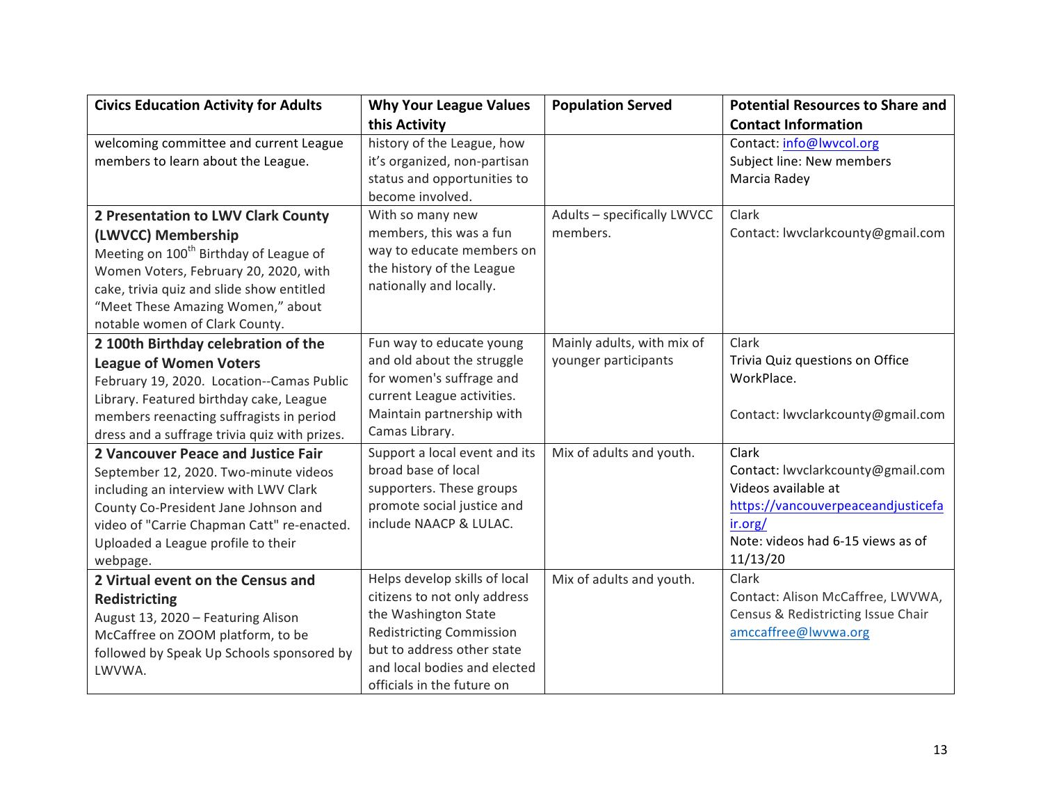| Civics Education Activity for Adults | Why Your League Values this Activity | Population Served | Potential Resources to Share and Contact Information |
|---|---|---|---|
| welcoming committee and current League members to learn about the League. | history of the League, how it's organized, non-partisan status and opportunities to become involved. | | Contact: info@lwvcol.org<br>Subject line: New members<br>Marcia Radey |
| **2 Presentation to LWV Clark County (LWVCC) Membership**<br>Meeting on 100th Birthday of League of Women Voters, February 20, 2020, with cake, trivia quiz and slide show entitled "Meet These Amazing Women," about notable women of Clark County. | With so many new members, this was a fun way to educate members on the history of the League nationally and locally. | Adults – specifically LWVCC members. | Clark<br>Contact: lwvclarkcounty@gmail.com |
| **2 100th Birthday celebration of the League of Women Voters**<br>February 19, 2020. Location--Camas Public Library. Featured birthday cake, League members reenacting suffragists in period dress and a suffrage trivia quiz with prizes. | Fun way to educate young and old about the struggle for women's suffrage and current League activities. Maintain partnership with Camas Library. | Mainly adults, with mix of younger participants | Clark<br>Trivia Quiz questions on Office WorkPlace.<br><br>Contact: lwvclarkcounty@gmail.com |
| **2 Vancouver Peace and Justice Fair**<br>September 12, 2020. Two-minute videos including an interview with LWV Clark County Co-President Jane Johnson and video of "Carrie Chapman Catt" re-enacted. Uploaded a League profile to their webpage. | Support a local event and its broad base of local supporters. These groups promote social justice and include NAACP & LULAC. | Mix of adults and youth. | Clark<br>Contact: lwvclarkcounty@gmail.com<br>Videos available at https://vancouverpeaceandjusticefair.org/<br>Note: videos had 6-15 views as of 11/13/20 |
| **2 Virtual event on the Census and Redistricting**<br>August 13, 2020 – Featuring Alison McCaffree on ZOOM platform, to be followed by Speak Up Schools sponsored by LWVWA. | Helps develop skills of local citizens to not only address the Washington State Redistricting Commission but to address other state and local bodies and elected officials in the future on | Mix of adults and youth. | Clark<br>Contact: Alison McCaffree, LWVWA, Census & Redistricting Issue Chair<br>amccaffree@lwvwa.org |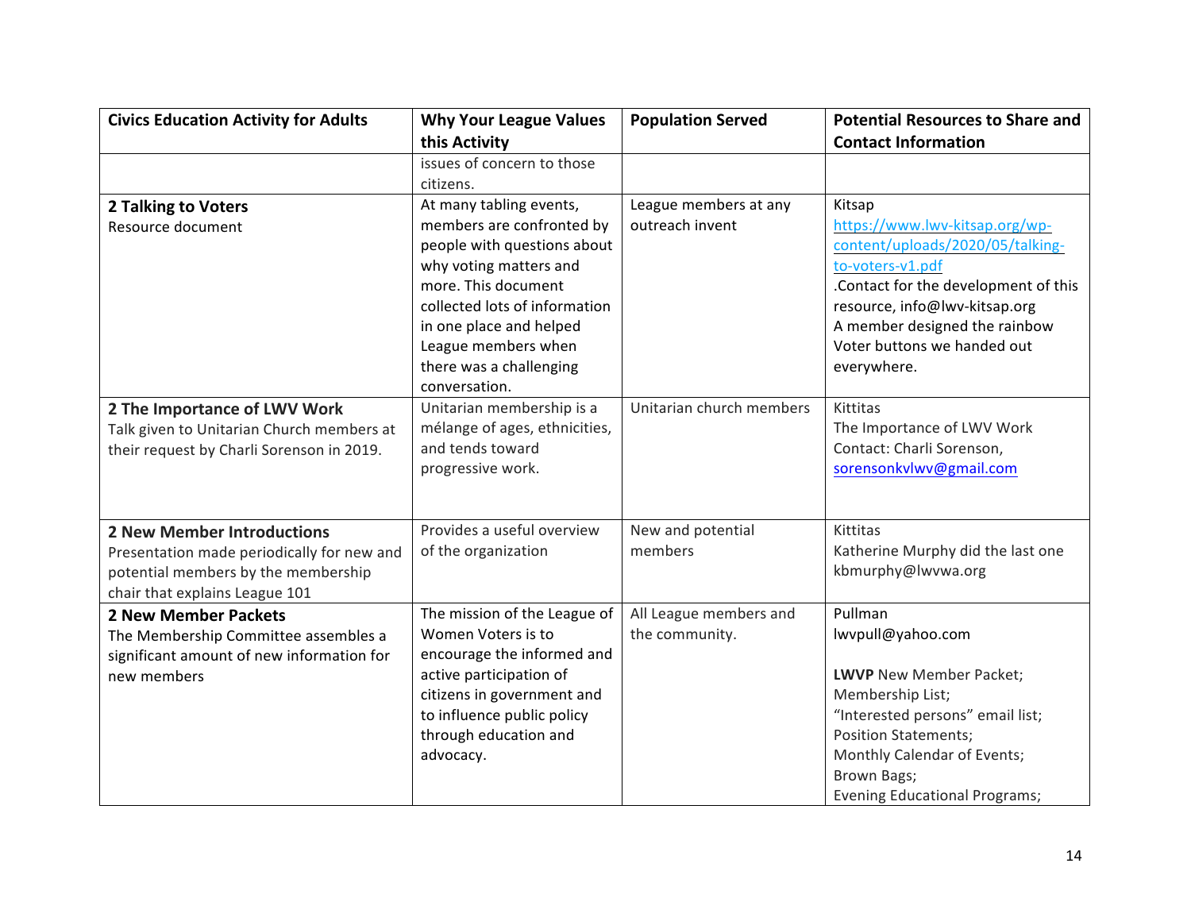| Civics Education Activity for Adults | Why Your League Values this Activity | Population Served | Potential Resources to Share and Contact Information |
|---|---|---|---|
| | issues of concern to those citizens. | | |
| **2 Talking to Voters**<br>Resource document | At many tabling events, members are confronted by people with questions about why voting matters and more. This document collected lots of information in one place and helped League members when there was a challenging conversation. | League members at any outreach invent | Kitsap<br>https://www.lwv-kitsap.org/wp-content/uploads/2020/05/talking-to-voters-v1.pdf<br>.Contact for the development of this resource, info@lwv-kitsap.org<br>A member designed the rainbow Voter buttons we handed out everywhere. |
| **2 The Importance of LWV Work**<br>Talk given to Unitarian Church members at their request by Charli Sorenson in 2019. | Unitarian membership is a mélange of ages, ethnicities, and tends toward progressive work. | Unitarian church members | Kittitas<br>The Importance of LWV Work<br>Contact: Charli Sorenson, sorensonkvlwv@gmail.com |
| **2 New Member Introductions**<br>Presentation made periodically for new and potential members by the membership chair that explains League 101 | Provides a useful overview of the organization | New and potential members | Kittitas<br>Katherine Murphy did the last one<br>kbmurphy@lwvwa.org |
| **2 New Member Packets**<br>The Membership Committee assembles a significant amount of new information for new members | The mission of the League of Women Voters is to encourage the informed and active participation of citizens in government and to influence public policy through education and advocacy. | All League members and the community. | Pullman<br>lwvpull@yahoo.com<br><br>**LWVP** New Member Packet;<br>Membership List;<br>"Interested persons" email list;<br>Position Statements;<br>Monthly Calendar of Events;<br>Brown Bags;<br>Evening Educational Programs; |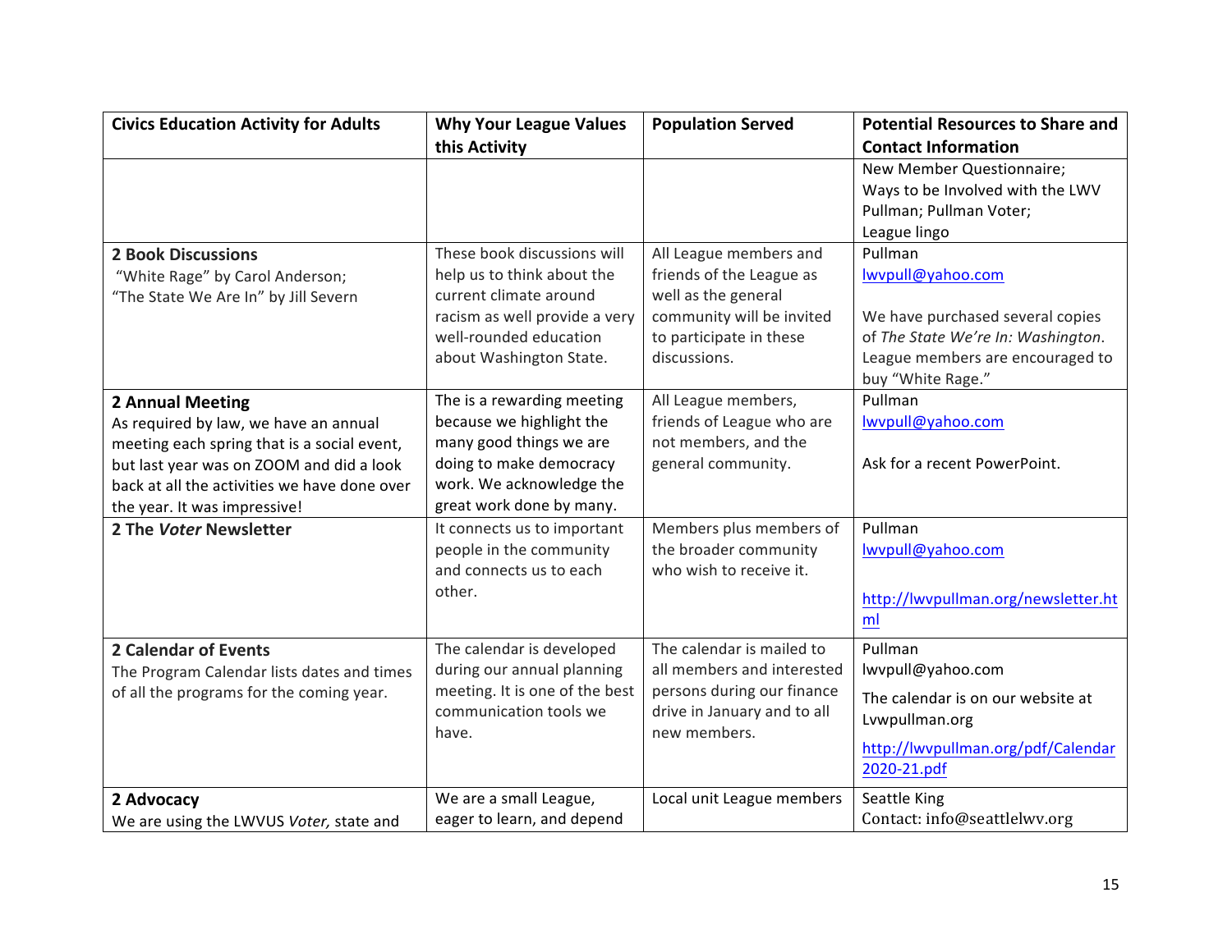| Civics Education Activity for Adults | Why Your League Values this Activity | Population Served | Potential Resources to Share and Contact Information |
|---|---|---|---|
| | | | New Member Questionnaire; Ways to be Involved with the LWV Pullman; Pullman Voter; League lingo |
| **2 Book Discussions** "White Rage" by Carol Anderson; "The State We Are In" by Jill Severn | These book discussions will help us to think about the current climate around racism as well provide a very well-rounded education about Washington State. | All League members and friends of the League as well as the general community will be invited to participate in these discussions. | Pullman lwvpull@yahoo.com<br><br>We have purchased several copies of *The State We're In: Washington*. League members are encouraged to buy "White Rage." |
| **2 Annual Meeting** As required by law, we have an annual meeting each spring that is a social event, but last year was on ZOOM and did a look back at all the activities we have done over the year. It was impressive! | The is a rewarding meeting because we highlight the many good things we are doing to make democracy work. We acknowledge the great work done by many. | All League members, friends of League who are not members, and the general community. | Pullman lwvpull@yahoo.com<br><br>Ask for a recent PowerPoint. |
| **2 The *Voter* Newsletter** | It connects us to important people in the community and connects us to each other. | Members plus members of the broader community who wish to receive it. | Pullman lwvpull@yahoo.com<br><br>http://lwvpullman.org/newsletter.html |
| **2 Calendar of Events** The Program Calendar lists dates and times of all the programs for the coming year. | The calendar is developed during our annual planning meeting. It is one of the best communication tools we have. | The calendar is mailed to all members and interested persons during our finance drive in January and to all new members. | Pullman lwvpull@yahoo.com<br>The calendar is on our website at Lvwpullman.org<br>http://lwvpullman.org/pdf/Calendar2020-21.pdf |
| **2 Advocacy** We are using the LWVUS *Voter,* state and | We are a small League, eager to learn, and depend | Local unit League members | Seattle King Contact: info@seattlelwv.org |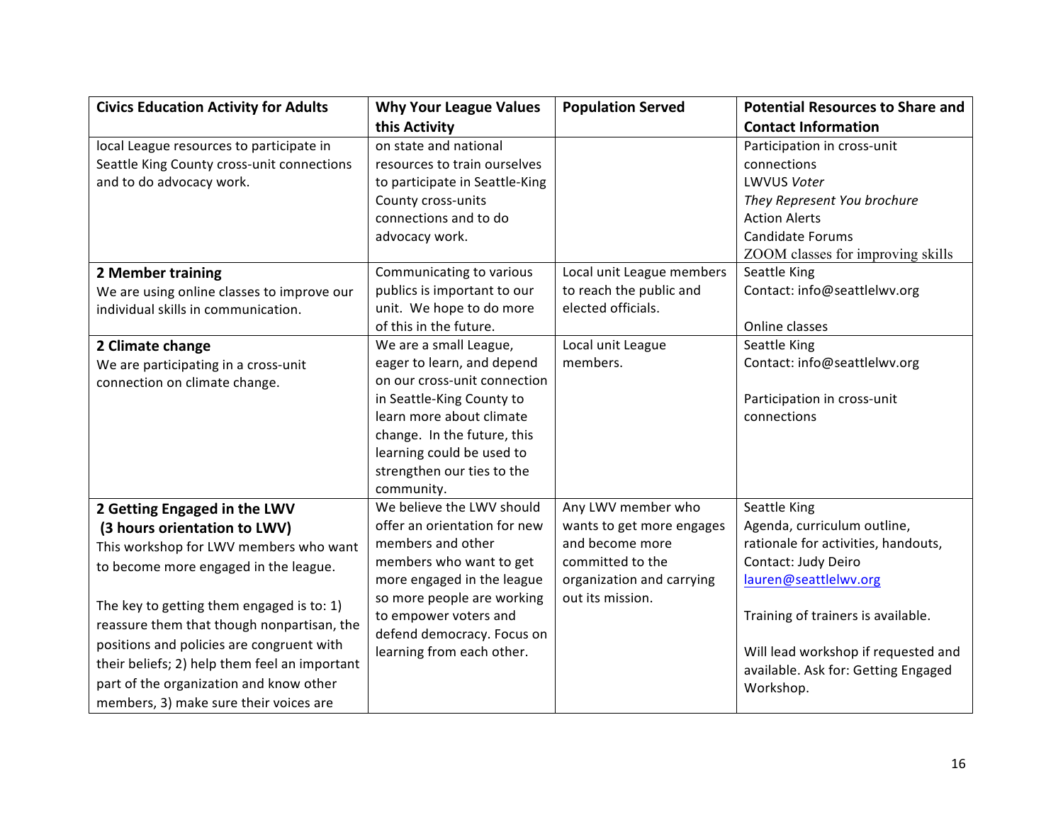| Civics Education Activity for Adults | Why Your League Values this Activity | Population Served | Potential Resources to Share and Contact Information |
|---|---|---|---|
| local League resources to participate in Seattle King County cross-unit connections and to do advocacy work. | on state and national resources to train ourselves to participate in Seattle-King County cross-units connections and to do advocacy work. | | Participation in cross-unit connections<br>LWVUS *Voter*<br>*They Represent You brochure*<br>Action Alerts<br>Candidate Forums<br>ZOOM classes for improving skills |
| **2 Member training**<br>We are using online classes to improve our individual skills in communication. | Communicating to various publics is important to our unit. We hope to do more of this in the future. | Local unit League members to reach the public and elected officials. | Seattle King<br>Contact: info@seattlelwv.org<br><br>Online classes |
| **2 Climate change**<br>We are participating in a cross-unit connection on climate change. | We are a small League, eager to learn, and depend on our cross-unit connection in Seattle-King County to learn more about climate change. In the future, this learning could be used to strengthen our ties to the community. | Local unit League members. | Seattle King<br>Contact: info@seattlelwv.org<br><br>Participation in cross-unit connections |
| **2 Getting Engaged in the LWV (3 hours orientation to LWV)**<br>This workshop for LWV members who want to become more engaged in the league.<br><br>The key to getting them engaged is to: 1) reassure them that though nonpartisan, the positions and policies are congruent with their beliefs; 2) help them feel an important part of the organization and know other members, 3) make sure their voices are | We believe the LWV should offer an orientation for new members and other members who want to get more engaged in the league so more people are working to empower voters and defend democracy. Focus on learning from each other. | Any LWV member who wants to get more engages and become more committed to the organization and carrying out its mission. | Seattle King<br>Agenda, curriculum outline, rationale for activities, handouts,<br>Contact: Judy Deiro<br>lauren@seattlelwv.org<br><br>Training of trainers is available.<br><br>Will lead workshop if requested and available. Ask for: Getting Engaged Workshop. |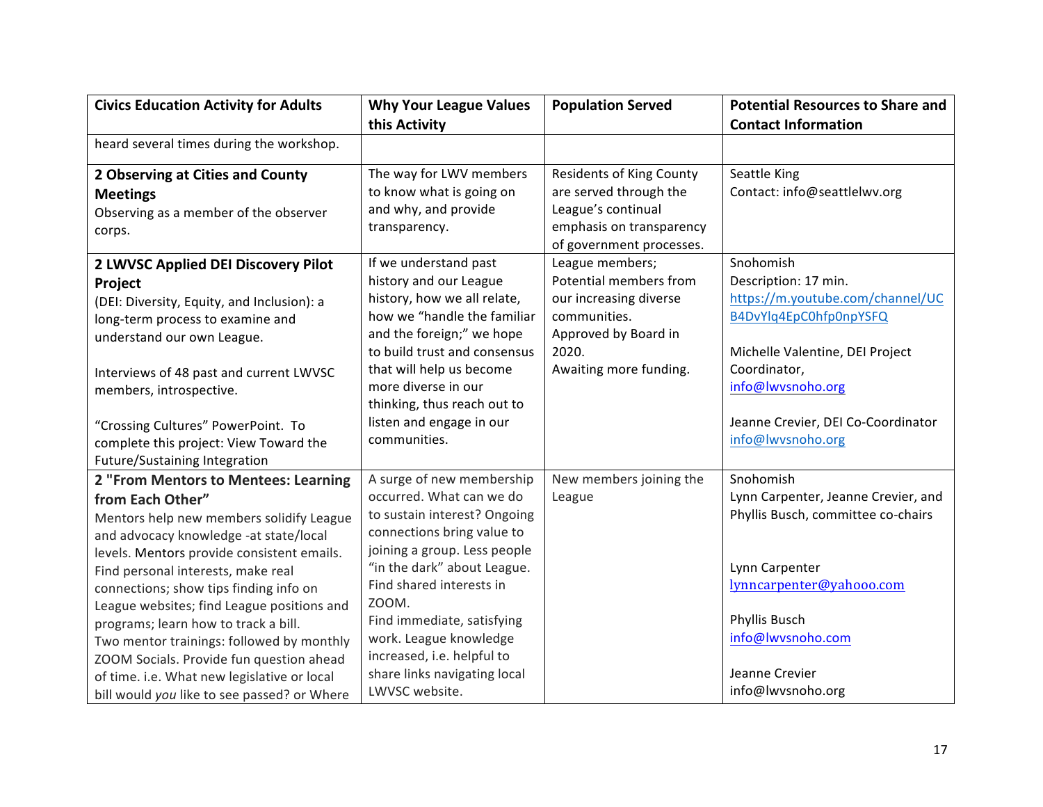| Civics Education Activity for Adults | Why Your League Values this Activity | Population Served | Potential Resources to Share and Contact Information |
| --- | --- | --- | --- |
| heard several times during the workshop. | | | |
| **2 Observing at Cities and County Meetings**<br>Observing as a member of the observer corps. | The way for LWV members to know what is going on and why, and provide transparency. | Residents of King County are served through the League's continual emphasis on transparency of government processes. | Seattle King<br>Contact: info@seattlelwv.org |
| **2 LWVSC Applied DEI Discovery Pilot Project**<br>(DEI: Diversity, Equity, and Inclusion): a long-term process to examine and understand our own League.<br><br>Interviews of 48 past and current LWVSC members, introspective.<br><br>"Crossing Cultures" PowerPoint. To complete this project: View Toward the Future/Sustaining Integration | If we understand past history and our League history, how we all relate, how we "handle the familiar and the foreign;" we hope to build trust and consensus that will help us become more diverse in our thinking, thus reach out to listen and engage in our communities. | League members;<br>Potential members from our increasing diverse communities.<br>Approved by Board in 2020.<br>Awaiting more funding. | Snohomish<br>Description: 17 min.<br>https://m.youtube.com/channel/UCB4DvYlq4EpC0hfp0npYSFQ<br><br>Michelle Valentine, DEI Project Coordinator,<br>info@lwvsnoho.org<br><br>Jeanne Crevier, DEI Co-Coordinator<br>info@lwvsnoho.org |
| **2 "From Mentors to Mentees: Learning from Each Other"**<br>Mentors help new members solidify League and advocacy knowledge -at state/local levels. Mentors provide consistent emails. Find personal interests, make real connections; show tips finding info on League websites; find League positions and programs; learn how to track a bill.<br>Two mentor trainings: followed by monthly ZOOM Socials. Provide fun question ahead of time. i.e. What new legislative or local bill would *you* like to see passed? or Where | A surge of new membership occurred. What can we do to sustain interest? Ongoing connections bring value to joining a group. Less people "in the dark" about League. Find shared interests in ZOOM.<br>Find immediate, satisfying work. League knowledge increased, i.e. helpful to share links navigating local LWVSC website. | New members joining the League | Snohomish<br>Lynn Carpenter, Jeanne Crevier, and Phyllis Busch, committee co-chairs<br><br>Lynn Carpenter<br>lynncarpenter@yahooo.com<br><br>Phyllis Busch<br>info@lwvsnoho.com<br><br>Jeanne Crevier<br>info@lwvsnoho.org |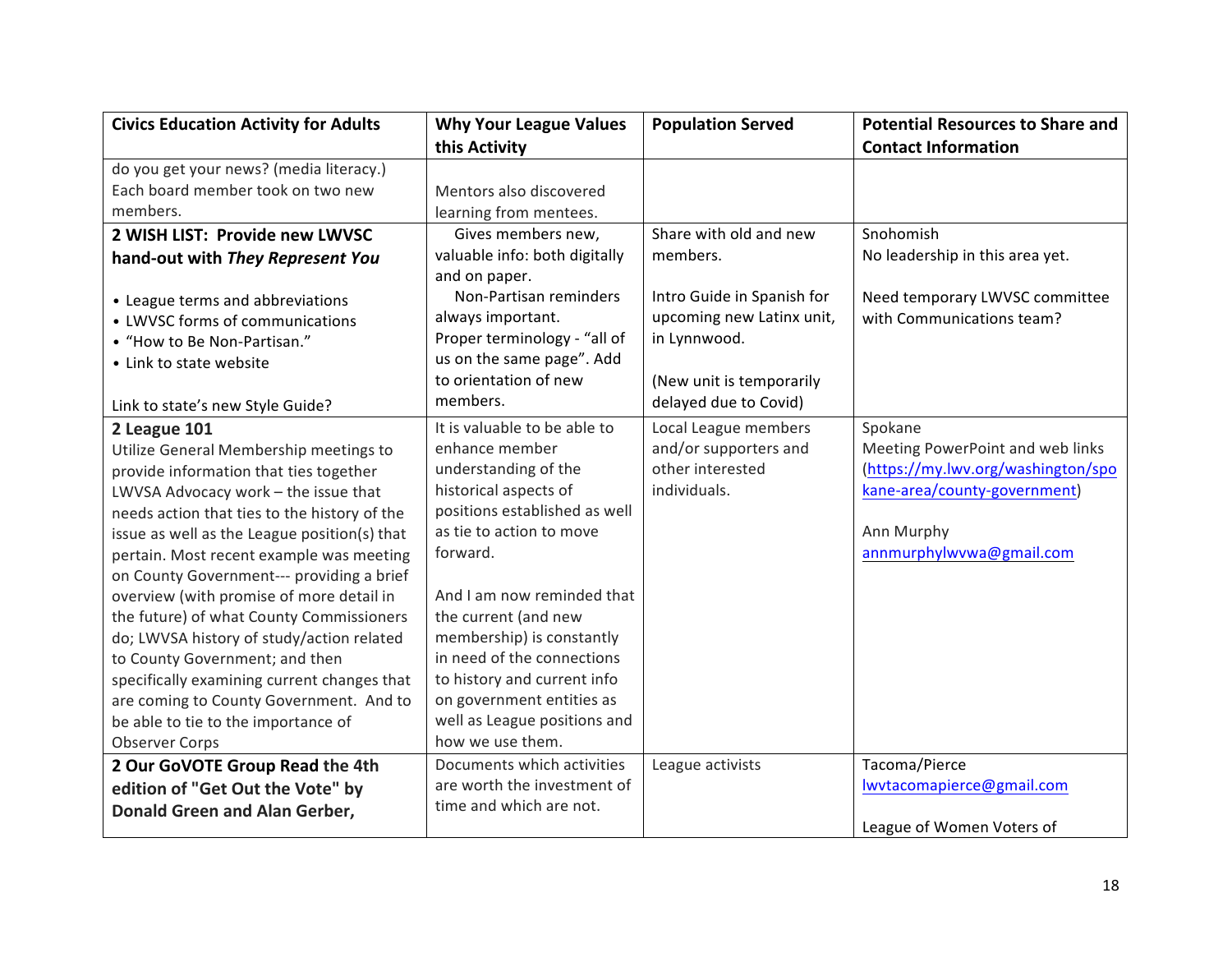| Civics Education Activity for Adults | Why Your League Values this Activity | Population Served | Potential Resources to Share and Contact Information |
|---|---|---|---|
| do you get your news? (media literacy.) Each board member took on two new members. | Mentors also discovered learning from mentees. | | |
| **2 WISH LIST: Provide new LWVSC hand-out with *They Represent You*** <br><br>• League terms and abbreviations<br>• LWVSC forms of communications<br>• "How to Be Non-Partisan."<br>• Link to state website<br><br>Link to state's new Style Guide? | Gives members new, valuable info: both digitally and on paper.<br>Non-Partisan reminders always important.<br>Proper terminology - "all of us on the same page". Add to orientation of new members. | Share with old and new members.<br><br>Intro Guide in Spanish for upcoming new Latinx unit, in Lynnwood.<br><br>(New unit is temporarily delayed due to Covid) | Snohomish<br>No leadership in this area yet.<br><br>Need temporary LWVSC committee with Communications team? |
| **2 League 101**<br>Utilize General Membership meetings to provide information that ties together LWVSA Advocacy work – the issue that needs action that ties to the history of the issue as well as the League position(s) that pertain. Most recent example was meeting on County Government--- providing a brief overview (with promise of more detail in the future) of what County Commissioners do; LWVSA history of study/action related to County Government; and then specifically examining current changes that are coming to County Government. And to be able to tie to the importance of Observer Corps | It is valuable to be able to enhance member understanding of the historical aspects of positions established as well as tie to action to move forward.<br><br>And I am now reminded that the current (and new membership) is constantly in need of the connections to history and current info on government entities as well as League positions and how we use them. | Local League members and/or supporters and other interested individuals. | Spokane<br>Meeting PowerPoint and web links (https://my.lwv.org/washington/spokane-area/county-government)<br><br>Ann Murphy<br>annmurphylwvwa@gmail.com |
| **2 Our GoVOTE Group Read the 4th edition of "Get Out the Vote" by Donald Green and Alan Gerber,** | Documents which activities are worth the investment of time and which are not. | League activists | Tacoma/Pierce<br>lwvtacomapierce@gmail.com<br><br>League of Women Voters of |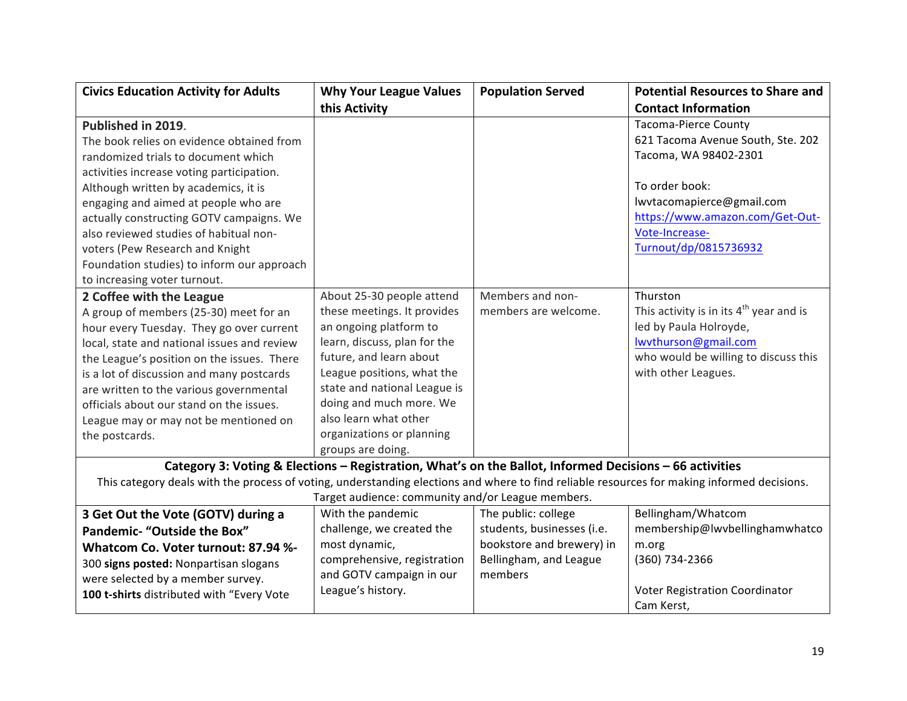| Civics Education Activity for Adults | Why Your League Values this Activity | Population Served | Potential Resources to Share and Contact Information |
|---|---|---|---|
| **Published in 2019**. The book relies on evidence obtained from randomized trials to document which activities increase voting participation. Although written by academics, it is engaging and aimed at people who are actually constructing GOTV campaigns. We also reviewed studies of habitual non-voters (Pew Research and Knight Foundation studies) to inform our approach to increasing voter turnout. | | | Tacoma-Pierce County<br>621 Tacoma Avenue South, Ste. 202<br>Tacoma, WA 98402-2301<br><br>To order book:<br>lwvtacomapierce@gmail.com<br>https://www.amazon.com/Get-Out-Vote-Increase-Turnout/dp/0815736932 |
| **2 Coffee with the League**<br>A group of members (25-30) meet for an hour every Tuesday. They go over current local, state and national issues and review the League's position on the issues. There is a lot of discussion and many postcards are written to the various governmental officials about our stand on the issues. League may or may not be mentioned on the postcards. | About 25-30 people attend these meetings. It provides an ongoing platform to learn, discuss, plan for the future, and learn about League positions, what the state and national League is doing and much more. We also learn what other organizations or planning groups are doing. | Members and non-members are welcome. | Thurston<br>This activity is in its 4th year and is led by Paula Holroyde, lwvthurson@gmail.com who would be willing to discuss this with other Leagues. |
| **Category 3: Voting & Elections – Registration, What's on the Ballot, Informed Decisions – 66 activities**<br>This category deals with the process of voting, understanding elections and where to find reliable resources for making informed decisions.<br>Target audience: community and/or League members. | | | |
| **3 Get Out the Vote (GOTV) during a Pandemic- "Outside the Box"**<br>**Whatcom Co. Voter turnout: 87.94 %-**<br>300 **signs posted:** Nonpartisan slogans were selected by a member survey.<br>**100 t-shirts** distributed with "Every Vote | With the pandemic challenge, we created the most dynamic, comprehensive, registration and GOTV campaign in our League's history. | The public: college students, businesses (i.e. bookstore and brewery) in Bellingham, and League members | Bellingham/Whatcom<br>membership@lwvbellinghamwhatcom.org<br>(360) 734-2366<br><br>Voter Registration Coordinator<br>Cam Kerst, |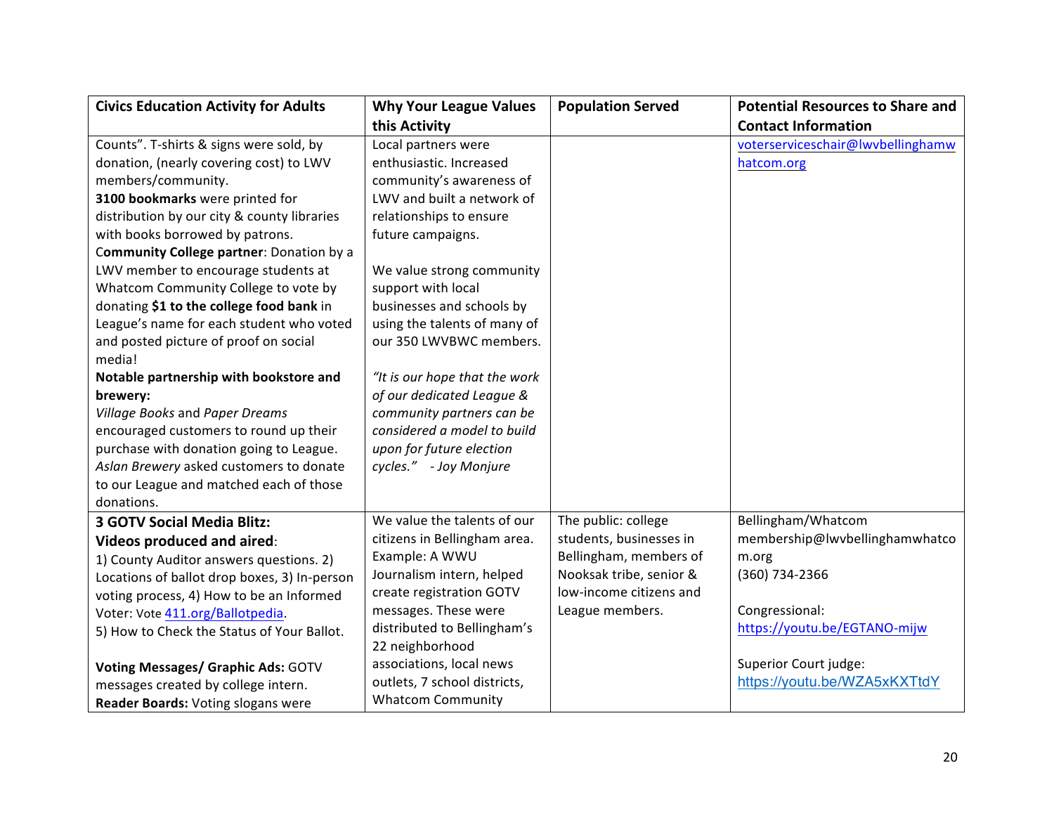| Civics Education Activity for Adults | Why Your League Values this Activity | Population Served | Potential Resources to Share and Contact Information |
|---|---|---|---|
| Counts". T-shirts & signs were sold, by donation, (nearly covering cost) to LWV members/community.<br>**3100 bookmarks** were printed for distribution by our city & county libraries with books borrowed by patrons.<br>C**ommunity College partner**: Donation by a LWV member to encourage students at Whatcom Community College to vote by donating **$1 to the college food bank** in League's name for each student who voted and posted picture of proof on social media!<br>**Notable partnership with bookstore and brewery:**<br>*Village Books* and *Paper Dreams* encouraged customers to round up their purchase with donation going to League. *Aslan Brewery* asked customers to donate to our League and matched each of those donations. | Local partners were enthusiastic. Increased community's awareness of LWV and built a network of relationships to ensure future campaigns.<br><br>We value strong community support with local businesses and schools by using the talents of many of our 350 LWVBWC members.<br><br>*"It is our hope that the work of our dedicated League & community partners can be considered a model to build upon for future election cycles."   - Joy Monjure* | | voterserviceschair@lwvbellinghamwhatcom.org |
| **3 GOTV Social Media Blitz: Videos produced and aired**:<br>1) County Auditor answers questions. 2) Locations of ballot drop boxes, 3) In-person voting process, 4) How to be an Informed Voter: Vote 411.org/Ballotpedia.<br>5) How to Check the Status of Your Ballot.<br><br>**Voting Messages/ Graphic Ads:** GOTV messages created by college intern.<br>**Reader Boards:** Voting slogans were | We value the talents of our citizens in Bellingham area. Example: A WWU Journalism intern, helped create registration GOTV messages. These were distributed to Bellingham's 22 neighborhood associations, local news outlets, 7 school districts, Whatcom Community | The public: college students, businesses in Bellingham, members of Nooksak tribe, senior & low-income citizens and League members. | Bellingham/Whatcom<br>membership@lwvbellinghamwhatcom.org<br>(360) 734-2366<br><br>Congressional:<br>https://youtu.be/EGTANO-mijw<br><br>Superior Court judge:<br>https://youtu.be/WZA5xKXTtdY |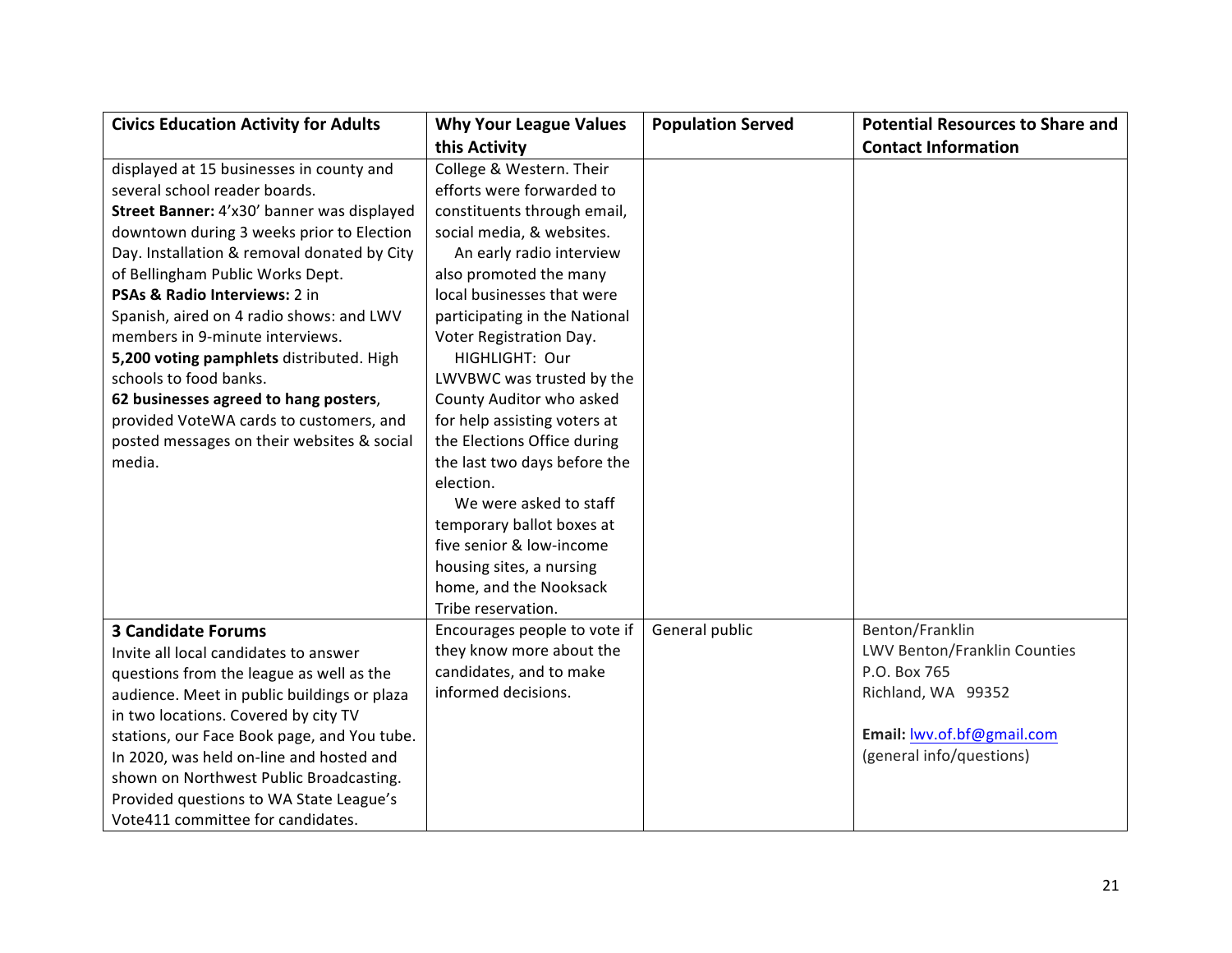| Civics Education Activity for Adults | Why Your League Values this Activity | Population Served | Potential Resources to Share and Contact Information |
|---|---|---|---|
| displayed at 15 businesses in county and several school reader boards.<br>**Street Banner:** 4'x30' banner was displayed downtown during 3 weeks prior to Election Day. Installation & removal donated by City of Bellingham Public Works Dept.<br>**PSAs & Radio Interviews:** 2 in Spanish, aired on 4 radio shows: and LWV members in 9-minute interviews.<br>**5,200 voting pamphlets** distributed. High schools to food banks.<br>**62 businesses agreed to hang posters**, provided VoteWA cards to customers, and posted messages on their websites & social media. | College & Western. Their efforts were forwarded to constituents through email, social media, & websites.<br>An early radio interview also promoted the many local businesses that were participating in the National Voter Registration Day.<br>HIGHLIGHT: Our LWVBWC was trusted by the County Auditor who asked for help assisting voters at the Elections Office during the last two days before the election.<br>We were asked to staff temporary ballot boxes at five senior & low-income housing sites, a nursing home, and the Nooksack Tribe reservation. | | |
| **3 Candidate Forums**<br>Invite all local candidates to answer questions from the league as well as the audience. Meet in public buildings or plaza in two locations. Covered by city TV stations, our Face Book page, and You tube. In 2020, was held on-line and hosted and shown on Northwest Public Broadcasting. Provided questions to WA State League's Vote411 committee for candidates. | Encourages people to vote if they know more about the candidates, and to make informed decisions. | General public | Benton/Franklin<br>LWV Benton/Franklin Counties<br>P.O. Box 765<br>Richland, WA 99352<br><br>**Email:** lwv.of.bf@gmail.com<br>(general info/questions) |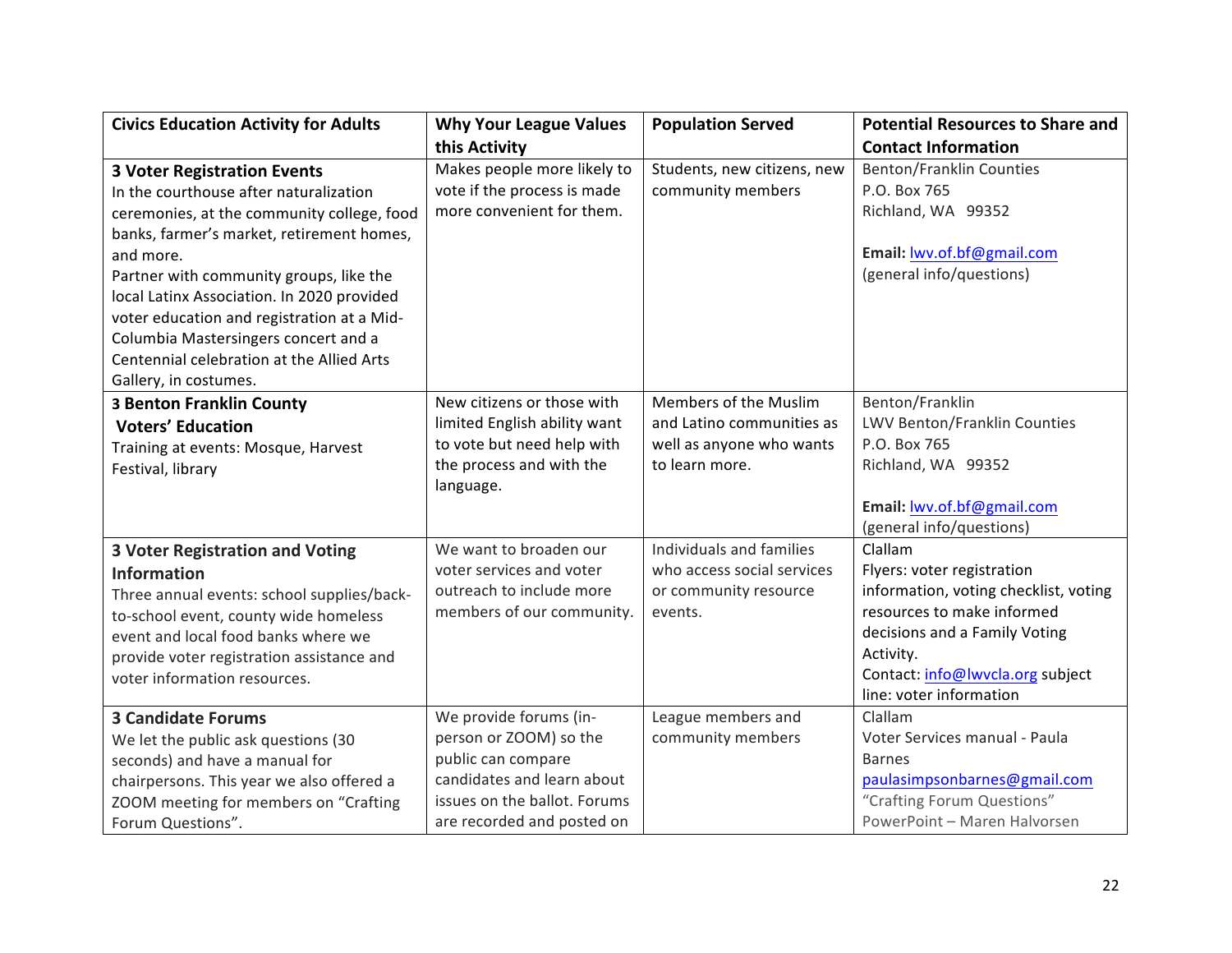| Civics Education Activity for Adults | Why Your League Values this Activity | Population Served | Potential Resources to Share and Contact Information |
|---|---|---|---|
| **3 Voter Registration Events**<br>In the courthouse after naturalization ceremonies, at the community college, food banks, farmer's market, retirement homes, and more.<br>Partner with community groups, like the local Latinx Association. In 2020 provided voter education and registration at a Mid-Columbia Mastersingers concert and a Centennial celebration at the Allied Arts Gallery, in costumes. | Makes people more likely to vote if the process is made more convenient for them. | Students, new citizens, new community members | Benton/Franklin Counties<br>P.O. Box 765<br>Richland, WA 99352<br><br>**Email:** lwv.of.bf@gmail.com<br>(general info/questions) |
| **3 Benton Franklin County Voters' Education**<br>Training at events: Mosque, Harvest Festival, library | New citizens or those with limited English ability want to vote but need help with the process and with the language. | Members of the Muslim and Latino communities as well as anyone who wants to learn more. | Benton/Franklin<br>LWV Benton/Franklin Counties<br>P.O. Box 765<br>Richland, WA 99352<br><br>**Email:** lwv.of.bf@gmail.com<br>(general info/questions) |
| **3 Voter Registration and Voting Information**<br>Three annual events: school supplies/back-to-school event, county wide homeless event and local food banks where we provide voter registration assistance and voter information resources. | We want to broaden our voter services and voter outreach to include more members of our community. | Individuals and families who access social services or community resource events. | Clallam<br>Flyers: voter registration information, voting checklist, voting resources to make informed decisions and a Family Voting Activity.<br>Contact: info@lwvcla.org subject line: voter information |
| **3 Candidate Forums**<br>We let the public ask questions (30 seconds) and have a manual for chairpersons. This year we also offered a ZOOM meeting for members on "Crafting Forum Questions". | We provide forums (in-person or ZOOM) so the public can compare candidates and learn about issues on the ballot. Forums are recorded and posted on | League members and community members | Clallam<br>Voter Services manual - Paula Barnes<br>paulasimpsonbarnes@gmail.com<br>"Crafting Forum Questions" PowerPoint – Maren Halvorsen |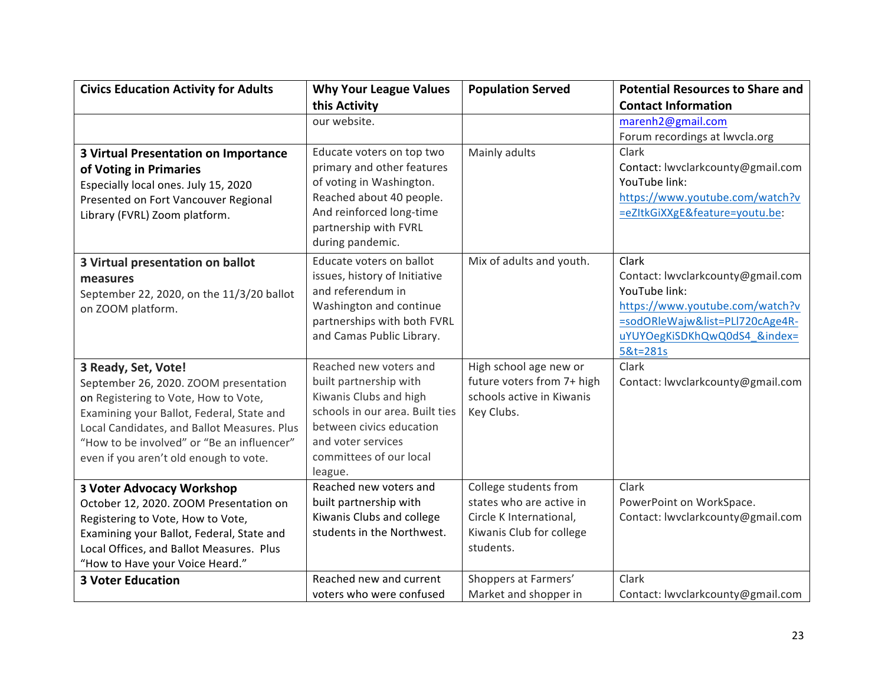| Civics Education Activity for Adults | Why Your League Values this Activity | Population Served | Potential Resources to Share and Contact Information |
|---|---|---|---|
| | our website. | | marenh2@gmail.com<br>Forum recordings at lwvcla.org |
| **3 Virtual Presentation on Importance of Voting in Primaries**<br>Especially local ones. July 15, 2020 Presented on Fort Vancouver Regional Library (FVRL) Zoom platform. | Educate voters on top two primary and other features of voting in Washington. Reached about 40 people. And reinforced long-time partnership with FVRL during pandemic. | Mainly adults | Clark<br>Contact: lwvclarkcounty@gmail.com<br>YouTube link:<br>https://www.youtube.com/watch?v=eZItkGiXXgE&feature=youtu.be: |
| **3 Virtual presentation on ballot measures**<br>September 22, 2020, on the 11/3/20 ballot on ZOOM platform. | Educate voters on ballot issues, history of Initiative and referendum in Washington and continue partnerships with both FVRL and Camas Public Library. | Mix of adults and youth. | Clark<br>Contact: lwvclarkcounty@gmail.com<br>YouTube link:<br>https://www.youtube.com/watch?v=sodORleWajw&list=PLl720cAge4R-uYUYOegKiSDKhQwQ0dS4_&index=5&t=281s |
| **3 Ready, Set, Vote!**<br>September 26, 2020. ZOOM presentation on Registering to Vote, How to Vote, Examining your Ballot, Federal, State and Local Candidates, and Ballot Measures. Plus "How to be involved" or "Be an influencer" even if you aren't old enough to vote. | Reached new voters and built partnership with Kiwanis Clubs and high schools in our area. Built ties between civics education and voter services committees of our local league. | High school age new or future voters from 7+ high schools active in Kiwanis Key Clubs. | Clark<br>Contact: lwvclarkcounty@gmail.com |
| **3 Voter Advocacy Workshop**<br>October 12, 2020. ZOOM Presentation on Registering to Vote, How to Vote, Examining your Ballot, Federal, State and Local Offices, and Ballot Measures. Plus "How to Have your Voice Heard." | Reached new voters and built partnership with Kiwanis Clubs and college students in the Northwest. | College students from states who are active in Circle K International, Kiwanis Club for college students. | Clark<br>PowerPoint on WorkSpace.<br>Contact: lwvclarkcounty@gmail.com |
| **3 Voter Education** | Reached new and current voters who were confused | Shoppers at Farmers' Market and shopper in | Clark<br>Contact: lwvclarkcounty@gmail.com |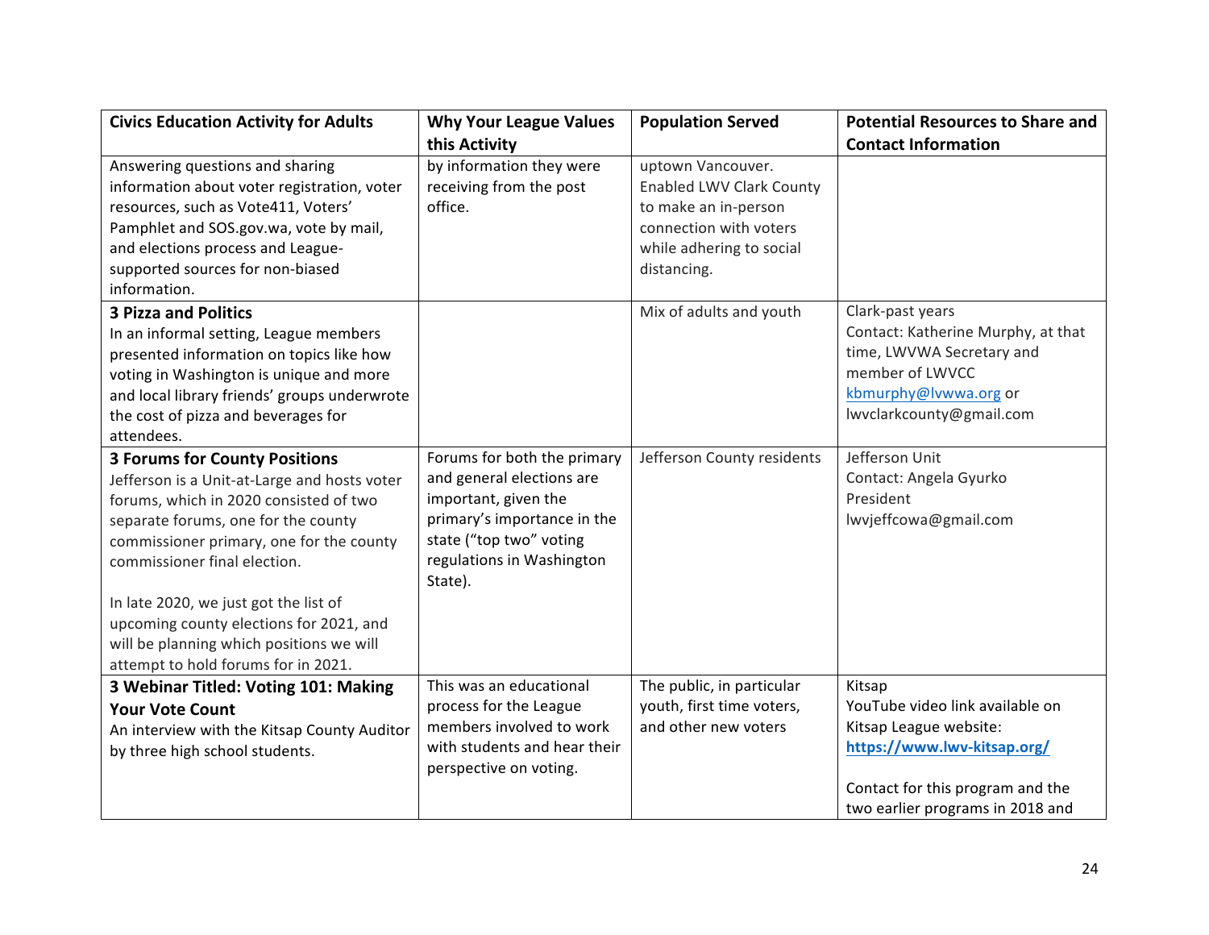| Civics Education Activity for Adults | Why Your League Values this Activity | Population Served | Potential Resources to Share and Contact Information |
|---|---|---|---|
| Answering questions and sharing information about voter registration, voter resources, such as Vote411, Voters' Pamphlet and SOS.gov.wa, vote by mail, and elections process and League-supported sources for non-biased information. | by information they were receiving from the post office. | uptown Vancouver. Enabled LWV Clark County to make an in-person connection with voters while adhering to social distancing. | |
| **3 Pizza and Politics**<br>In an informal setting, League members presented information on topics like how voting in Washington is unique and more and local library friends' groups underwrote the cost of pizza and beverages for attendees. | | Mix of adults and youth | Clark-past years<br>Contact: Katherine Murphy, at that time, LWVWA Secretary and member of LWVCC<br>kbmurphy@lvwwa.org or lwvclarkcounty@gmail.com |
| **3 Forums for County Positions**<br>Jefferson is a Unit-at-Large and hosts voter forums, which in 2020 consisted of two separate forums, one for the county commissioner primary, one for the county commissioner final election.<br><br>In late 2020, we just got the list of upcoming county elections for 2021, and will be planning which positions we will attempt to hold forums for in 2021. | Forums for both the primary and general elections are important, given the primary's importance in the state ("top two" voting regulations in Washington State). | Jefferson County residents | Jefferson Unit<br>Contact: Angela Gyurko<br>President<br>lwvjeffcowa@gmail.com |
| **3 Webinar Titled: Voting 101: Making Your Vote Count**<br>An interview with the Kitsap County Auditor by three high school students. | This was an educational process for the League members involved to work with students and hear their perspective on voting. | The public, in particular youth, first time voters, and other new voters | Kitsap<br>YouTube video link available on Kitsap League website:<br>**https://www.lwv-kitsap.org/**<br><br>Contact for this program and the two earlier programs in 2018 and |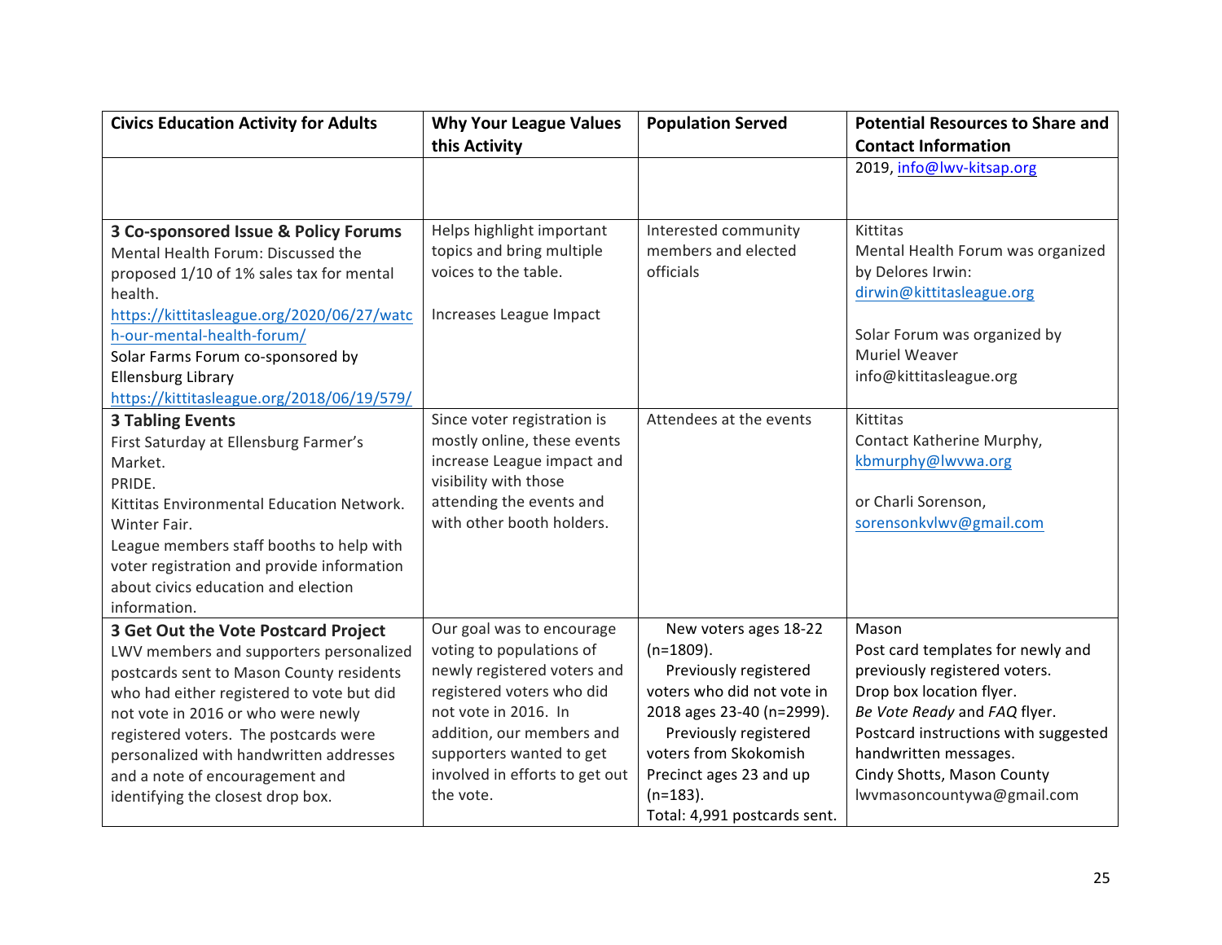| Civics Education Activity for Adults | Why Your League Values this Activity | Population Served | Potential Resources to Share and Contact Information |
|---|---|---|---|
| | | | 2019, info@lwv-kitsap.org |
| **3 Co-sponsored Issue & Policy Forums**<br>Mental Health Forum: Discussed the proposed 1/10 of 1% sales tax for mental health.<br>https://kittitasleague.org/2020/06/27/watch-our-mental-health-forum/<br>Solar Farms Forum co-sponsored by Ellensburg Library<br>https://kittitasleague.org/2018/06/19/579/ | Helps highlight important topics and bring multiple voices to the table.<br><br>Increases League Impact | Interested community members and elected officials | Kittitas<br>Mental Health Forum was organized by Delores Irwin:<br>dirwin@kittitasleague.org<br><br>Solar Forum was organized by Muriel Weaver<br>info@kittitasleague.org |
| **3 Tabling Events**<br>First Saturday at Ellensburg Farmer's Market.<br>PRIDE.<br>Kittitas Environmental Education Network.<br>Winter Fair.<br>League members staff booths to help with voter registration and provide information about civics education and election information. | Since voter registration is mostly online, these events increase League impact and visibility with those attending the events and with other booth holders. | Attendees at the events | Kittitas<br>Contact Katherine Murphy,<br>kbmurphy@lwvwa.org<br><br>or Charli Sorenson,<br>sorensonkvlwv@gmail.com |
| **3 Get Out the Vote Postcard Project**<br>LWV members and supporters personalized postcards sent to Mason County residents who had either registered to vote but did not vote in 2016 or who were newly registered voters. The postcards were personalized with handwritten addresses and a note of encouragement and identifying the closest drop box. | Our goal was to encourage voting to populations of newly registered voters and registered voters who did not vote in 2016. In addition, our members and supporters wanted to get involved in efforts to get out the vote. | New voters ages 18-22 (n=1809).<br>Previously registered voters who did not vote in 2018 ages 23-40 (n=2999).<br>Previously registered voters from Skokomish Precinct ages 23 and up (n=183).<br>Total: 4,991 postcards sent. | Mason<br>Post card templates for newly and previously registered voters.<br>Drop box location flyer.<br>*Be Vote Ready* and *FAQ* flyer.<br>Postcard instructions with suggested handwritten messages.<br>Cindy Shotts, Mason County<br>lwvmasoncountywa@gmail.com |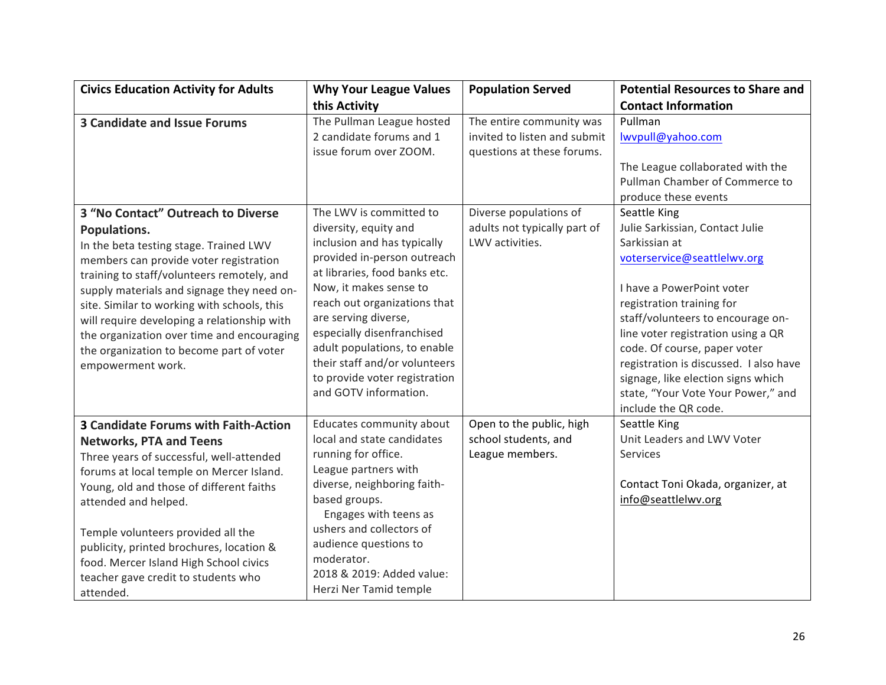| Civics Education Activity for Adults | Why Your League Values this Activity | Population Served | Potential Resources to Share and Contact Information |
|---|---|---|---|
| **3 Candidate and Issue Forums** | The Pullman League hosted 2 candidate forums and 1 issue forum over ZOOM. | The entire community was invited to listen and submit questions at these forums. | Pullman<br>lwvpull@yahoo.com<br><br>The League collaborated with the Pullman Chamber of Commerce to produce these events |
| **3 "No Contact" Outreach to Diverse Populations.**<br>In the beta testing stage. Trained LWV members can provide voter registration training to staff/volunteers remotely, and supply materials and signage they need on-site. Similar to working with schools, this will require developing a relationship with the organization over time and encouraging the organization to become part of voter empowerment work. | The LWV is committed to diversity, equity and inclusion and has typically provided in-person outreach at libraries, food banks etc. Now, it makes sense to reach out organizations that are serving diverse, especially disenfranchised adult populations, to enable their staff and/or volunteers to provide voter registration and GOTV information. | Diverse populations of adults not typically part of LWV activities. | Seattle King<br>Julie Sarkissian, Contact Julie Sarkissian at<br>voterservice@seattlelwv.org<br><br>I have a PowerPoint voter registration training for staff/volunteers to encourage on-line voter registration using a QR code. Of course, paper voter registration is discussed. I also have signage, like election signs which state, "Your Vote Your Power," and include the QR code. |
| **3 Candidate Forums with Faith-Action Networks, PTA and Teens**<br>Three years of successful, well-attended forums at local temple on Mercer Island. Young, old and those of different faiths attended and helped.<br><br>Temple volunteers provided all the publicity, printed brochures, location & food. Mercer Island High School civics teacher gave credit to students who attended. | Educates community about local and state candidates running for office.<br>League partners with diverse, neighboring faith-based groups.<br>Engages with teens as ushers and collectors of audience questions to moderator.<br>2018 & 2019: Added value: Herzi Ner Tamid temple | Open to the public, high school students, and League members. | Seattle King<br>Unit Leaders and LWV Voter Services<br><br>Contact Toni Okada, organizer, at<br>info@seattlelwv.org |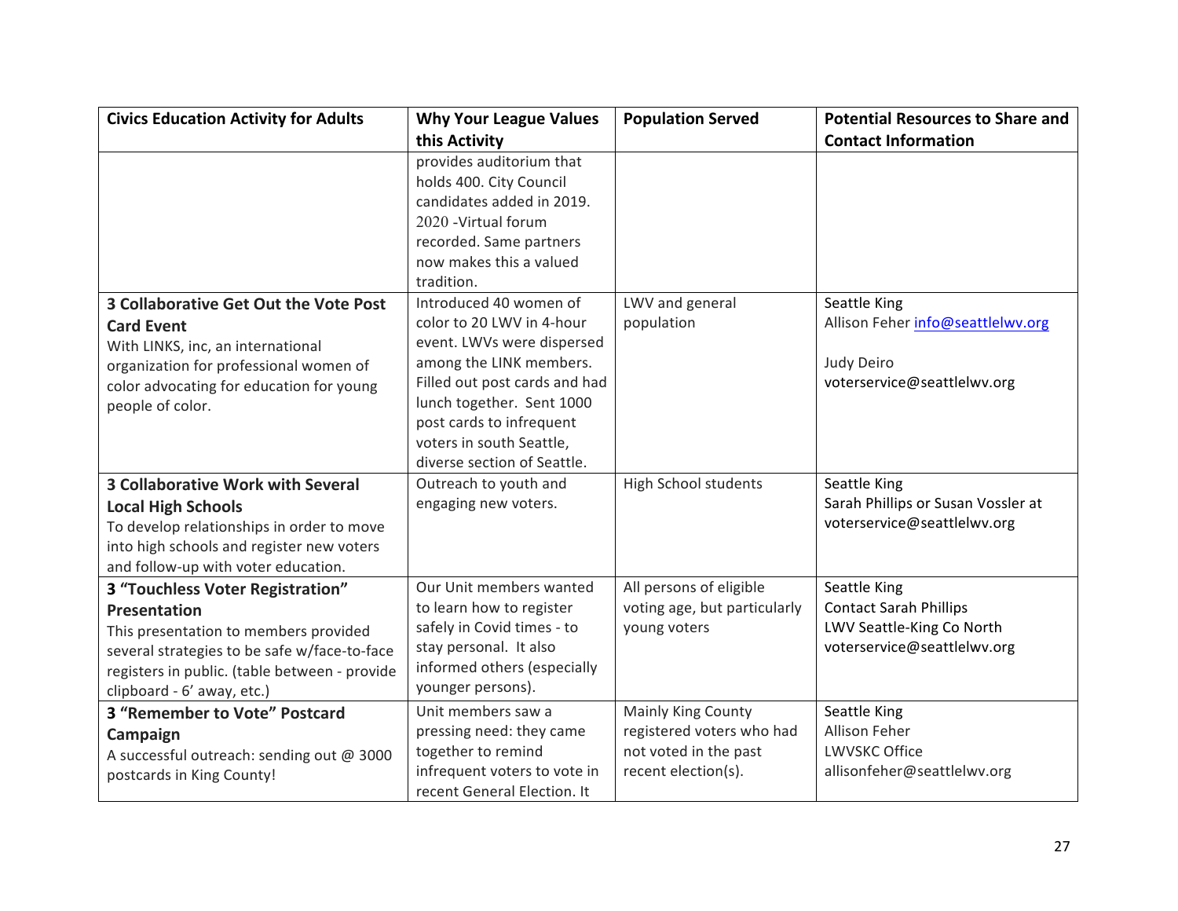| Civics Education Activity for Adults | Why Your League Values this Activity | Population Served | Potential Resources to Share and Contact Information |
|---|---|---|---|
| | provides auditorium that holds 400. City Council candidates added in 2019. 2020 -Virtual forum recorded. Same partners now makes this a valued tradition. | | |
| **3 Collaborative Get Out the Vote Post Card Event**<br>With LINKS, inc, an international organization for professional women of color advocating for education for young people of color. | Introduced 40 women of color to 20 LWV in 4-hour event. LWVs were dispersed among the LINK members. Filled out post cards and had lunch together. Sent 1000 post cards to infrequent voters in south Seattle, diverse section of Seattle. | LWV and general population | Seattle King<br>Allison Feher info@seattlelwv.org<br><br>Judy Deiro<br>voterservice@seattlelwv.org |
| **3 Collaborative Work with Several Local High Schools**<br>To develop relationships in order to move into high schools and register new voters and follow-up with voter education. | Outreach to youth and engaging new voters. | High School students | Seattle King<br>Sarah Phillips or Susan Vossler at voterservice@seattlelwv.org |
| **3 "Touchless Voter Registration" Presentation**<br>This presentation to members provided several strategies to be safe w/face-to-face registers in public. (table between - provide clipboard - 6' away, etc.) | Our Unit members wanted to learn how to register safely in Covid times - to stay personal. It also informed others (especially younger persons). | All persons of eligible voting age, but particularly young voters | Seattle King<br>Contact Sarah Phillips<br>LWV Seattle-King Co North<br>voterservice@seattlelwv.org |
| **3 "Remember to Vote" Postcard Campaign**<br>A successful outreach: sending out @ 3000 postcards in King County! | Unit members saw a pressing need: they came together to remind infrequent voters to vote in recent General Election. It | Mainly King County registered voters who had not voted in the past recent election(s). | Seattle King<br>Allison Feher<br>LWVSKC Office<br>allisonfeher@seattlelwv.org |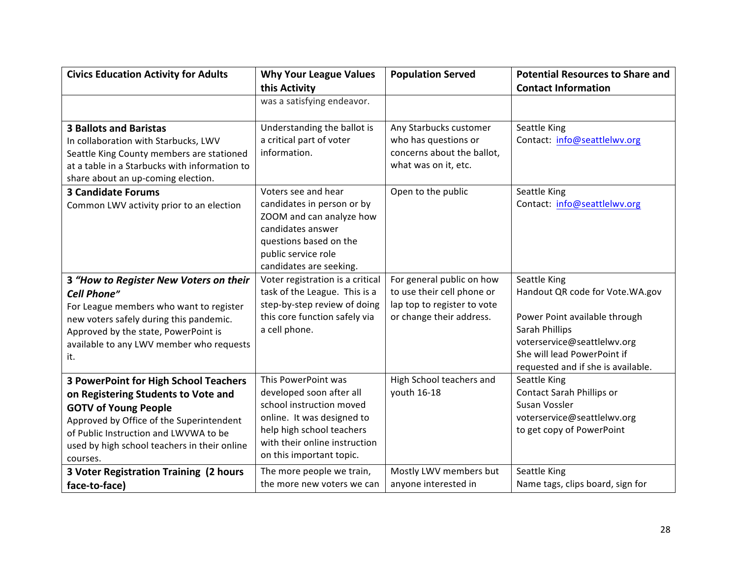| Civics Education Activity for Adults | Why Your League Values this Activity | Population Served | Potential Resources to Share and Contact Information |
|---|---|---|---|
| | was a satisfying endeavor. | | |
| **3 Ballots and Baristas**<br>In collaboration with Starbucks, LWV Seattle King County members are stationed at a table in a Starbucks with information to share about an up-coming election. | Understanding the ballot is a critical part of voter information. | Any Starbucks customer who has questions or concerns about the ballot, what was on it, etc. | Seattle King<br>Contact: info@seattlelwv.org |
| **3 Candidate Forums**<br>Common LWV activity prior to an election | Voters see and hear candidates in person or by ZOOM and can analyze how candidates answer questions based on the public service role candidates are seeking. | Open to the public | Seattle King<br>Contact: info@seattlelwv.org |
| **3 *"How to Register New Voters on their Cell Phone"***<br>For League members who want to register new voters safely during this pandemic. Approved by the state, PowerPoint is available to any LWV member who requests it. | Voter registration is a critical task of the League. This is a step-by-step review of doing this core function safely via a cell phone. | For general public on how to use their cell phone or lap top to register to vote or change their address. | Seattle King<br>Handout QR code for Vote.WA.gov<br><br>Power Point available through Sarah Phillips<br>voterservice@seattlelwv.org<br>She will lead PowerPoint if requested and if she is available. |
| **3 PowerPoint for High School Teachers on Registering Students to Vote and GOTV of Young People**<br>Approved by Office of the Superintendent of Public Instruction and LWVWA to be used by high school teachers in their online courses. | This PowerPoint was developed soon after all school instruction moved online. It was designed to help high school teachers with their online instruction on this important topic. | High School teachers and youth 16-18 | Seattle King<br>Contact Sarah Phillips or Susan Vossler<br>voterservice@seattlelwv.org<br>to get copy of PowerPoint |
| **3 Voter Registration Training (2 hours face-to-face)** | The more people we train, the more new voters we can | Mostly LWV members but anyone interested in | Seattle King<br>Name tags, clips board, sign for |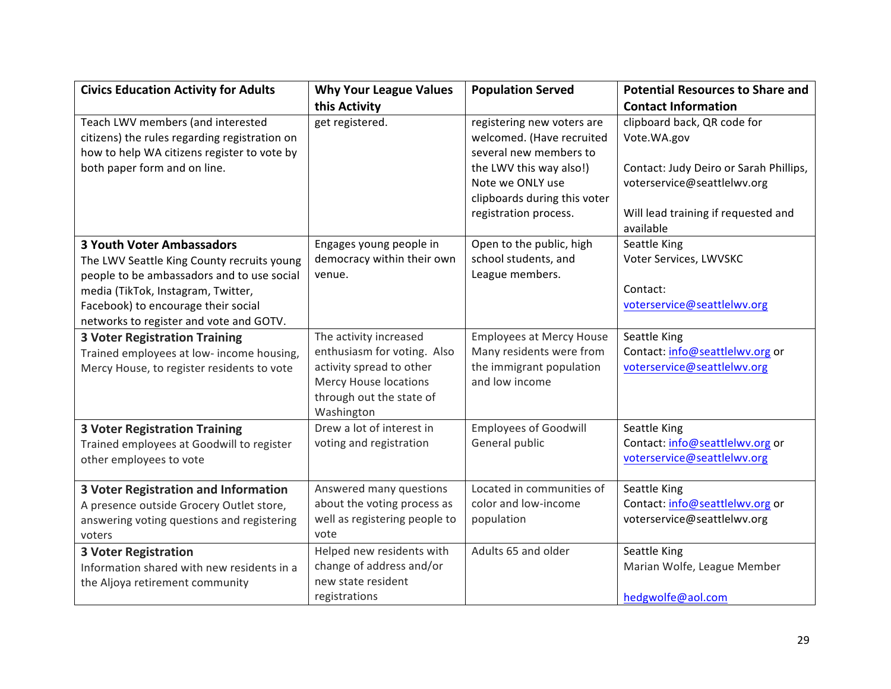| Civics Education Activity for Adults | Why Your League Values this Activity | Population Served | Potential Resources to Share and Contact Information |
|---|---|---|---|
| Teach LWV members (and interested citizens) the rules regarding registration on how to help WA citizens register to vote by both paper form and on line. | get registered. | registering new voters are welcomed. (Have recruited several new members to the LWV this way also!) Note we ONLY use clipboards during this voter registration process. | clipboard back, QR code for Vote.WA.gov<br><br>Contact: Judy Deiro or Sarah Phillips, voterservice@seattlelwv.org<br><br>Will lead training if requested and available |
| **3 Youth Voter Ambassadors**<br>The LWV Seattle King County recruits young people to be ambassadors and to use social media (TikTok, Instagram, Twitter, Facebook) to encourage their social networks to register and vote and GOTV. | Engages young people in democracy within their own venue. | Open to the public, high school students, and League members. | Seattle King<br>Voter Services, LWVSKC<br><br>Contact:<br>voterservice@seattlelwv.org |
| **3 Voter Registration Training**<br>Trained employees at low- income housing, Mercy House, to register residents to vote | The activity increased enthusiasm for voting. Also activity spread to other Mercy House locations through out the state of Washington | Employees at Mercy House Many residents were from the immigrant population and low income | Seattle King<br>Contact: info@seattlelwv.org or voterservice@seattlelwv.org |
| **3 Voter Registration Training**<br>Trained employees at Goodwill to register other employees to vote | Drew a lot of interest in voting and registration | Employees of Goodwill General public | Seattle King<br>Contact: info@seattlelwv.org or voterservice@seattlelwv.org |
| **3 Voter Registration and Information**<br>A presence outside Grocery Outlet store, answering voting questions and registering voters | Answered many questions about the voting process as well as registering people to vote | Located in communities of color and low-income population | Seattle King<br>Contact: info@seattlelwv.org or voterservice@seattlelwv.org |
| **3 Voter Registration**<br>Information shared with new residents in a the Aljoya retirement community | Helped new residents with change of address and/or new state resident registrations | Adults 65 and older | Seattle King<br>Marian Wolfe, League Member<br><br>hedgwolfe@aol.com |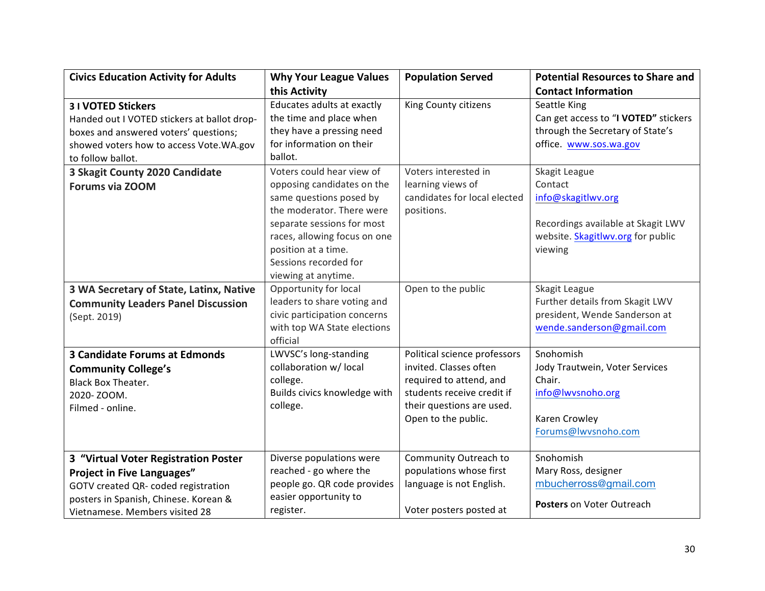| Civics Education Activity for Adults | Why Your League Values this Activity | Population Served | Potential Resources to Share and Contact Information |
|---|---|---|---|
| **3 I VOTED Stickers** Handed out I VOTED stickers at ballot drop-boxes and answered voters' questions; showed voters how to access Vote.WA.gov to follow ballot. | Educates adults at exactly the time and place when they have a pressing need for information on their ballot. | King County citizens | Seattle King Can get access to "**I VOTED"** stickers through the Secretary of State's office. www.sos.wa.gov |
| **3 Skagit County 2020 Candidate Forums via ZOOM** | Voters could hear view of opposing candidates on the same questions posed by the moderator. There were separate sessions for most races, allowing focus on one position at a time. Sessions recorded for viewing at anytime. | Voters interested in learning views of candidates for local elected positions. | Skagit League Contact info@skagitlwv.org<br><br>Recordings available at Skagit LWV website. Skagitlwv.org for public viewing |
| **3 WA Secretary of State, Latinx, Native Community Leaders Panel Discussion** (Sept. 2019) | Opportunity for local leaders to share voting and civic participation concerns with top WA State elections official | Open to the public | Skagit League Further details from Skagit LWV president, Wende Sanderson at wende.sanderson@gmail.com |
| **3 Candidate Forums at Edmonds Community College's** Black Box Theater. 2020- ZOOM. Filmed - online. | LWVSC's long-standing collaboration w/ local college. Builds civics knowledge with college. | Political science professors invited. Classes often required to attend, and students receive credit if their questions are used. Open to the public. | Snohomish Jody Trautwein, Voter Services Chair. info@lwvsnoho.org<br><br>Karen Crowley Forums@lwvsnoho.com |
| **3 "Virtual Voter Registration Poster Project in Five Languages"** GOTV created QR- coded registration posters in Spanish, Chinese. Korean & Vietnamese. Members visited 28 | Diverse populations were reached - go where the people go. QR code provides easier opportunity to register. | Community Outreach to populations whose first language is not English.<br><br>Voter posters posted at | Snohomish Mary Ross, designer mbucherross@gmail.com<br><br>**Posters** on Voter Outreach |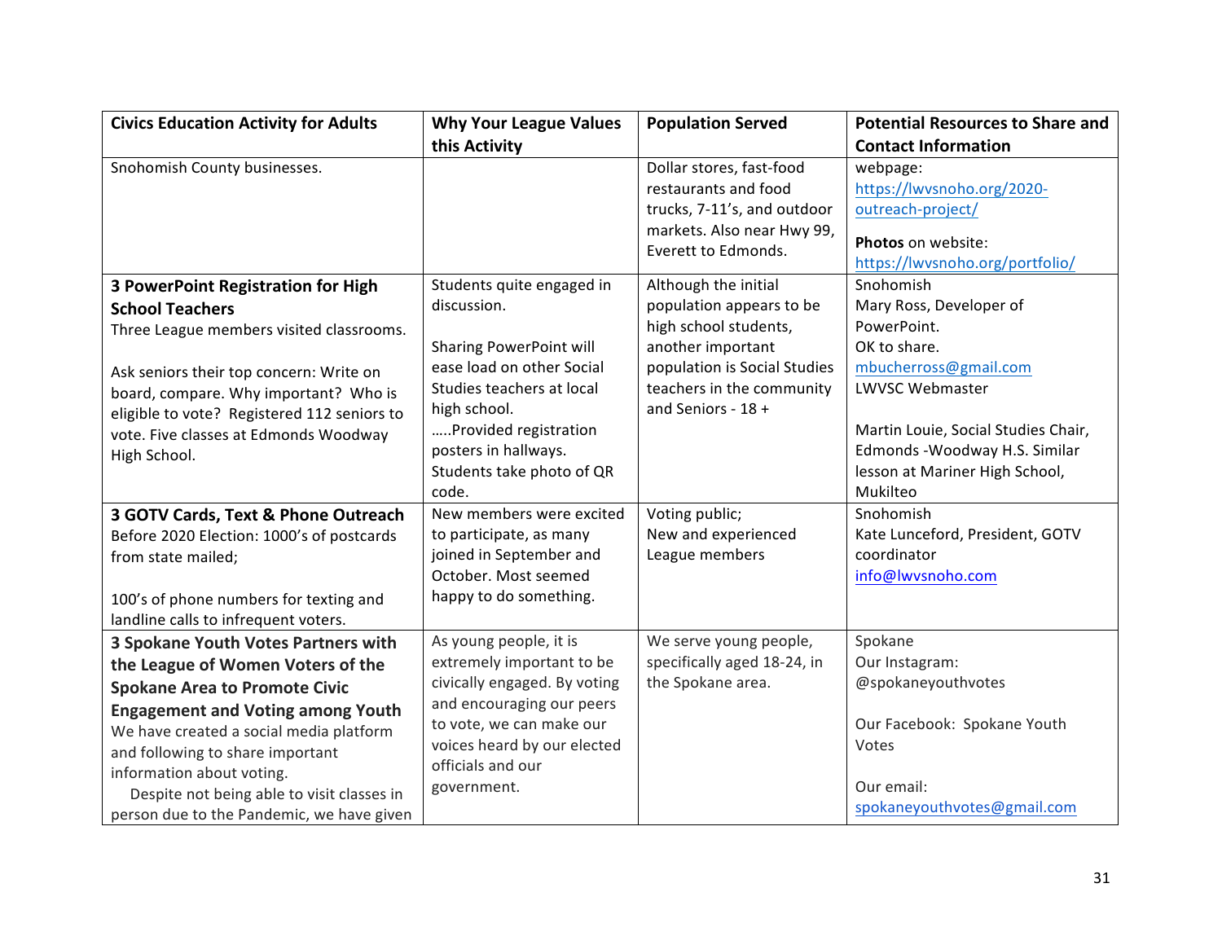| Civics Education Activity for Adults | Why Your League Values this Activity | Population Served | Potential Resources to Share and Contact Information |
|---|---|---|---|
| Snohomish County businesses. | | Dollar stores, fast-food restaurants and food trucks, 7-11's, and outdoor markets. Also near Hwy 99, Everett to Edmonds. | webpage: https://lwvsnoho.org/2020-outreach-project/<br><br>**Photos** on website: https://lwvsnoho.org/portfolio/ |
| **3 PowerPoint Registration for High School Teachers**<br>Three League members visited classrooms.<br><br>Ask seniors their top concern: Write on board, compare. Why important? Who is eligible to vote? Registered 112 seniors to vote. Five classes at Edmonds Woodway High School. | Students quite engaged in discussion.<br><br>Sharing PowerPoint will ease load on other Social Studies teachers at local high school.<br>…..Provided registration posters in hallways.<br>Students take photo of QR code. | Although the initial population appears to be high school students, another important population is Social Studies teachers in the community and Seniors - 18 + | Snohomish<br>Mary Ross, Developer of PowerPoint.<br>OK to share.<br>mbucherross@gmail.com<br>LWVSC Webmaster<br><br>Martin Louie, Social Studies Chair, Edmonds -Woodway H.S. Similar lesson at Mariner High School, Mukilteo |
| **3 GOTV Cards, Text & Phone Outreach**<br>Before 2020 Election: 1000's of postcards from state mailed;<br><br>100's of phone numbers for texting and landline calls to infrequent voters. | New members were excited to participate, as many joined in September and October. Most seemed happy to do something. | Voting public;<br>New and experienced League members | Snohomish<br>Kate Lunceford, President, GOTV coordinator<br>info@lwvsnoho.com |
| **3 Spokane Youth Votes Partners with the League of Women Voters of the Spokane Area to Promote Civic Engagement and Voting among Youth**<br>We have created a social media platform and following to share important information about voting.<br>Despite not being able to visit classes in person due to the Pandemic, we have given | As young people, it is extremely important to be civically engaged. By voting and encouraging our peers to vote, we can make our voices heard by our elected officials and our government. | We serve young people, specifically aged 18-24, in the Spokane area. | Spokane<br>Our Instagram: @spokaneyouthvotes<br><br>Our Facebook: Spokane Youth Votes<br><br>Our email: spokaneyouthvotes@gmail.com |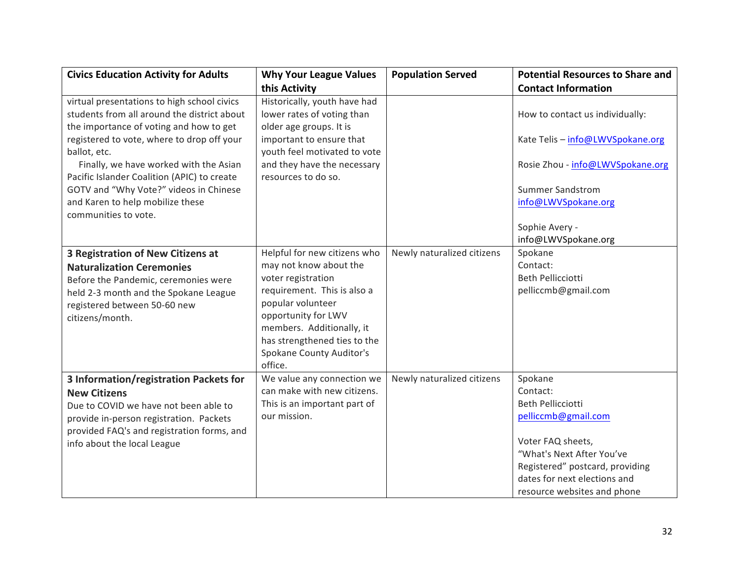| Civics Education Activity for Adults | Why Your League Values this Activity | Population Served | Potential Resources to Share and Contact Information |
| --- | --- | --- | --- |
| virtual presentations to high school civics students from all around the district about the importance of voting and how to get registered to vote, where to drop off your ballot, etc.<br>Finally, we have worked with the Asian Pacific Islander Coalition (APIC) to create GOTV and "Why Vote?" videos in Chinese and Karen to help mobilize these communities to vote. | Historically, youth have had lower rates of voting than older age groups. It is important to ensure that youth feel motivated to vote and they have the necessary resources to do so. | | How to contact us individually:<br><br>Kate Telis – info@LWVSpokane.org<br><br>Rosie Zhou - info@LWVSpokane.org<br><br>Summer Sandstrom info@LWVSpokane.org<br><br>Sophie Avery - info@LWVSpokane.org |
| **3 Registration of New Citizens at Naturalization Ceremonies**<br>Before the Pandemic, ceremonies were held 2-3 month and the Spokane League registered between 50-60 new citizens/month. | Helpful for new citizens who may not know about the voter registration requirement. This is also a popular volunteer opportunity for LWV members. Additionally, it has strengthened ties to the Spokane County Auditor's office. | Newly naturalized citizens | Spokane<br>Contact:<br>Beth Pellicciotti<br>pelliccmb@gmail.com |
| **3 Information/registration Packets for New Citizens**<br>Due to COVID we have not been able to provide in-person registration. Packets provided FAQ's and registration forms, and info about the local League | We value any connection we can make with new citizens. This is an important part of our mission. | Newly naturalized citizens | Spokane<br>Contact:<br>Beth Pellicciotti<br>pelliccmb@gmail.com<br><br>Voter FAQ sheets, "What's Next After You've Registered" postcard, providing dates for next elections and resource websites and phone |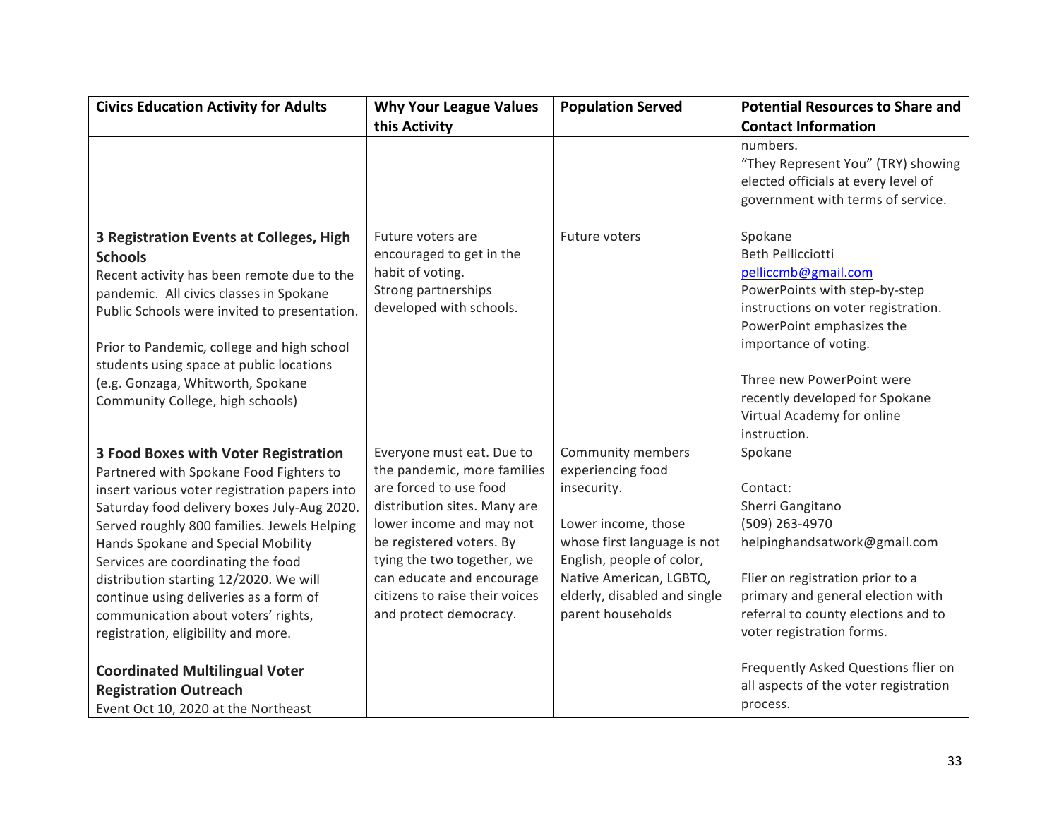| Civics Education Activity for Adults | Why Your League Values this Activity | Population Served | Potential Resources to Share and Contact Information |
|---|---|---|---|
| | | | numbers.<br>"They Represent You" (TRY) showing elected officials at every level of government with terms of service. |
| **3 Registration Events at Colleges, High Schools**<br>Recent activity has been remote due to the pandemic. All civics classes in Spokane Public Schools were invited to presentation.<br><br>Prior to Pandemic, college and high school students using space at public locations (e.g. Gonzaga, Whitworth, Spokane Community College, high schools) | Future voters are encouraged to get in the habit of voting.<br>Strong partnerships developed with schools. | Future voters | Spokane<br>Beth Pellicciotti<br>pelliccmb@gmail.com<br>PowerPoints with step-by-step instructions on voter registration. PowerPoint emphasizes the importance of voting.<br><br>Three new PowerPoint were recently developed for Spokane Virtual Academy for online instruction. |
| **3 Food Boxes with Voter Registration**<br>Partnered with Spokane Food Fighters to insert various voter registration papers into Saturday food delivery boxes July-Aug 2020. Served roughly 800 families. Jewels Helping Hands Spokane and Special Mobility Services are coordinating the food distribution starting 12/2020. We will continue using deliveries as a form of communication about voters' rights, registration, eligibility and more.<br><br>**Coordinated Multilingual Voter Registration Outreach**<br>Event Oct 10, 2020 at the Northeast | Everyone must eat. Due to the pandemic, more families are forced to use food distribution sites. Many are lower income and may not be registered voters. By tying the two together, we can educate and encourage citizens to raise their voices and protect democracy. | Community members experiencing food insecurity.<br><br>Lower income, those whose first language is not English, people of color, Native American, LGBTQ, elderly, disabled and single parent households | Spokane<br><br>Contact:<br>Sherri Gangitano<br>(509) 263-4970<br>helpinghandsatwork@gmail.com<br><br>Flier on registration prior to a primary and general election with referral to county elections and to voter registration forms.<br><br>Frequently Asked Questions flier on all aspects of the voter registration process. |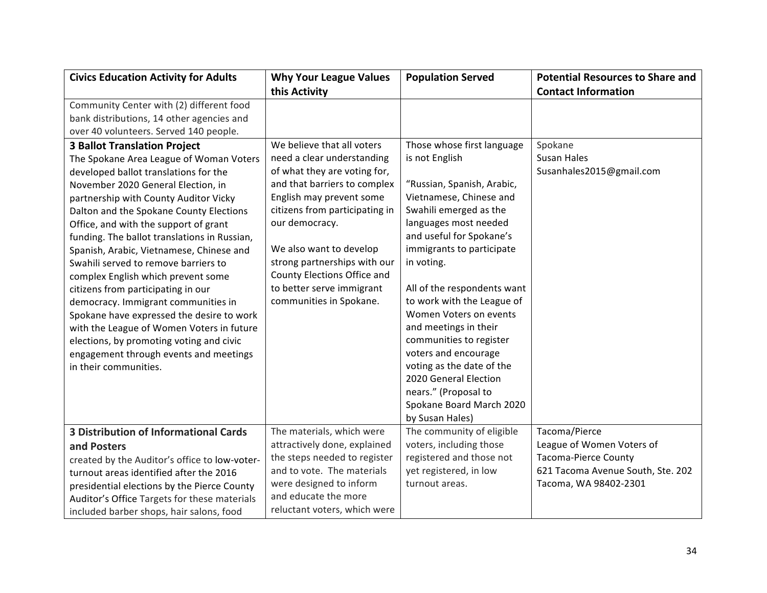| Civics Education Activity for Adults | Why Your League Values this Activity | Population Served | Potential Resources to Share and Contact Information |
|---|---|---|---|
| Community Center with (2) different food bank distributions, 14 other agencies and over 40 volunteers. Served 140 people. | | | |
| **3 Ballot Translation Project**<br>The Spokane Area League of Woman Voters developed ballot translations for the November 2020 General Election, in partnership with County Auditor Vicky Dalton and the Spokane County Elections Office, and with the support of grant funding. The ballot translations in Russian, Spanish, Arabic, Vietnamese, Chinese and Swahili served to remove barriers to complex English which prevent some citizens from participating in our democracy. Immigrant communities in Spokane have expressed the desire to work with the League of Women Voters in future elections, by promoting voting and civic engagement through events and meetings in their communities. | We believe that all voters need a clear understanding of what they are voting for, and that barriers to complex English may prevent some citizens from participating in our democracy.<br><br>We also want to develop strong partnerships with our County Elections Office and to better serve immigrant communities in Spokane. | Those whose first language is not English<br><br>"Russian, Spanish, Arabic, Vietnamese, Chinese and Swahili emerged as the languages most needed and useful for Spokane's immigrants to participate in voting.<br><br>All of the respondents want to work with the League of Women Voters on events and meetings in their communities to register voters and encourage voting as the date of the 2020 General Election nears." (Proposal to Spokane Board March 2020 by Susan Hales) | Spokane<br>Susan Hales<br>Susanhales2015@gmail.com |
| **3 Distribution of Informational Cards and Posters**<br>created by the Auditor's office to low-voter-turnout areas identified after the 2016 presidential elections by the Pierce County Auditor's Office Targets for these materials included barber shops, hair salons, food | The materials, which were attractively done, explained the steps needed to register and to vote. The materials were designed to inform and educate the more reluctant voters, which were | The community of eligible voters, including those registered and those not yet registered, in low turnout areas. | Tacoma/Pierce<br>League of Women Voters of Tacoma-Pierce County<br>621 Tacoma Avenue South, Ste. 202<br>Tacoma, WA 98402-2301 |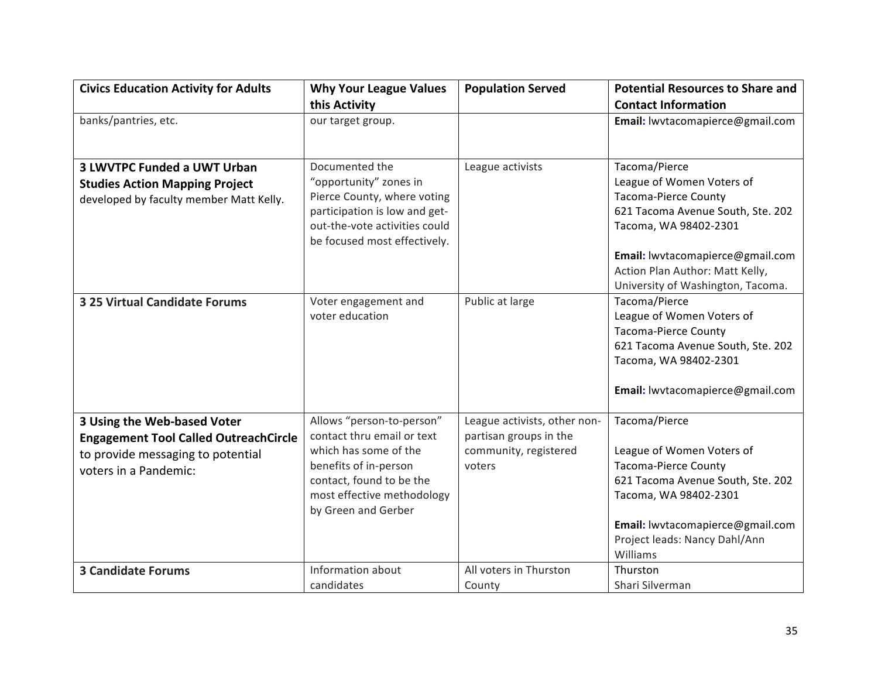| Civics Education Activity for Adults | Why Your League Values this Activity | Population Served | Potential Resources to Share and Contact Information |
|---|---|---|---|
| banks/pantries, etc. | our target group. | | **Email:** lwvtacomapierce@gmail.com |
| **3 LWVTPC Funded a UWT Urban Studies Action Mapping Project** developed by faculty member Matt Kelly. | Documented the "opportunity" zones in Pierce County, where voting participation is low and get-out-the-vote activities could be focused most effectively. | League activists | Tacoma/Pierce<br>League of Women Voters of Tacoma-Pierce County<br>621 Tacoma Avenue South, Ste. 202<br>Tacoma, WA 98402-2301<br><br>**Email:** lwvtacomapierce@gmail.com<br>Action Plan Author: Matt Kelly, University of Washington, Tacoma. |
| **3 25 Virtual Candidate Forums** | Voter engagement and voter education | Public at large | Tacoma/Pierce<br>League of Women Voters of Tacoma-Pierce County<br>621 Tacoma Avenue South, Ste. 202<br>Tacoma, WA 98402-2301<br><br>**Email:** lwvtacomapierce@gmail.com |
| **3 Using the Web-based Voter Engagement Tool Called OutreachCircle** to provide messaging to potential voters in a Pandemic: | Allows "person-to-person" contact thru email or text which has some of the benefits of in-person contact, found to be the most effective methodology by Green and Gerber | League activists, other non-partisan groups in the community, registered voters | Tacoma/Pierce<br><br>League of Women Voters of Tacoma-Pierce County<br>621 Tacoma Avenue South, Ste. 202<br>Tacoma, WA 98402-2301<br><br>**Email:** lwvtacomapierce@gmail.com<br>Project leads: Nancy Dahl/Ann Williams |
| **3 Candidate Forums** | Information about candidates | All voters in Thurston County | Thurston<br>Shari Silverman |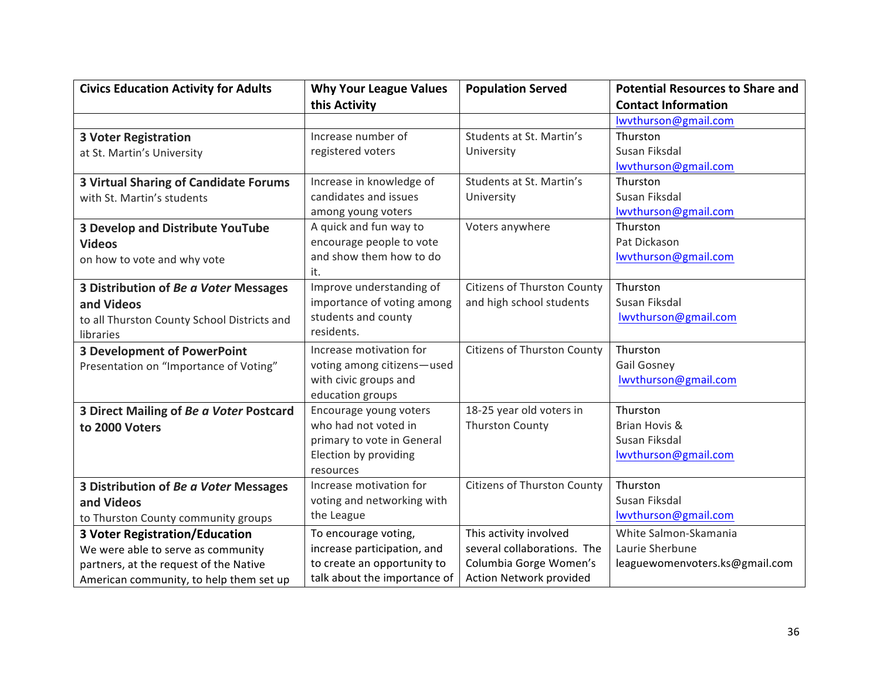| Civics Education Activity for Adults | Why Your League Values this Activity | Population Served | Potential Resources to Share and Contact Information |
|---|---|---|---|
| | | | lwvthurson@gmail.com |
| **3 Voter Registration** at St. Martin's University | Increase number of registered voters | Students at St. Martin's University | Thurston Susan Fiksdal lwvthurson@gmail.com |
| **3 Virtual Sharing of Candidate Forums** with St. Martin's students | Increase in knowledge of candidates and issues among young voters | Students at St. Martin's University | Thurston Susan Fiksdal lwvthurson@gmail.com |
| **3 Develop and Distribute YouTube Videos** on how to vote and why vote | A quick and fun way to encourage people to vote and show them how to do it. | Voters anywhere | Thurston Pat Dickason lwvthurson@gmail.com |
| **3 Distribution of *Be a Voter* Messages and Videos** to all Thurston County School Districts and libraries | Improve understanding of importance of voting among students and county residents. | Citizens of Thurston County and high school students | Thurston Susan Fiksdal lwvthurson@gmail.com |
| **3 Development of PowerPoint** Presentation on "Importance of Voting" | Increase motivation for voting among citizens—used with civic groups and education groups | Citizens of Thurston County | Thurston Gail Gosney lwvthurson@gmail.com |
| **3 Direct Mailing of *Be a Voter* Postcard to 2000 Voters** | Encourage young voters who had not voted in primary to vote in General Election by providing resources | 18-25 year old voters in Thurston County | Thurston Brian Hovis & Susan Fiksdal lwvthurson@gmail.com |
| **3 Distribution of *Be a Voter* Messages and Videos** to Thurston County community groups | Increase motivation for voting and networking with the League | Citizens of Thurston County | Thurston Susan Fiksdal lwvthurson@gmail.com |
| **3 Voter Registration/Education** We were able to serve as community partners, at the request of the Native American community, to help them set up | To encourage voting, increase participation, and to create an opportunity to talk about the importance of | This activity involved several collaborations. The Columbia Gorge Women's Action Network provided | White Salmon-Skamania Laurie Sherbune leaguewomenvoters.ks@gmail.com |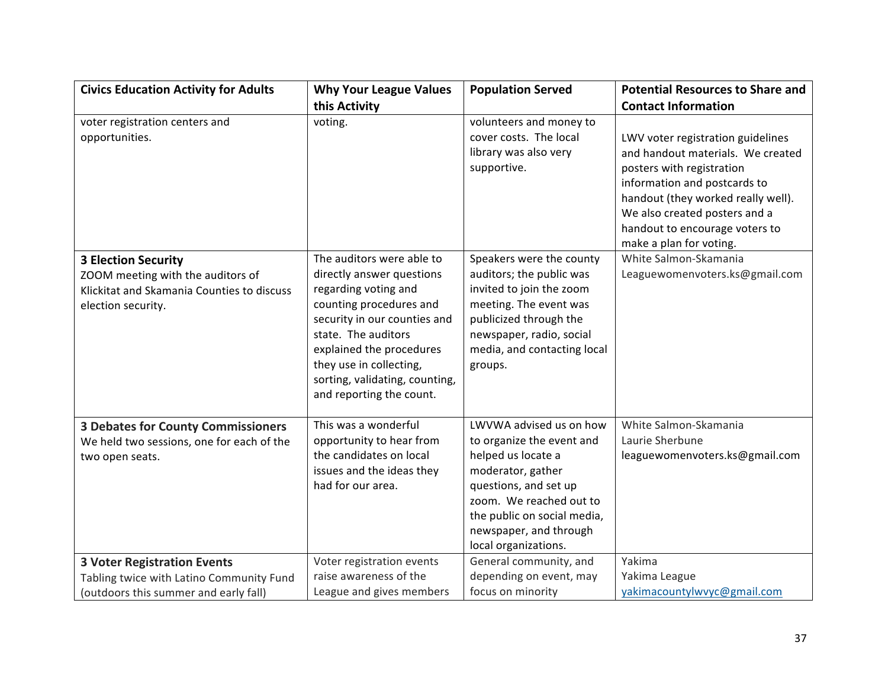| Civics Education Activity for Adults | Why Your League Values this Activity | Population Served | Potential Resources to Share and Contact Information |
|---|---|---|---|
| voter registration centers and opportunities. | voting. | volunteers and money to cover costs. The local library was also very supportive. | LWV voter registration guidelines and handout materials. We created posters with registration information and postcards to handout (they worked really well). We also created posters and a handout to encourage voters to make a plan for voting. |
| **3 Election Security** ZOOM meeting with the auditors of Klickitat and Skamania Counties to discuss election security. | The auditors were able to directly answer questions regarding voting and counting procedures and security in our counties and state. The auditors explained the procedures they use in collecting, sorting, validating, counting, and reporting the count. | Speakers were the county auditors; the public was invited to join the zoom meeting. The event was publicized through the newspaper, radio, social media, and contacting local groups. | White Salmon-Skamania Leaguewomenvoters.ks@gmail.com |
| **3 Debates for County Commissioners** We held two sessions, one for each of the two open seats. | This was a wonderful opportunity to hear from the candidates on local issues and the ideas they had for our area. | LWVWA advised us on how to organize the event and helped us locate a moderator, gather questions, and set up zoom. We reached out to the public on social media, newspaper, and through local organizations. | White Salmon-Skamania Laurie Sherbune leaguewomenvoters.ks@gmail.com |
| **3 Voter Registration Events** Tabling twice with Latino Community Fund (outdoors this summer and early fall) | Voter registration events raise awareness of the League and gives members | General community, and depending on event, may focus on minority | Yakima Yakima League yakimacountylwvyc@gmail.com |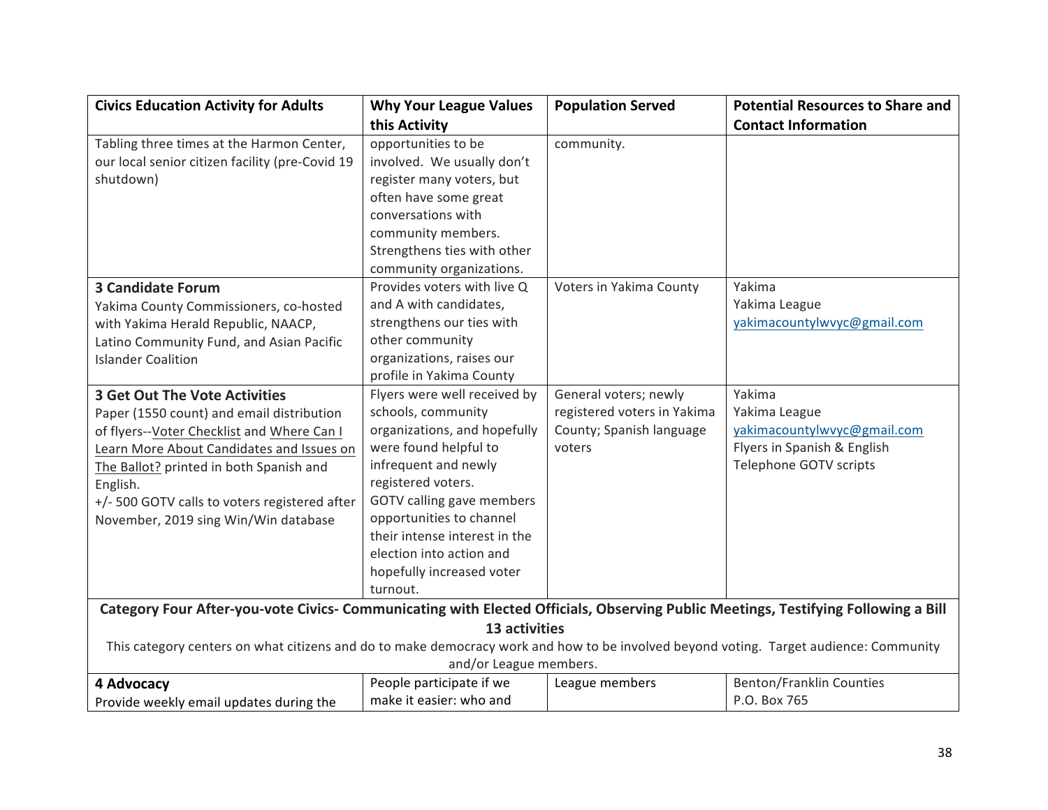| Civics Education Activity for Adults | Why Your League Values this Activity | Population Served | Potential Resources to Share and Contact Information |
|---|---|---|---|
| Tabling three times at the Harmon Center, our local senior citizen facility (pre-Covid 19 shutdown) | opportunities to be involved. We usually don't register many voters, but often have some great conversations with community members. Strengthens ties with other community organizations. | community. | |
| **3 Candidate Forum** Yakima County Commissioners, co-hosted with Yakima Herald Republic, NAACP, Latino Community Fund, and Asian Pacific Islander Coalition | Provides voters with live Q and A with candidates, strengthens our ties with other community organizations, raises our profile in Yakima County | Voters in Yakima County | Yakima Yakima League yakimacountylwvyc@gmail.com |
| **3 Get Out The Vote Activities** Paper (1550 count) and email distribution of flyers--Voter Checklist and Where Can I Learn More About Candidates and Issues on The Ballot? printed in both Spanish and English. +/- 500 GOTV calls to voters registered after November, 2019 sing Win/Win database | Flyers were well received by schools, community organizations, and hopefully were found helpful to infrequent and newly registered voters. GOTV calling gave members opportunities to channel their intense interest in the election into action and hopefully increased voter turnout. | General voters; newly registered voters in Yakima County; Spanish language voters | Yakima Yakima League yakimacountylwvyc@gmail.com Flyers in Spanish & English Telephone GOTV scripts |
| **Category Four After-you-vote Civics- Communicating with Elected Officials, Observing Public Meetings, Testifying Following a Bill 13 activities** This category centers on what citizens and do to make democracy work and how to be involved beyond voting. Target audience: Community and/or League members. | | | |
| **4 Advocacy** Provide weekly email updates during the | People participate if we make it easier: who and | League members | Benton/Franklin Counties P.O. Box 765 |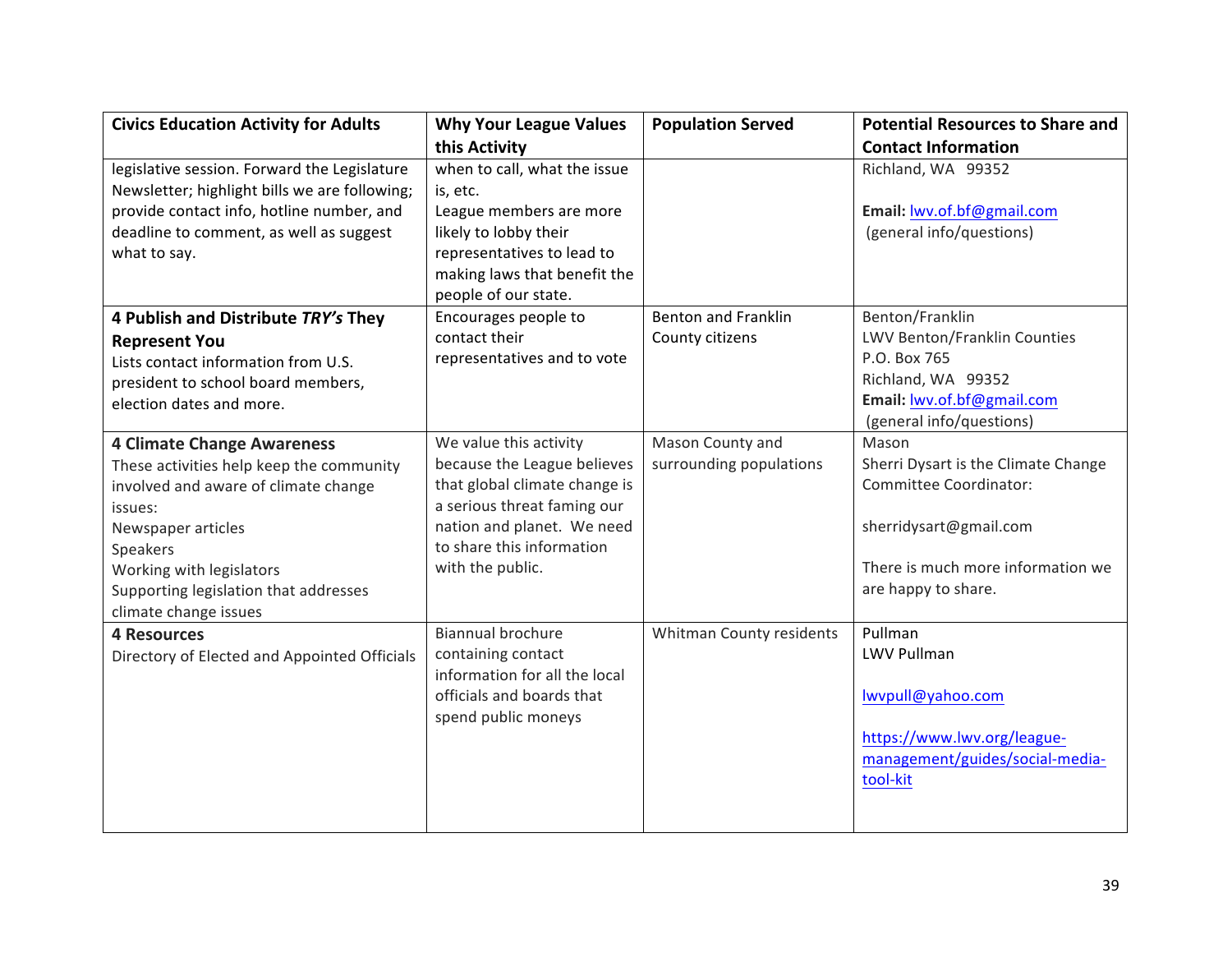| Civics Education Activity for Adults | Why Your League Values this Activity | Population Served | Potential Resources to Share and Contact Information |
| --- | --- | --- | --- |
| legislative session. Forward the Legislature Newsletter; highlight bills we are following; provide contact info, hotline number, and deadline to comment, as well as suggest what to say. | when to call, what the issue is, etc.<br>League members are more likely to lobby their representatives to lead to making laws that benefit the people of our state. | | Richland, WA 99352<br><br>**Email:** lwv.of.bf@gmail.com<br>(general info/questions) |
| **4 Publish and Distribute *TRY's* They Represent You**<br>Lists contact information from U.S. president to school board members, election dates and more. | Encourages people to contact their representatives and to vote | Benton and Franklin County citizens | Benton/Franklin<br>LWV Benton/Franklin Counties<br>P.O. Box 765<br>Richland, WA 99352<br>**Email:** lwv.of.bf@gmail.com<br>(general info/questions) |
| **4 Climate Change Awareness**<br>These activities help keep the community involved and aware of climate change issues:<br>Newspaper articles<br>Speakers<br>Working with legislators<br>Supporting legislation that addresses climate change issues | We value this activity because the League believes that global climate change is a serious threat faming our nation and planet. We need to share this information with the public. | Mason County and surrounding populations | Mason<br>Sherri Dysart is the Climate Change Committee Coordinator:<br><br>sherridysart@gmail.com<br><br>There is much more information we are happy to share. |
| **4 Resources**<br>Directory of Elected and Appointed Officials | Biannual brochure containing contact information for all the local officials and boards that spend public moneys | Whitman County residents | Pullman<br>LWV Pullman<br><br>lwvpull@yahoo.com<br><br>https://www.lwv.org/league-management/guides/social-media-tool-kit |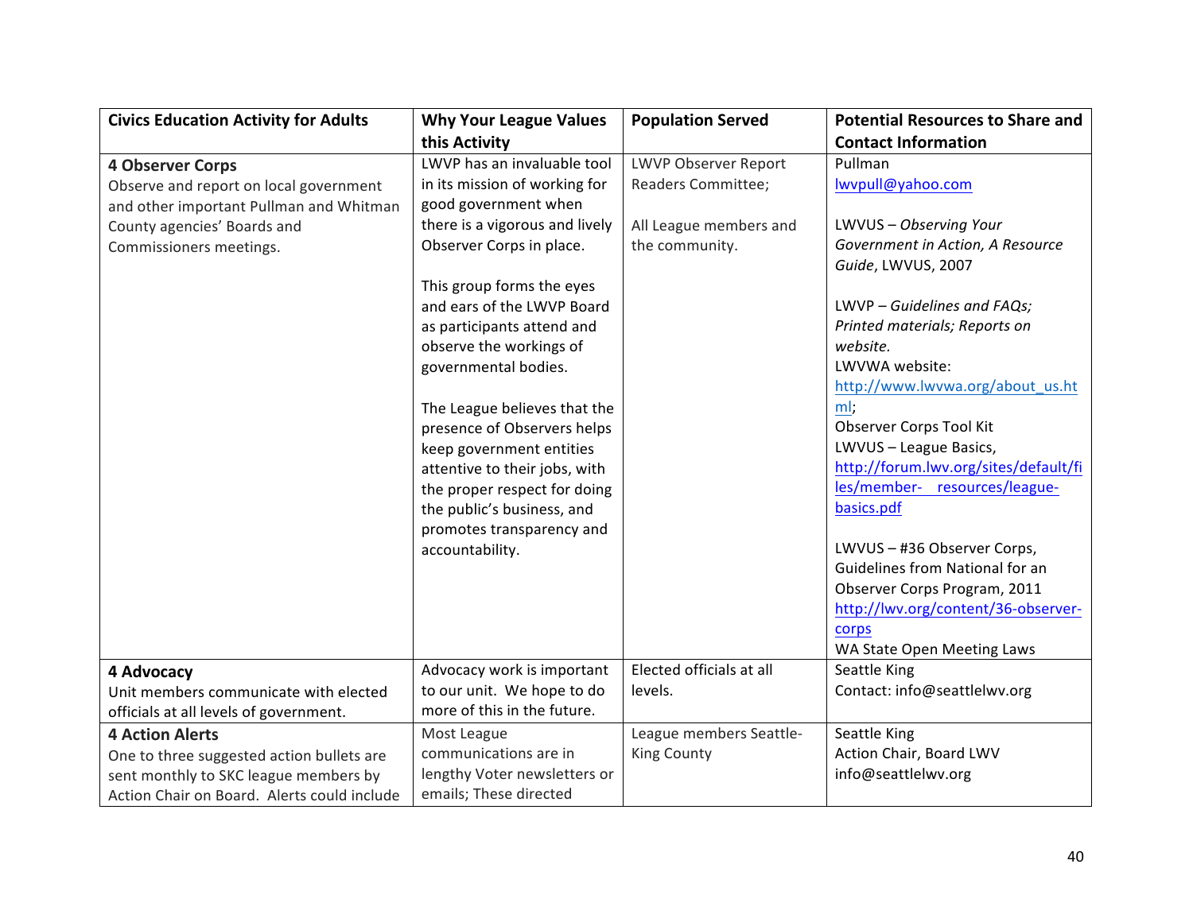| Civics Education Activity for Adults | Why Your League Values this Activity | Population Served | Potential Resources to Share and Contact Information |
|---|---|---|---|
| **4 Observer Corps**<br>Observe and report on local government and other important Pullman and Whitman County agencies' Boards and Commissioners meetings. | LWVP has an invaluable tool in its mission of working for good government when there is a vigorous and lively Observer Corps in place.<br><br>This group forms the eyes and ears of the LWVP Board as participants attend and observe the workings of governmental bodies.<br><br>The League believes that the presence of Observers helps keep government entities attentive to their jobs, with the proper respect for doing the public's business, and promotes transparency and accountability. | LWVP Observer Report Readers Committee;<br><br>All League members and the community. | Pullman<br>lwvpull@yahoo.com<br><br>LWVUS – *Observing Your Government in Action, A Resource Guide*, LWVUS, 2007<br><br>LWVP – *Guidelines and FAQs; Printed materials; Reports on website.*<br>LWVWA website:<br>http://www.lwvwa.org/about_us.html;<br>Observer Corps Tool Kit<br>LWVUS – League Basics,<br>http://forum.lwv.org/sites/default/files/member- resources/league-basics.pdf<br><br>LWVUS – #36 Observer Corps, Guidelines from National for an Observer Corps Program, 2011<br>http://lwv.org/content/36-observer-corps<br>WA State Open Meeting Laws |
| **4 Advocacy**<br>Unit members communicate with elected officials at all levels of government. | Advocacy work is important to our unit. We hope to do more of this in the future. | Elected officials at all levels. | Seattle King<br>Contact: info@seattlelwv.org |
| **4 Action Alerts**<br>One to three suggested action bullets are sent monthly to SKC league members by Action Chair on Board. Alerts could include | Most League communications are in lengthy Voter newsletters or emails; These directed | League members Seattle-King County | Seattle King<br>Action Chair, Board LWV<br>info@seattlelwv.org |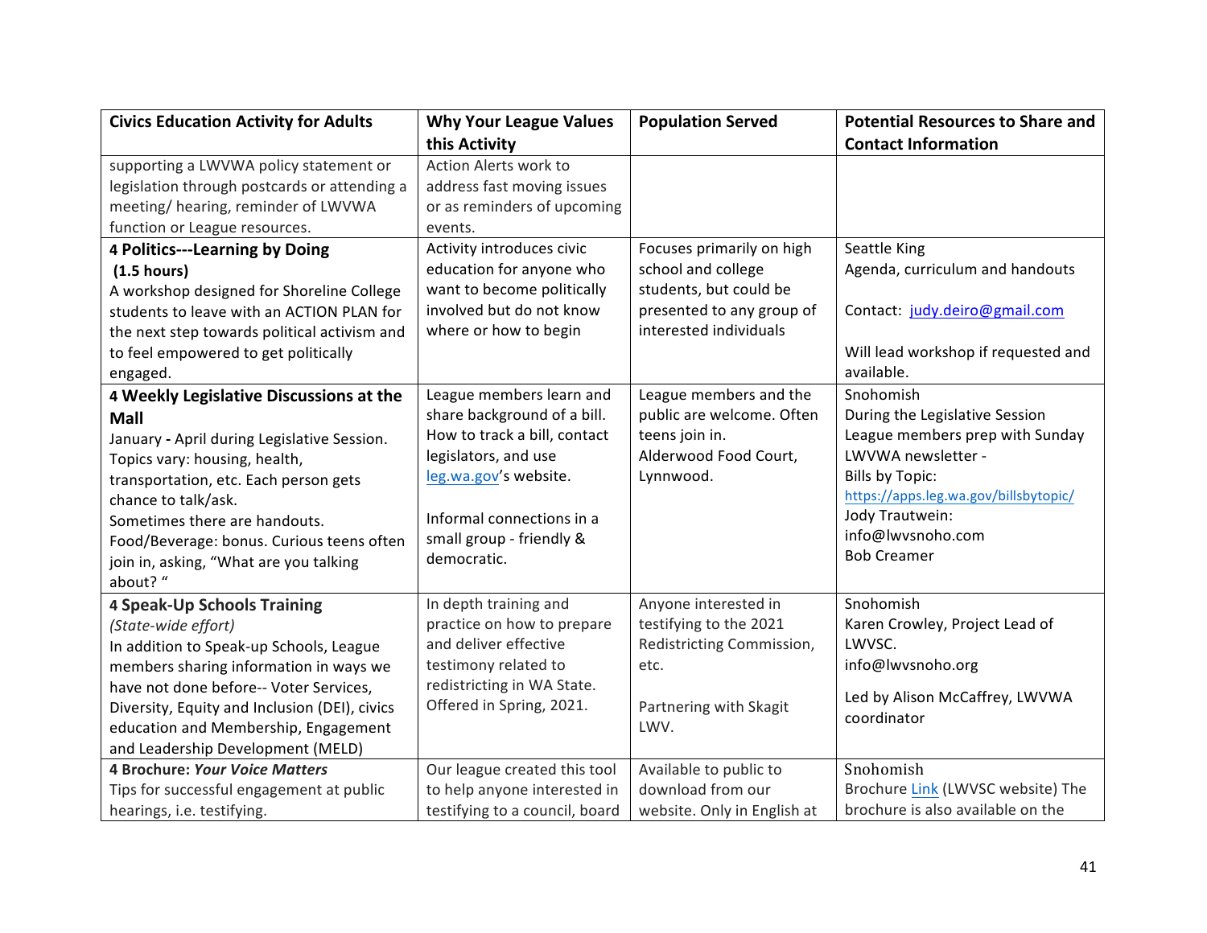| Civics Education Activity for Adults | Why Your League Values this Activity | Population Served | Potential Resources to Share and Contact Information |
|---|---|---|---|
| supporting a LWVWA policy statement or legislation through postcards or attending a meeting/ hearing, reminder of LWVWA function or League resources. | Action Alerts work to address fast moving issues or as reminders of upcoming events. | | |
| **4 Politics---Learning by Doing (1.5 hours)**<br>A workshop designed for Shoreline College students to leave with an ACTION PLAN for the next step towards political activism and to feel empowered to get politically engaged. | Activity introduces civic education for anyone who want to become politically involved but do not know where or how to begin | Focuses primarily on high school and college students, but could be presented to any group of interested individuals | Seattle King<br>Agenda, curriculum and handouts<br><br>Contact: judy.deiro@gmail.com<br><br>Will lead workshop if requested and available. |
| **4 Weekly Legislative Discussions at the Mall**<br>January - April during Legislative Session. Topics vary: housing, health, transportation, etc. Each person gets chance to talk/ask.<br>Sometimes there are handouts.<br>Food/Beverage: bonus. Curious teens often join in, asking, "What are you talking about? " | League members learn and share background of a bill. How to track a bill, contact legislators, and use leg.wa.gov's website.<br><br>Informal connections in a small group - friendly & democratic. | League members and the public are welcome. Often teens join in.<br>Alderwood Food Court, Lynnwood. | Snohomish<br>During the Legislative Session League members prep with Sunday LWVWA newsletter -<br>Bills by Topic: https://apps.leg.wa.gov/billsbytopic/<br>Jody Trautwein: info@lwvsnoho.com<br>Bob Creamer |
| **4 Speak-Up Schools Training**<br>*(State-wide effort)*<br>In addition to Speak-up Schools, League members sharing information in ways we have not done before-- Voter Services, Diversity, Equity and Inclusion (DEI), civics education and Membership, Engagement and Leadership Development (MELD) | In depth training and practice on how to prepare and deliver effective testimony related to redistricting in WA State. Offered in Spring, 2021. | Anyone interested in testifying to the 2021 Redistricting Commission, etc.<br><br>Partnering with Skagit LWV. | Snohomish<br>Karen Crowley, Project Lead of LWVSC.<br>info@lwvsnoho.org<br><br>Led by Alison McCaffrey, LWVWA coordinator |
| **4 Brochure: *Your Voice Matters***<br>Tips for successful engagement at public hearings, i.e. testifying. | Our league created this tool to help anyone interested in testifying to a council, board | Available to public to download from our website. Only in English at | Snohomish<br>Brochure Link (LWVSC website) The brochure is also available on the |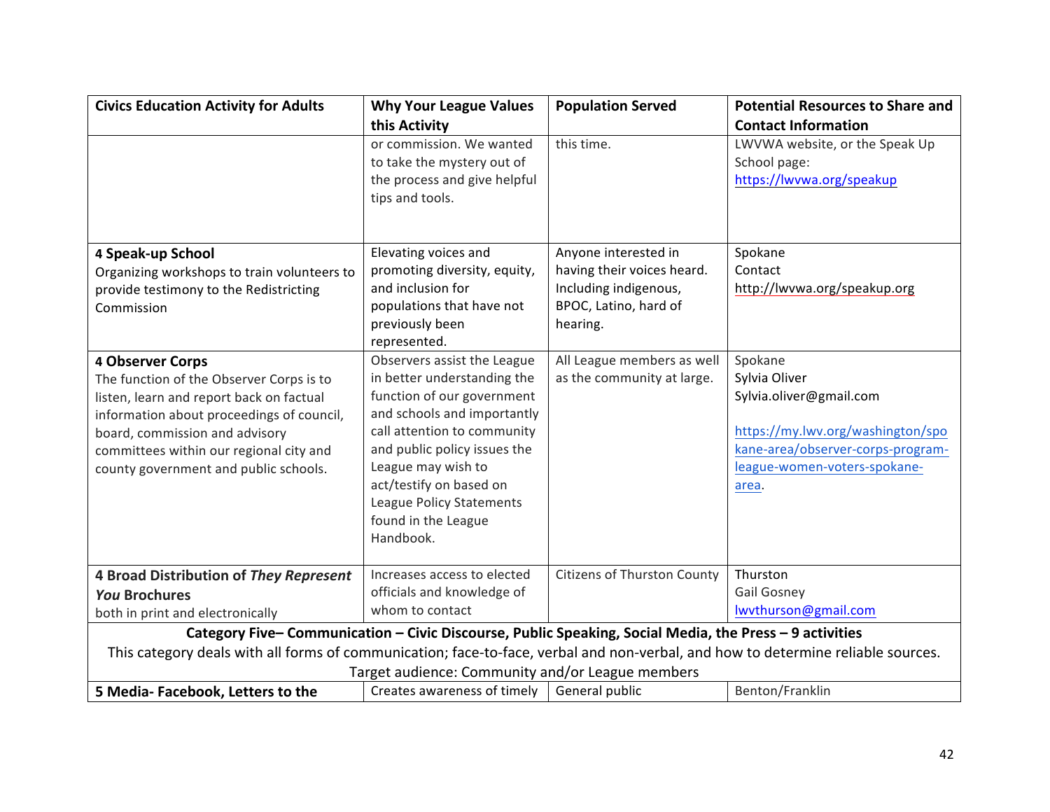| Civics Education Activity for Adults | Why Your League Values this Activity | Population Served | Potential Resources to Share and Contact Information |
|---|---|---|---|
| | or commission. We wanted to take the mystery out of the process and give helpful tips and tools. | this time. | LWVWA website, or the Speak Up School page: https://lwvwa.org/speakup |
| **4 Speak-up School** Organizing workshops to train volunteers to provide testimony to the Redistricting Commission | Elevating voices and promoting diversity, equity, and inclusion for populations that have not previously been represented. | Anyone interested in having their voices heard. Including indigenous, BPOC, Latino, hard of hearing. | Spokane Contact http://lwvwa.org/speakup.org |
| **4 Observer Corps** The function of the Observer Corps is to listen, learn and report back on factual information about proceedings of council, board, commission and advisory committees within our regional city and county government and public schools. | Observers assist the League in better understanding the function of our government and schools and importantly call attention to community and public policy issues the League may wish to act/testify on based on League Policy Statements found in the League Handbook. | All League members as well as the community at large. | Spokane Sylvia Oliver Sylvia.oliver@gmail.com https://my.lwv.org/washington/spokane-area/observer-corps-program-league-women-voters-spokane-area. |
| **4 Broad Distribution of *They Represent You* Brochures** both in print and electronically | Increases access to elected officials and knowledge of whom to contact | Citizens of Thurston County | Thurston Gail Gosney lwvthurson@gmail.com |
| **Category Five– Communication – Civic Discourse, Public Speaking, Social Media, the Press – 9 activities** This category deals with all forms of communication; face-to-face, verbal and non-verbal, and how to determine reliable sources. Target audience: Community and/or League members | | | |
| **5 Media- Facebook, Letters to the** | Creates awareness of timely | General public | Benton/Franklin |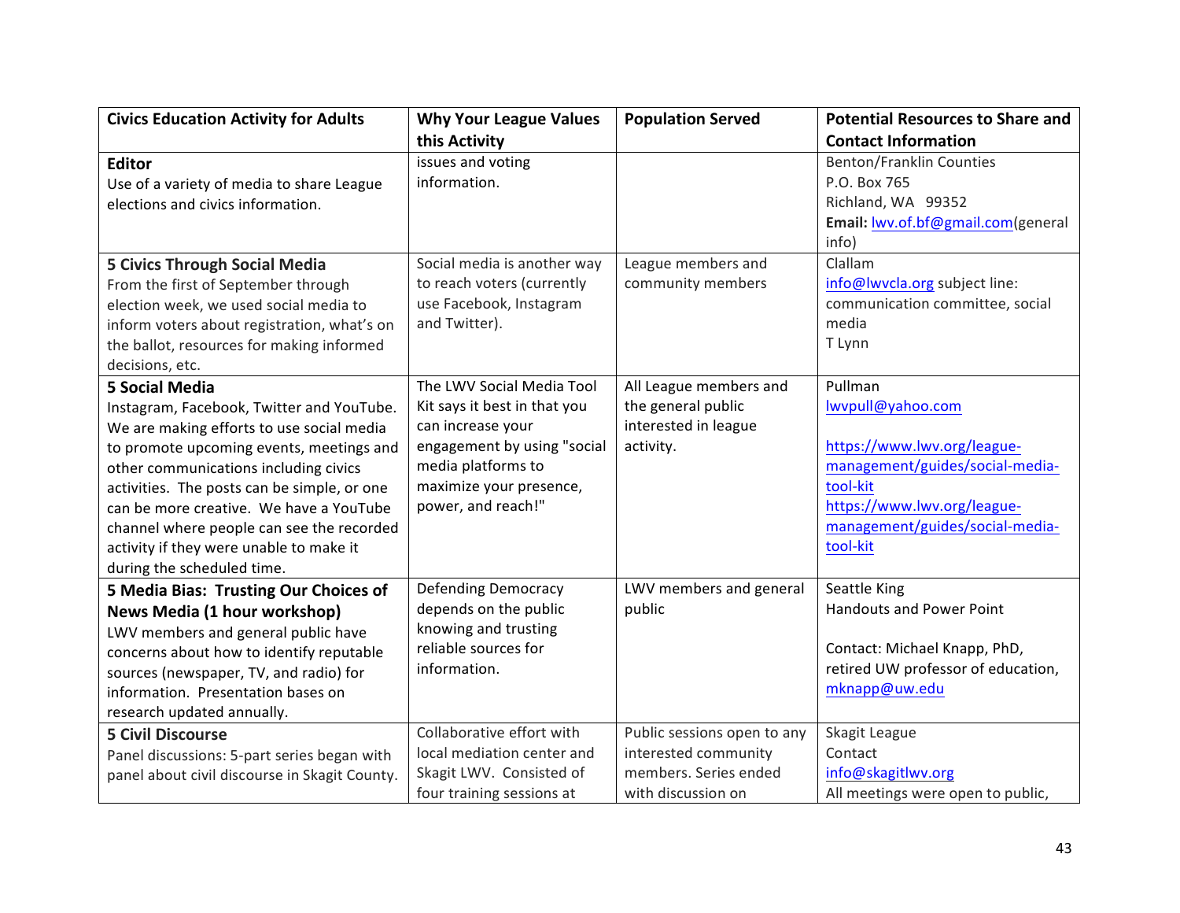| Civics Education Activity for Adults | Why Your League Values this Activity | Population Served | Potential Resources to Share and Contact Information |
|---|---|---|---|
| **Editor**<br>Use of a variety of media to share League elections and civics information. | issues and voting information. | | Benton/Franklin Counties<br>P.O. Box 765<br>Richland, WA 99352<br>**Email:** lwv.of.bf@gmail.com(general info) |
| **5 Civics Through Social Media**<br>From the first of September through election week, we used social media to inform voters about registration, what's on the ballot, resources for making informed decisions, etc. | Social media is another way to reach voters (currently use Facebook, Instagram and Twitter). | League members and community members | Clallam<br>info@lwvcla.org subject line: communication committee, social media<br>T Lynn |
| **5 Social Media**<br>Instagram, Facebook, Twitter and YouTube. We are making efforts to use social media to promote upcoming events, meetings and other communications including civics activities. The posts can be simple, or one can be more creative. We have a YouTube channel where people can see the recorded activity if they were unable to make it during the scheduled time. | The LWV Social Media Tool Kit says it best in that you can increase your engagement by using "social media platforms to maximize your presence, power, and reach!" | All League members and the general public interested in league activity. | Pullman<br>lwvpull@yahoo.com<br><br>https://www.lwv.org/league-management/guides/social-media-tool-kit<br>https://www.lwv.org/league-management/guides/social-media-tool-kit |
| **5 Media Bias: Trusting Our Choices of News Media (1 hour workshop)**<br>LWV members and general public have concerns about how to identify reputable sources (newspaper, TV, and radio) for information. Presentation bases on research updated annually. | Defending Democracy depends on the public knowing and trusting reliable sources for information. | LWV members and general public | Seattle King<br>Handouts and Power Point<br><br>Contact: Michael Knapp, PhD, retired UW professor of education, mknapp@uw.edu |
| **5 Civil Discourse**<br>Panel discussions: 5-part series began with panel about civil discourse in Skagit County. | Collaborative effort with local mediation center and Skagit LWV. Consisted of four training sessions at | Public sessions open to any interested community members. Series ended with discussion on | Skagit League<br>Contact<br>info@skagitlwv.org<br>All meetings were open to public, |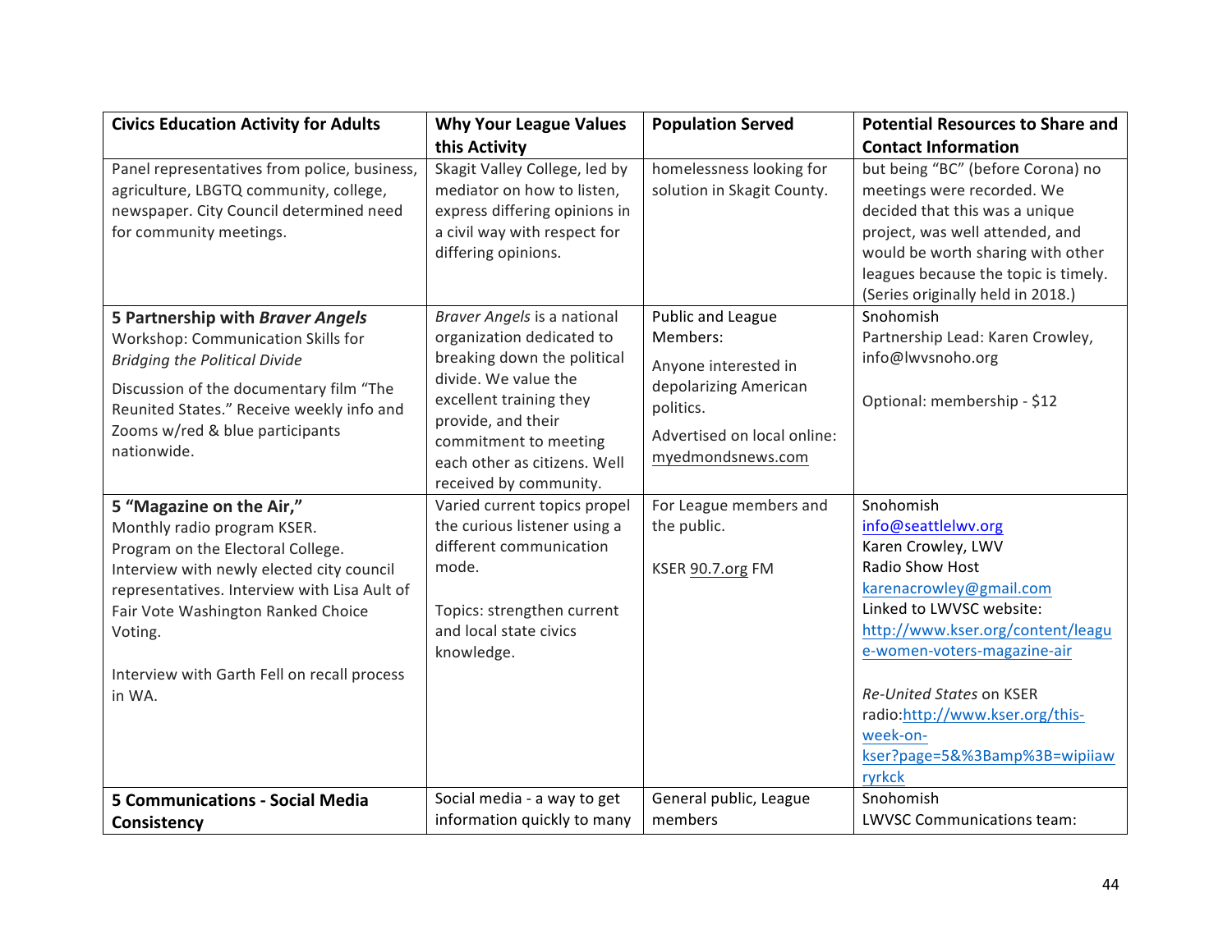| Civics Education Activity for Adults | Why Your League Values this Activity | Population Served | Potential Resources to Share and Contact Information |
|---|---|---|---|
| Panel representatives from police, business, agriculture, LBGTQ community, college, newspaper. City Council determined need for community meetings. | Skagit Valley College, led by mediator on how to listen, express differing opinions in a civil way with respect for differing opinions. | homelessness looking for solution in Skagit County. | but being "BC" (before Corona) no meetings were recorded. We decided that this was a unique project, was well attended, and would be worth sharing with other leagues because the topic is timely. (Series originally held in 2018.) |
| **5 Partnership with *Braver Angels*** Workshop: Communication Skills for *Bridging the Political Divide*<br><br>Discussion of the documentary film "The Reunited States." Receive weekly info and Zooms w/red & blue participants nationwide. | *Braver Angels* is a national organization dedicated to breaking down the political divide. We value the excellent training they provide, and their commitment to meeting each other as citizens. Well received by community. | Public and League Members:<br><br>Anyone interested in depolarizing American politics.<br><br>Advertised on local online: myedmondsnews.com | Snohomish<br>Partnership Lead: Karen Crowley, info@lwvsnoho.org<br><br>Optional: membership - $12 |
| **5 "Magazine on the Air,"**<br>Monthly radio program KSER.<br>Program on the Electoral College.<br>Interview with newly elected city council representatives. Interview with Lisa Ault of Fair Vote Washington Ranked Choice Voting.<br><br>Interview with Garth Fell on recall process in WA. | Varied current topics propel the curious listener using a different communication mode.<br><br>Topics: strengthen current and local state civics knowledge. | For League members and the public.<br><br>KSER 90.7.org FM | Snohomish<br>info@seattlelwv.org<br>Karen Crowley, LWV<br>Radio Show Host<br>karenacrowley@gmail.com<br>Linked to LWVSC website:<br>http://www.kser.org/content/league-women-voters-magazine-air<br><br>*Re-United States* on KSER radio:http://www.kser.org/this-week-on-kser?page=5&%3Bamp%3B=wipiiawryrkck |
| **5 Communications - Social Media Consistency** | Social media - a way to get information quickly to many | General public, League members | Snohomish<br>LWVSC Communications team: |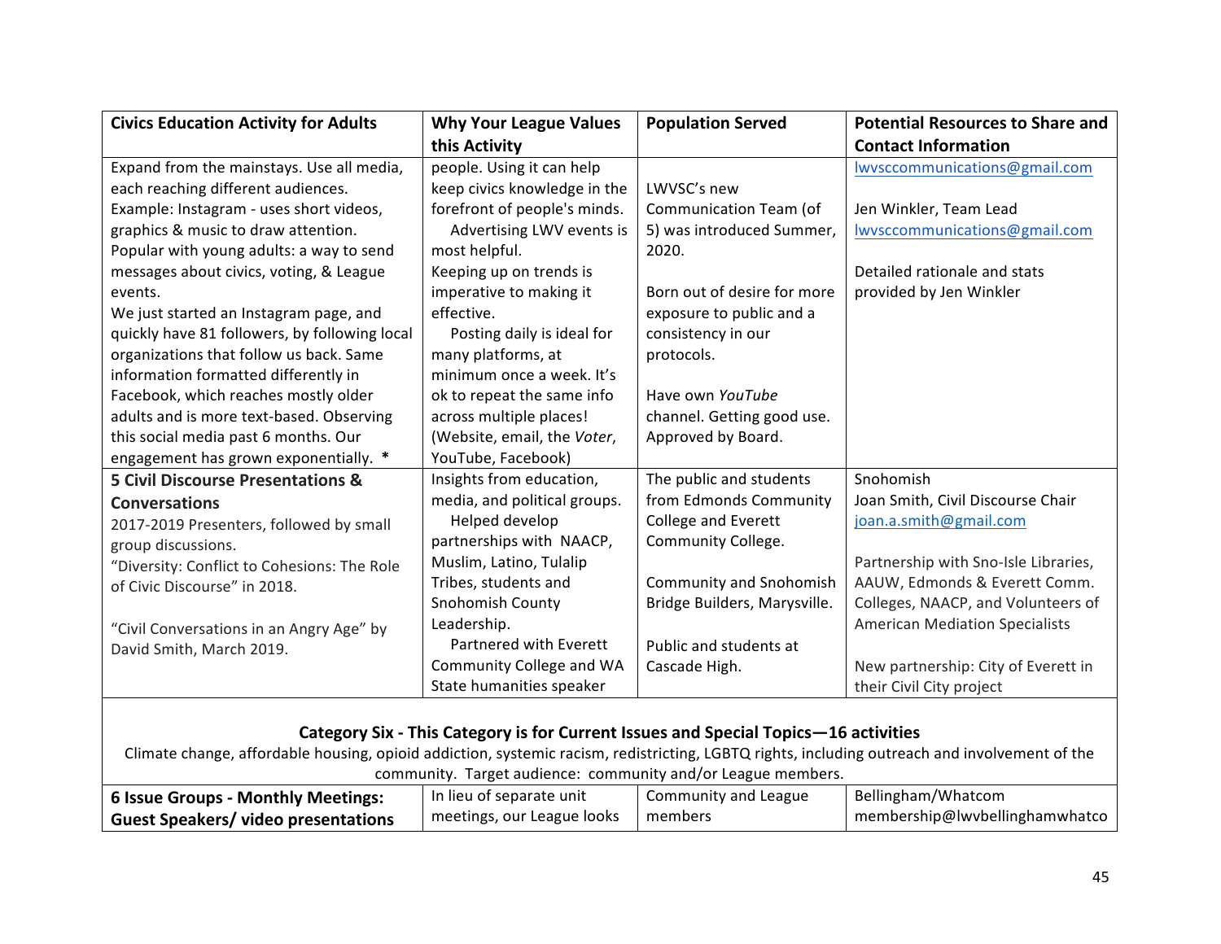| Civics Education Activity for Adults | Why Your League Values this Activity | Population Served | Potential Resources to Share and Contact Information |
|---|---|---|---|
| Expand from the mainstays. Use all media, each reaching different audiences. Example: Instagram - uses short videos, graphics & music to draw attention. Popular with young adults: a way to send messages about civics, voting, & League events. We just started an Instagram page, and quickly have 81 followers, by following local organizations that follow us back. Same information formatted differently in Facebook, which reaches mostly older adults and is more text-based. Observing this social media past 6 months. Our engagement has grown exponentially. * | people. Using it can help keep civics knowledge in the forefront of people's minds. Advertising LWV events is most helpful. Keeping up on trends is imperative to making it effective. Posting daily is ideal for many platforms, at minimum once a week. It's ok to repeat the same info across multiple places! (Website, email, the *Voter*, YouTube, Facebook) | LWVSC's new Communication Team (of 5) was introduced Summer, 2020.<br><br>Born out of desire for more exposure to public and a consistency in our protocols.<br><br>Have own *YouTube* channel. Getting good use. Approved by Board. | lwvsccommunications@gmail.com<br><br>Jen Winkler, Team Lead lwvsccommunications@gmail.com<br><br>Detailed rationale and stats provided by Jen Winkler |
| **5 Civil Discourse Presentations & Conversations**<br>2017-2019 Presenters, followed by small group discussions.<br>"Diversity: Conflict to Cohesions: The Role of Civic Discourse" in 2018.<br><br>"Civil Conversations in an Angry Age" by David Smith, March 2019. | Insights from education, media, and political groups. Helped develop partnerships with NAACP, Muslim, Latino, Tulalip Tribes, students and Snohomish County Leadership. Partnered with Everett Community College and WA State humanities speaker | The public and students from Edmonds Community College and Everett Community College.<br><br>Community and Snohomish Bridge Builders, Marysville.<br><br>Public and students at Cascade High. | Snohomish<br>Joan Smith, Civil Discourse Chair joan.a.smith@gmail.com<br><br>Partnership with Sno-Isle Libraries, AAUW, Edmonds & Everett Comm. Colleges, NAACP, and Volunteers of American Mediation Specialists<br><br>New partnership: City of Everett in their Civil City project |
| **Category Six - This Category is for Current Issues and Special Topics—16 activities**<br>Climate change, affordable housing, opioid addiction, systemic racism, redistricting, LGBTQ rights, including outreach and involvement of the community. Target audience: community and/or League members. | | | |
| **6 Issue Groups - Monthly Meetings: Guest Speakers/ video presentations** | In lieu of separate unit meetings, our League looks | Community and League members | Bellingham/Whatcom membership@lwvbellinghamwhatco |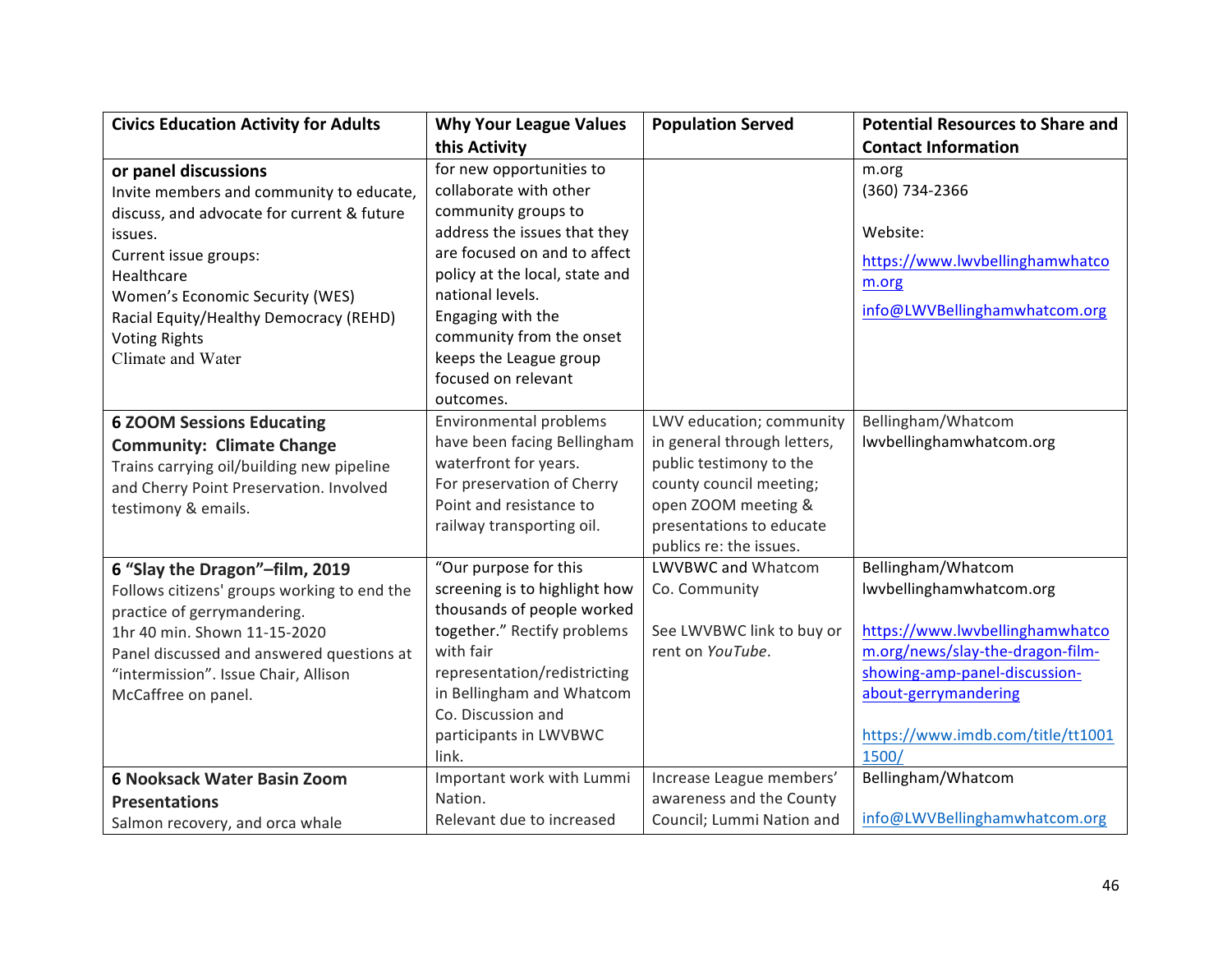| Civics Education Activity for Adults | Why Your League Values this Activity | Population Served | Potential Resources to Share and Contact Information |
|---|---|---|---|
| **or panel discussions**<br>Invite members and community to educate, discuss, and advocate for current & future issues.<br>Current issue groups:<br>Healthcare<br>Women's Economic Security (WES)<br>Racial Equity/Healthy Democracy (REHD)<br>Voting Rights<br>Climate and Water | for new opportunities to collaborate with other community groups to address the issues that they are focused on and to affect policy at the local, state and national levels.<br>Engaging with the community from the onset keeps the League group focused on relevant outcomes. | | m.org<br>(360) 734-2366<br><br>Website:<br>https://www.lwvbellinghamwhatcom.org<br>info@LWVBellinghamwhatcom.org |
| **6 ZOOM Sessions Educating Community: Climate Change**<br>Trains carrying oil/building new pipeline and Cherry Point Preservation. Involved testimony & emails. | Environmental problems have been facing Bellingham waterfront for years.<br>For preservation of Cherry Point and resistance to railway transporting oil. | LWV education; community in general through letters, public testimony to the county council meeting; open ZOOM meeting & presentations to educate publics re: the issues. | Bellingham/Whatcom<br>lwvbellinghamwhatcom.org |
| **6 "Slay the Dragon"–film, 2019**<br>Follows citizens' groups working to end the practice of gerrymandering.<br>1hr 40 min. Shown 11-15-2020<br>Panel discussed and answered questions at "intermission". Issue Chair, Allison McCaffree on panel. | "Our purpose for this screening is to highlight how thousands of people worked together." Rectify problems with fair representation/redistricting in Bellingham and Whatcom Co. Discussion and participants in LWVBWC link. | LWVBWC and Whatcom Co. Community<br><br>See LWVBWC link to buy or rent on *YouTube*. | Bellingham/Whatcom<br>lwvbellinghamwhatcom.org<br><br>https://www.lwvbellinghamwhatcom.org/news/slay-the-dragon-film-showing-amp-panel-discussion-about-gerrymandering<br><br>https://www.imdb.com/title/tt10011500/ |
| **6 Nooksack Water Basin Zoom Presentations**<br>Salmon recovery, and orca whale | Important work with Lummi Nation.<br>Relevant due to increased | Increase League members' awareness and the County Council; Lummi Nation and | Bellingham/Whatcom<br><br>info@LWVBellinghamwhatcom.org |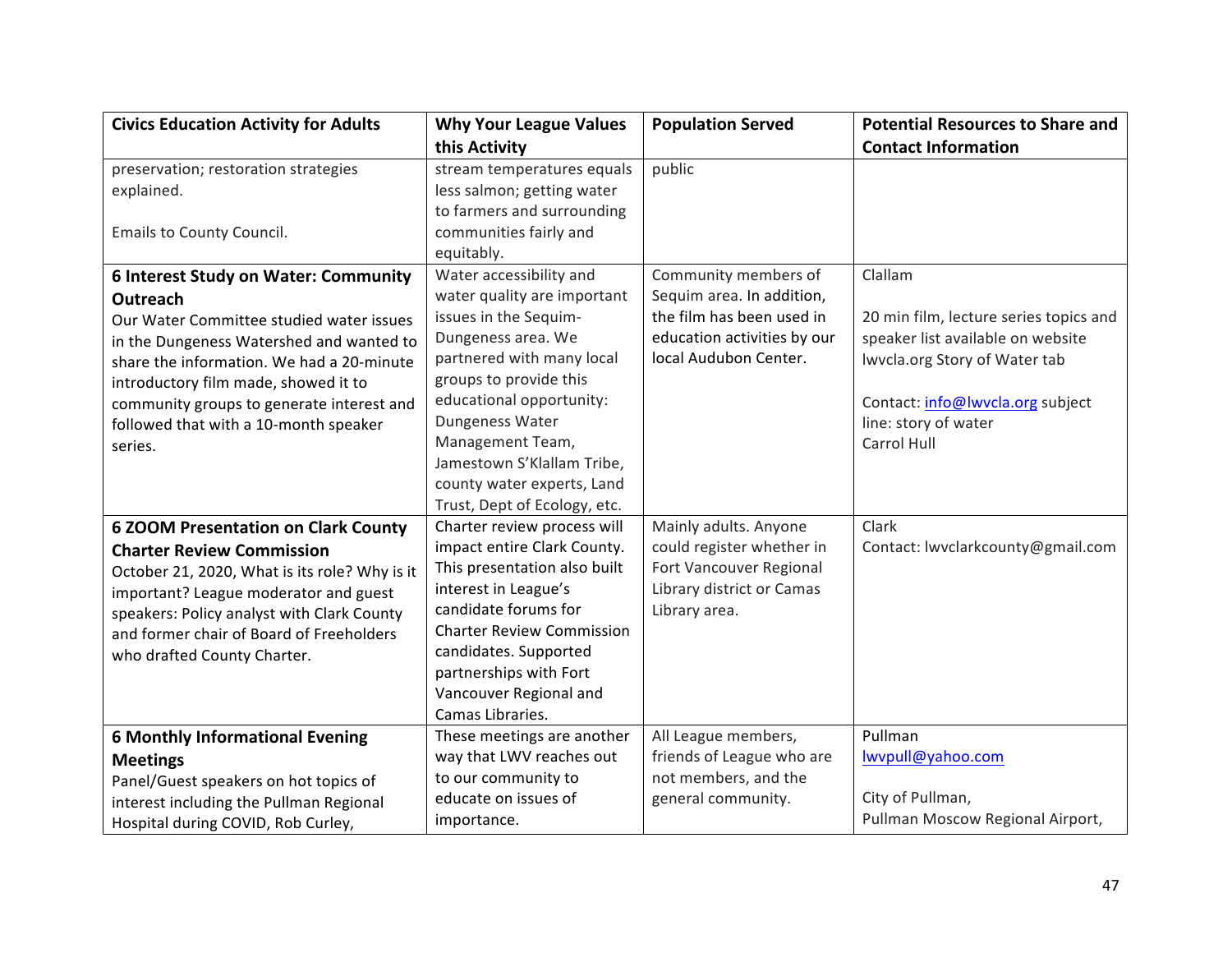| Civics Education Activity for Adults | Why Your League Values this Activity | Population Served | Potential Resources to Share and Contact Information |
|---|---|---|---|
| preservation; restoration strategies explained.<br><br>Emails to County Council. | stream temperatures equals less salmon; getting water to farmers and surrounding communities fairly and equitably. | public | |
| **6 Interest Study on Water: Community Outreach**<br>Our Water Committee studied water issues in the Dungeness Watershed and wanted to share the information. We had a 20-minute introductory film made, showed it to community groups to generate interest and followed that with a 10-month speaker series. | Water accessibility and water quality are important issues in the Sequim-Dungeness area. We partnered with many local groups to provide this educational opportunity: Dungeness Water Management Team, Jamestown S'Klallam Tribe, county water experts, Land Trust, Dept of Ecology, etc. | Community members of Sequim area. In addition, the film has been used in education activities by our local Audubon Center. | Clallam<br><br>20 min film, lecture series topics and speaker list available on website lwvcla.org Story of Water tab<br><br>Contact: info@lwvcla.org subject line: story of water<br>Carrol Hull |
| **6 ZOOM Presentation on Clark County Charter Review Commission**<br>October 21, 2020, What is its role? Why is it important? League moderator and guest speakers: Policy analyst with Clark County and former chair of Board of Freeholders who drafted County Charter. | Charter review process will impact entire Clark County. This presentation also built interest in League's candidate forums for Charter Review Commission candidates. Supported partnerships with Fort Vancouver Regional and Camas Libraries. | Mainly adults. Anyone could register whether in Fort Vancouver Regional Library district or Camas Library area. | Clark<br>Contact: lwvclarkcounty@gmail.com |
| **6 Monthly Informational Evening Meetings**<br>Panel/Guest speakers on hot topics of interest including the Pullman Regional Hospital during COVID, Rob Curley, | These meetings are another way that LWV reaches out to our community to educate on issues of importance. | All League members, friends of League who are not members, and the general community. | Pullman<br>lwvpull@yahoo.com<br><br>City of Pullman,<br>Pullman Moscow Regional Airport, |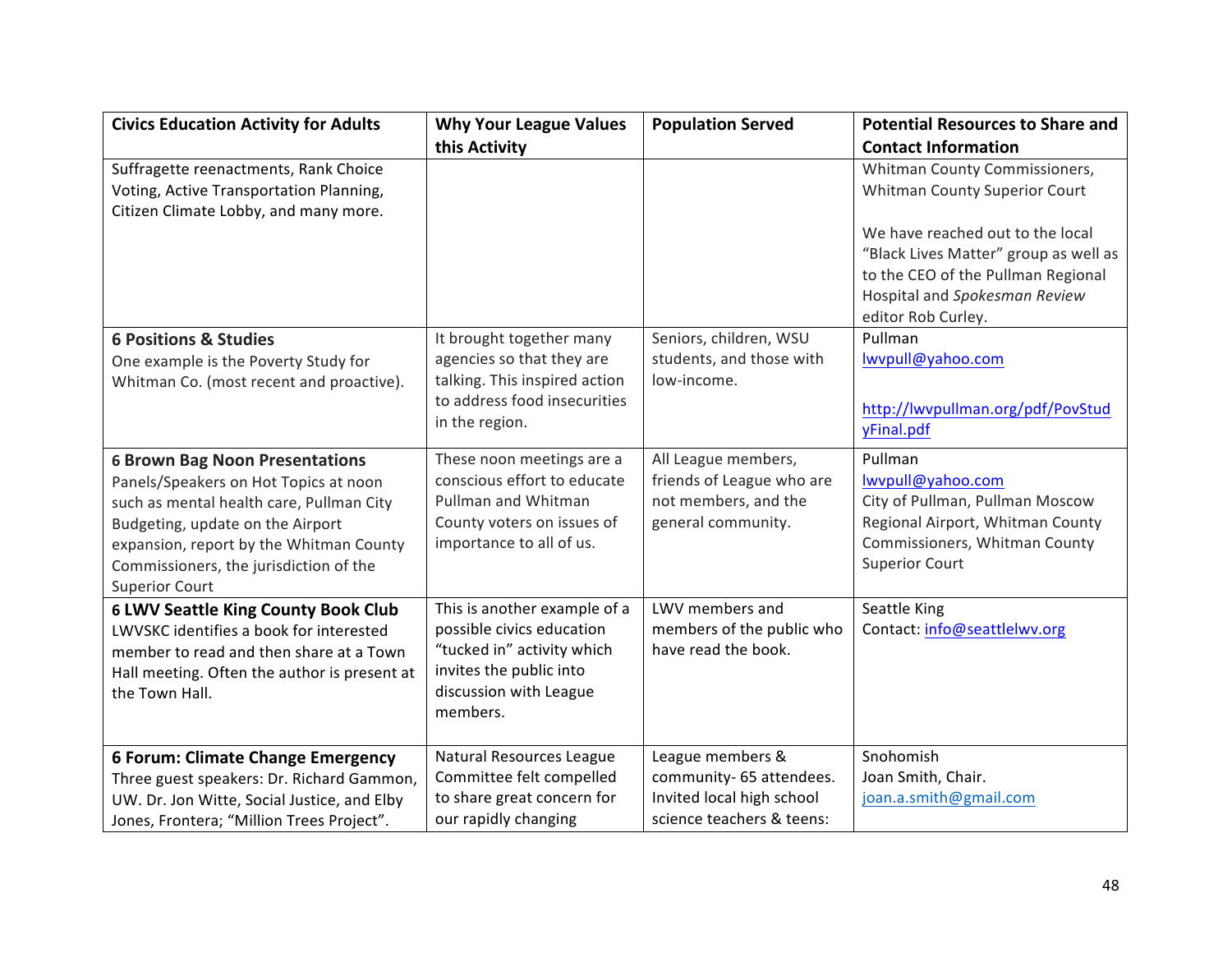| **Civics Education Activity for Adults** | **Why Your League Values this Activity** | **Population Served** | **Potential Resources to Share and Contact Information** |
|---|---|---|---|
| Suffragette reenactments, Rank Choice Voting, Active Transportation Planning, Citizen Climate Lobby, and many more. | | | Whitman County Commissioners, Whitman County Superior Court<br><br>We have reached out to the local "Black Lives Matter" group as well as to the CEO of the Pullman Regional Hospital and *Spokesman Review* editor Rob Curley. |
| **6 Positions & Studies**<br>One example is the Poverty Study for Whitman Co. (most recent and proactive). | It brought together many agencies so that they are talking. This inspired action to address food insecurities in the region. | Seniors, children, WSU students, and those with low-income. | Pullman<br>lwvpull@yahoo.com<br><br>http://lwvpullman.org/pdf/PovStudyFinal.pdf |
| **6 Brown Bag Noon Presentations**<br>Panels/Speakers on Hot Topics at noon such as mental health care, Pullman City Budgeting, update on the Airport expansion, report by the Whitman County Commissioners, the jurisdiction of the Superior Court | These noon meetings are a conscious effort to educate Pullman and Whitman County voters on issues of importance to all of us. | All League members, friends of League who are not members, and the general community. | Pullman<br>lwvpull@yahoo.com<br>City of Pullman, Pullman Moscow Regional Airport, Whitman County Commissioners, Whitman County Superior Court |
| **6 LWV Seattle King County Book Club**<br>LWVSKC identifies a book for interested member to read and then share at a Town Hall meeting. Often the author is present at the Town Hall. | This is another example of a possible civics education "tucked in" activity which invites the public into discussion with League members. | LWV members and members of the public who have read the book. | Seattle King<br>Contact: info@seattlelwv.org |
| **6 Forum: Climate Change Emergency**<br>Three guest speakers: Dr. Richard Gammon, UW. Dr. Jon Witte, Social Justice, and Elby Jones, Frontera; "Million Trees Project". | Natural Resources League Committee felt compelled to share great concern for our rapidly changing | League members & community- 65 attendees. Invited local high school science teachers & teens: | Snohomish<br>Joan Smith, Chair.<br>joan.a.smith@gmail.com |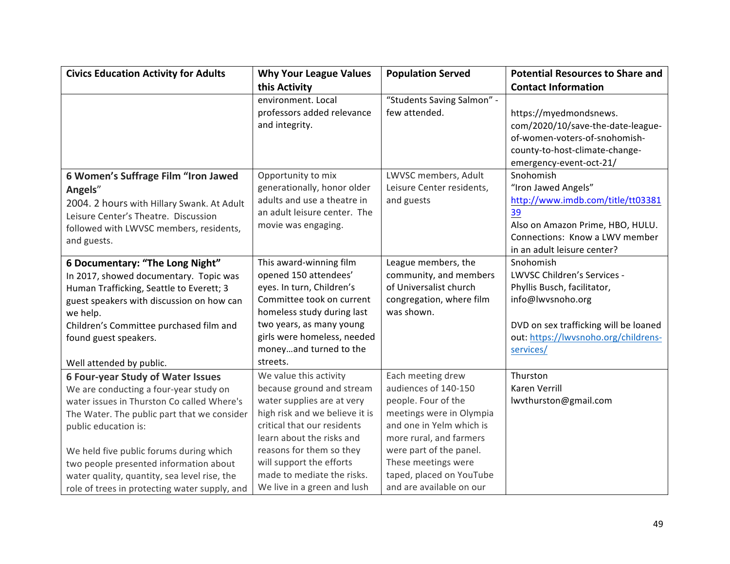| Civics Education Activity for Adults | Why Your League Values this Activity | Population Served | Potential Resources to Share and Contact Information |
|---|---|---|---|
| | environment. Local professors added relevance and integrity. | "Students Saving Salmon" - few attended. | https://myedmondsnews.com/2020/10/save-the-date-league-of-women-voters-of-snohomish-county-to-host-climate-change-emergency-event-oct-21/ |
| **6 Women's Suffrage Film "Iron Jawed Angels"**<br>2004. 2 hours with Hillary Swank. At Adult Leisure Center's Theatre. Discussion followed with LWVSC members, residents, and guests. | Opportunity to mix generationally, honor older adults and use a theatre in an adult leisure center. The movie was engaging. | LWVSC members, Adult Leisure Center residents, and guests | Snohomish<br>"Iron Jawed Angels"<br>http://www.imdb.com/title/tt0338139<br>Also on Amazon Prime, HBO, HULU.<br>Connections: Know a LWV member in an adult leisure center? |
| **6 Documentary: "The Long Night"**<br>In 2017, showed documentary. Topic was Human Trafficking, Seattle to Everett; 3 guest speakers with discussion on how can we help.<br>Children's Committee purchased film and found guest speakers.<br><br>Well attended by public. | This award-winning film opened 150 attendees' eyes. In turn, Children's Committee took on current homeless study during last two years, as many young girls were homeless, needed money…and turned to the streets. | League members, the community, and members of Universalist church congregation, where film was shown. | Snohomish<br>LWVSC Children's Services - Phyllis Busch, facilitator, info@lwvsnoho.org<br><br>DVD on sex trafficking will be loaned out: https://lwvsnoho.org/childrens-services/ |
| **6 Four-year Study of Water Issues**<br>We are conducting a four-year study on water issues in Thurston Co called Where's The Water. The public part that we consider public education is:<br><br>We held five public forums during which two people presented information about water quality, quantity, sea level rise, the role of trees in protecting water supply, and | We value this activity because ground and stream water supplies are at very high risk and we believe it is critical that our residents learn about the risks and reasons for them so they will support the efforts made to mediate the risks. We live in a green and lush | Each meeting drew audiences of 140-150 people. Four of the meetings were in Olympia and one in Yelm which is more rural, and farmers were part of the panel. These meetings were taped, placed on YouTube and are available on our | Thurston<br>Karen Verrill<br>lwvthurston@gmail.com |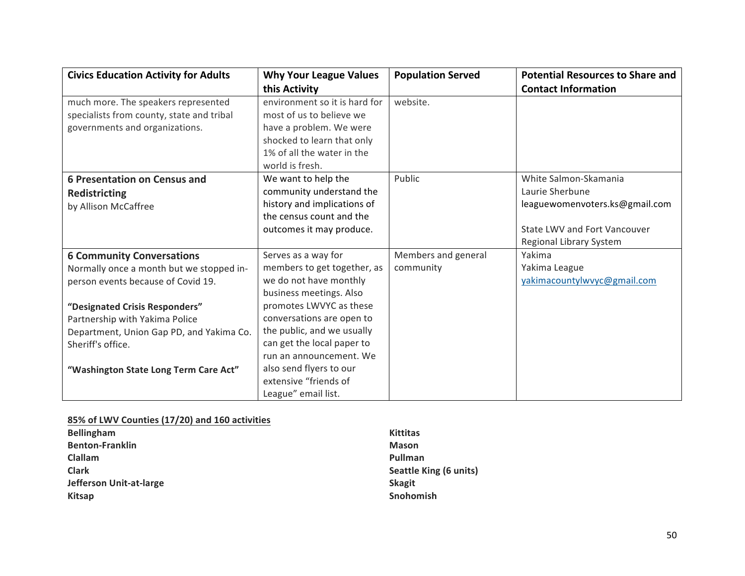| Civics Education Activity for Adults | Why Your League Values this Activity | Population Served | Potential Resources to Share and Contact Information |
|---|---|---|---|
| much more. The speakers represented specialists from county, state and tribal governments and organizations. | environment so it is hard for most of us to believe we have a problem. We were shocked to learn that only 1% of all the water in the world is fresh. | website. | |
| **6 Presentation on Census and Redistricting**<br>by Allison McCaffree | We want to help the community understand the history and implications of the census count and the outcomes it may produce. | Public | White Salmon-Skamania<br>Laurie Sherbune<br>leaguewomenvoters.ks@gmail.com<br><br>State LWV and Fort Vancouver Regional Library System |
| **6 Community Conversations**<br>Normally once a month but we stopped in-person events because of Covid 19.<br><br>**"Designated Crisis Responders"**<br>Partnership with Yakima Police Department, Union Gap PD, and Yakima Co. Sheriff's office.<br><br>**"Washington State Long Term Care Act"** | Serves as a way for members to get together, as we do not have monthly business meetings. Also promotes LWVYC as these conversations are open to the public, and we usually can get the local paper to run an announcement. We also send flyers to our extensive "friends of League" email list. | Members and general community | Yakima<br>Yakima League<br>yakimacountylwvyc@gmail.com |

**85% of LWV Counties (17/20) and 160 activities**

**Bellingham**
**Benton-Franklin**
**Clallam**
**Clark**
**Jefferson Unit-at-large**
**Kitsap**
**Kittitas**
**Mason**
**Pullman**
**Seattle King (6 units)**
**Skagit**
**Snohomish**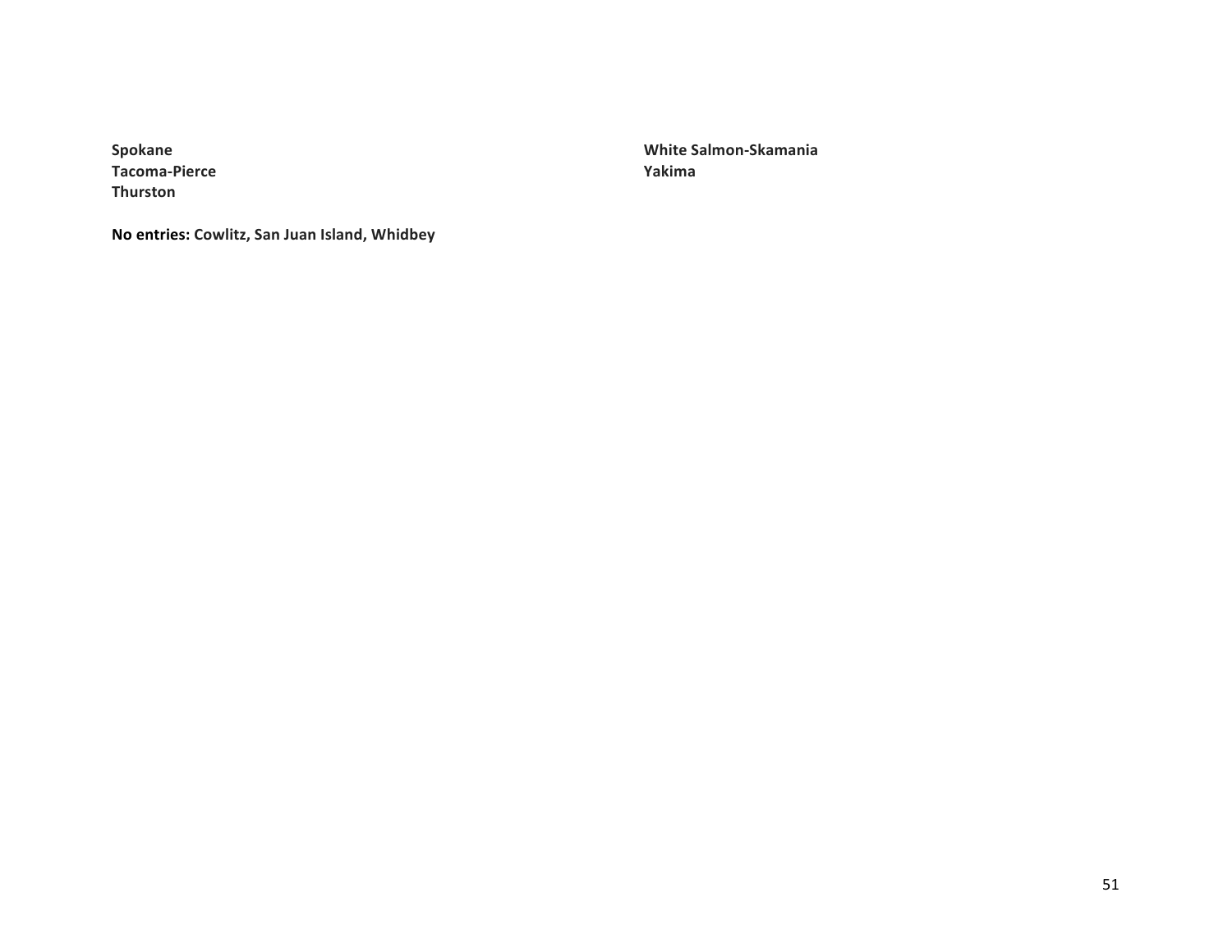**Spokane**
**Tacoma-Pierce**
**Thurston**
**White Salmon-Skamania**
**Yakima**

**No entries:** Cowlitz, San Juan Island, Whidbey